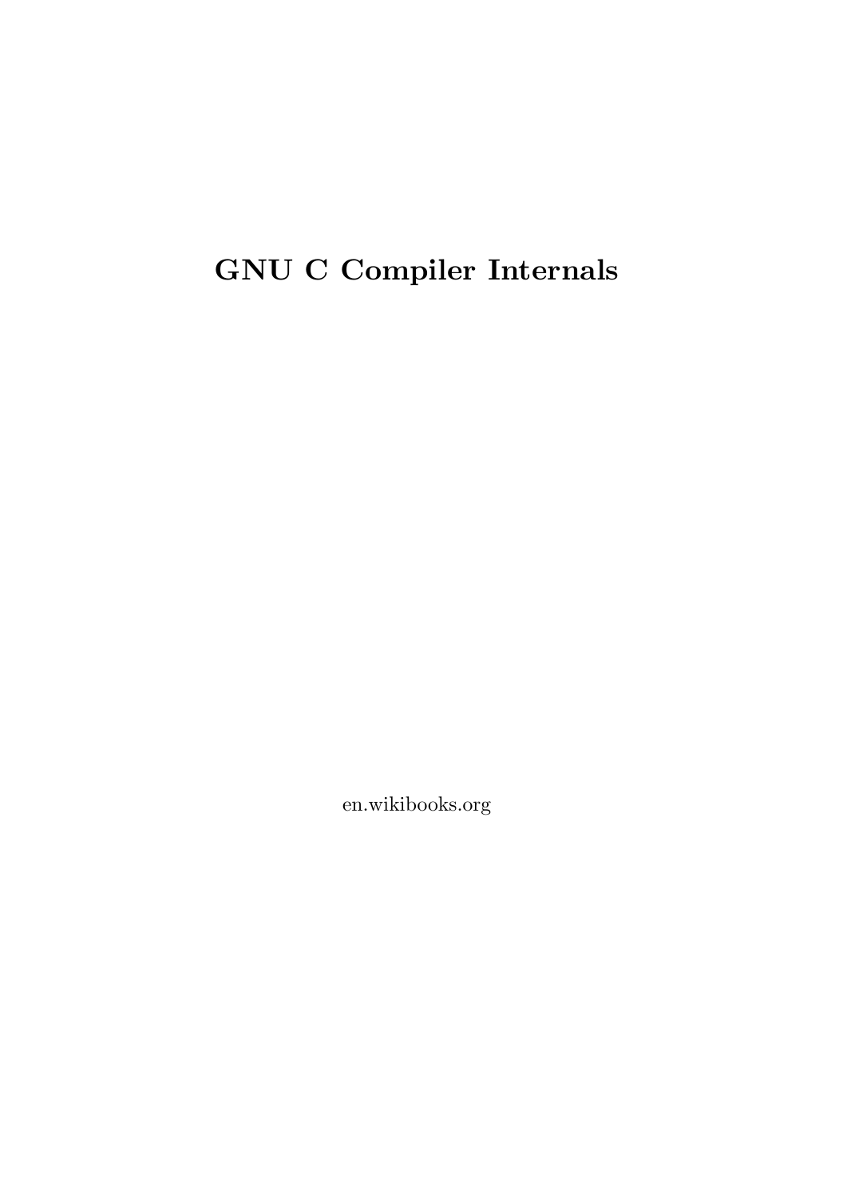# GNU C Compiler Internals

en.wikibooks.org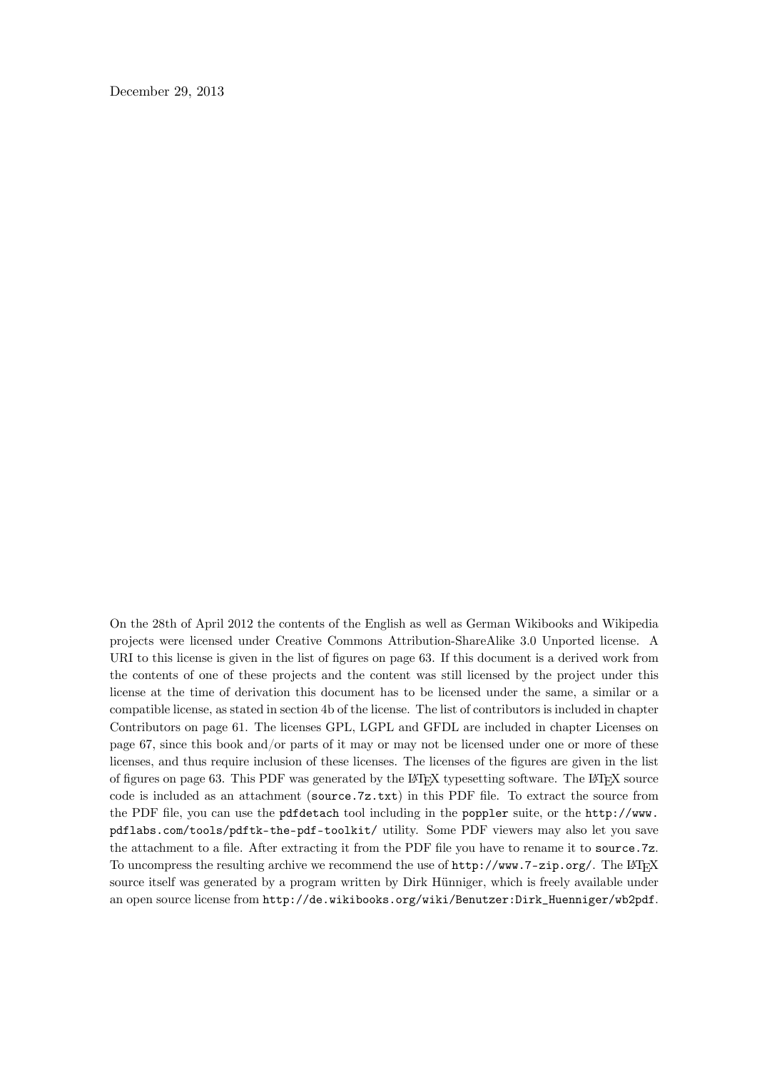December 29, 2013

On the 28th of April 2012 the contents of the English as well as German Wikibooks and Wikipedia projects were licensed under Creative Commons Attribution-ShareAlike 3.0 Unported license. A URI to this license is given in the list of figures on page 63. If this document is a derived work from the contents of one of these projects and the content was still licensed by the project under this license at the time of derivation this document has to be licensed under the same, a similar or a compatible license, as stated in section 4b of the license. The list of contributors is included in chapter Contributors on page 61. The licenses GPL, LGPL and GFDL are included in chapter Licenses on page 67, since this book and/or parts of it may or may not be licensed under one or more of these licenses, and thus require inclusion of these licenses. The licenses of the figures are given in the list of figures on page 63. This PDF was generated by the LaTeX typesetting software. The LaTeX source code is included as an attachment (`source.7z.txt`) in this PDF file. To extract the source from the PDF file, you can use the `pdfdetach` tool including in the `poppler` suite, or the `http://www.pdflabs.com/tools/pdftk-the-pdf-toolkit/` utility. Some PDF viewers may also let you save the attachment to a file. After extracting it from the PDF file you have to rename it to `source.7z`. To uncompress the resulting archive we recommend the use of `http://www.7-zip.org/`. The LaTeX source itself was generated by a program written by Dirk Hünniger, which is freely available under an open source license from `http://de.wikibooks.org/wiki/Benutzer:Dirk_Huenniger/wb2pdf`.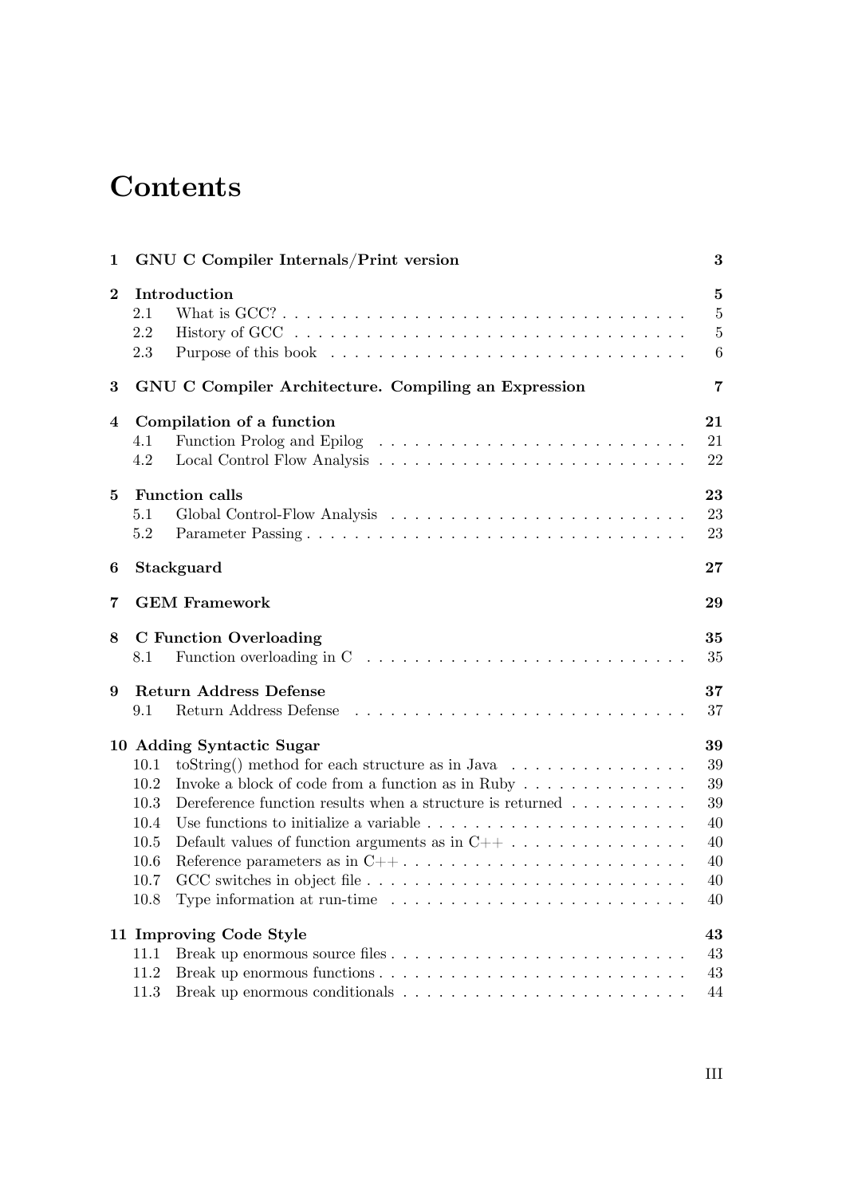# Contents

| | | |
|---|---|---|
| **1** | **GNU C Compiler Internals/Print version** | **3** |
| **2** | **Introduction** | **5** |
| 2.1 | What is GCC? | 5 |
| 2.2 | History of GCC | 5 |
| 2.3 | Purpose of this book | 6 |
| **3** | **GNU C Compiler Architecture. Compiling an Expression** | **7** |
| **4** | **Compilation of a function** | **21** |
| 4.1 | Function Prolog and Epilog | 21 |
| 4.2 | Local Control Flow Analysis | 22 |
| **5** | **Function calls** | **23** |
| 5.1 | Global Control-Flow Analysis | 23 |
| 5.2 | Parameter Passing | 23 |
| **6** | **Stackguard** | **27** |
| **7** | **GEM Framework** | **29** |
| **8** | **C Function Overloading** | **35** |
| 8.1 | Function overloading in C | 35 |
| **9** | **Return Address Defense** | **37** |
| 9.1 | Return Address Defense | 37 |
| **10** | **Adding Syntactic Sugar** | **39** |
| 10.1 | toString() method for each structure as in Java | 39 |
| 10.2 | Invoke a block of code from a function as in Ruby | 39 |
| 10.3 | Dereference function results when a structure is returned | 39 |
| 10.4 | Use functions to initialize a variable | 40 |
| 10.5 | Default values of function arguments as in C++ | 40 |
| 10.6 | Reference parameters as in C++ | 40 |
| 10.7 | GCC switches in object file | 40 |
| 10.8 | Type information at run-time | 40 |
| **11** | **Improving Code Style** | **43** |
| 11.1 | Break up enormous source files | 43 |
| 11.2 | Break up enormous functions | 43 |
| 11.3 | Break up enormous conditionals | 44 |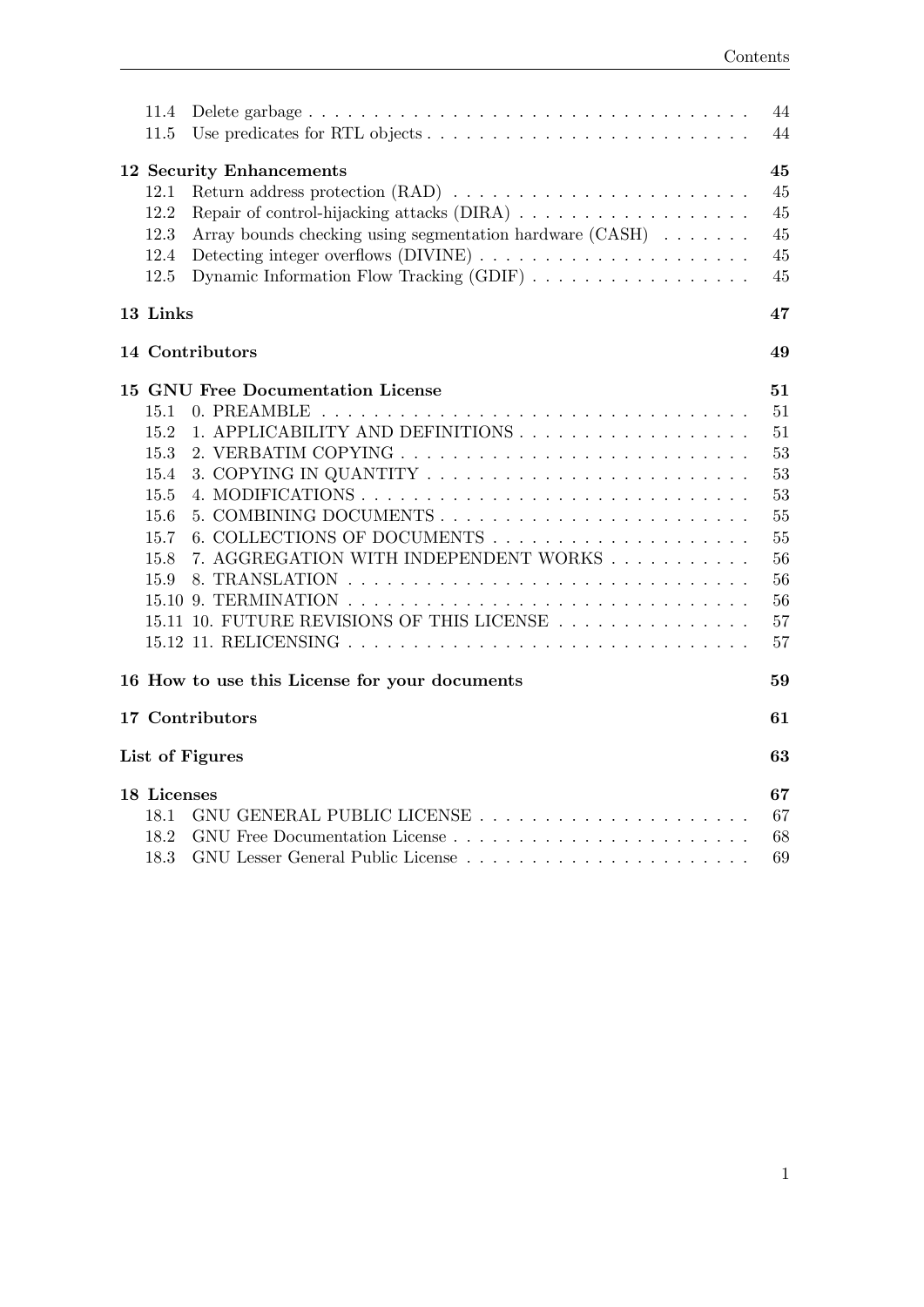| | | |
|---|---|---|
| 11.4 | Delete garbage | 44 |
| 11.5 | Use predicates for RTL objects | 44 |
| **12** | **Security Enhancements** | **45** |
| 12.1 | Return address protection (RAD) | 45 |
| 12.2 | Repair of control-hijacking attacks (DIRA) | 45 |
| 12.3 | Array bounds checking using segmentation hardware (CASH) | 45 |
| 12.4 | Detecting integer overflows (DIVINE) | 45 |
| 12.5 | Dynamic Information Flow Tracking (GDIF) | 45 |
| **13** | **Links** | **47** |
| **14** | **Contributors** | **49** |
| **15** | **GNU Free Documentation License** | **51** |
| 15.1 | 0. PREAMBLE | 51 |
| 15.2 | 1. APPLICABILITY AND DEFINITIONS | 51 |
| 15.3 | 2. VERBATIM COPYING | 53 |
| 15.4 | 3. COPYING IN QUANTITY | 53 |
| 15.5 | 4. MODIFICATIONS | 53 |
| 15.6 | 5. COMBINING DOCUMENTS | 55 |
| 15.7 | 6. COLLECTIONS OF DOCUMENTS | 55 |
| 15.8 | 7. AGGREGATION WITH INDEPENDENT WORKS | 56 |
| 15.9 | 8. TRANSLATION | 56 |
| 15.10 | 9. TERMINATION | 56 |
| 15.11 | 10. FUTURE REVISIONS OF THIS LICENSE | 57 |
| 15.12 | 11. RELICENSING | 57 |
| **16** | **How to use this License for your documents** | **59** |
| **17** | **Contributors** | **61** |
| | **List of Figures** | **63** |
| **18** | **Licenses** | **67** |
| 18.1 | GNU GENERAL PUBLIC LICENSE | 67 |
| 18.2 | GNU Free Documentation License | 68 |
| 18.3 | GNU Lesser General Public License | 69 |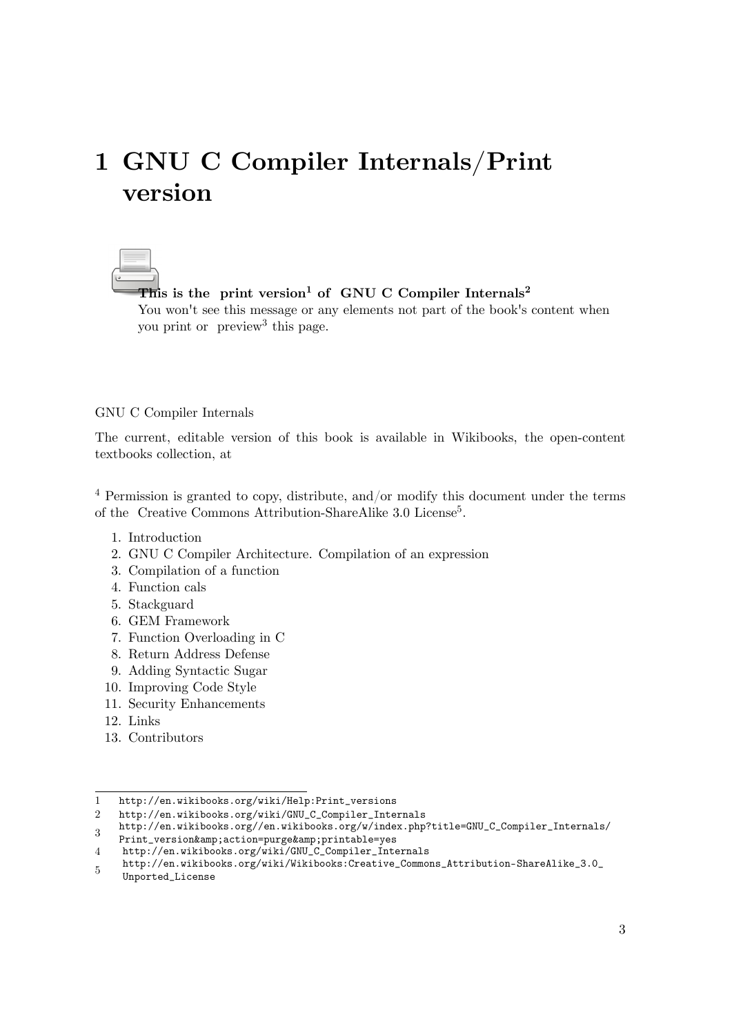# 1 GNU C Compiler Internals/Print version

**This is the print version[1] of GNU C Compiler Internals[2]**
You won't see this message or any elements not part of the book's content when you print or preview[3] this page.

GNU C Compiler Internals

The current, editable version of this book is available in Wikibooks, the open-content textbooks collection, at

[4] Permission is granted to copy, distribute, and/or modify this document under the terms of the Creative Commons Attribution-ShareAlike 3.0 License[5].

1. Introduction
2. GNU C Compiler Architecture. Compilation of an expression
3. Compilation of a function
4. Function cals
5. Stackguard
6. GEM Framework
7. Function Overloading in C
8. Return Address Defense
9. Adding Syntactic Sugar
10. Improving Code Style
11. Security Enhancements
12. Links
13. Contributors

---

1 http://en.wikibooks.org/wiki/Help:Print_versions
2 http://en.wikibooks.org/wiki/GNU_C_Compiler_Internals
3 http://en.wikibooks.org//en.wikibooks.org/w/index.php?title=GNU_C_Compiler_Internals/Print_version&amp;action=purge&amp;printable=yes
4 http://en.wikibooks.org/wiki/GNU_C_Compiler_Internals
5 http://en.wikibooks.org/wiki/Wikibooks:Creative_Commons_Attribution-ShareAlike_3.0_Unported_License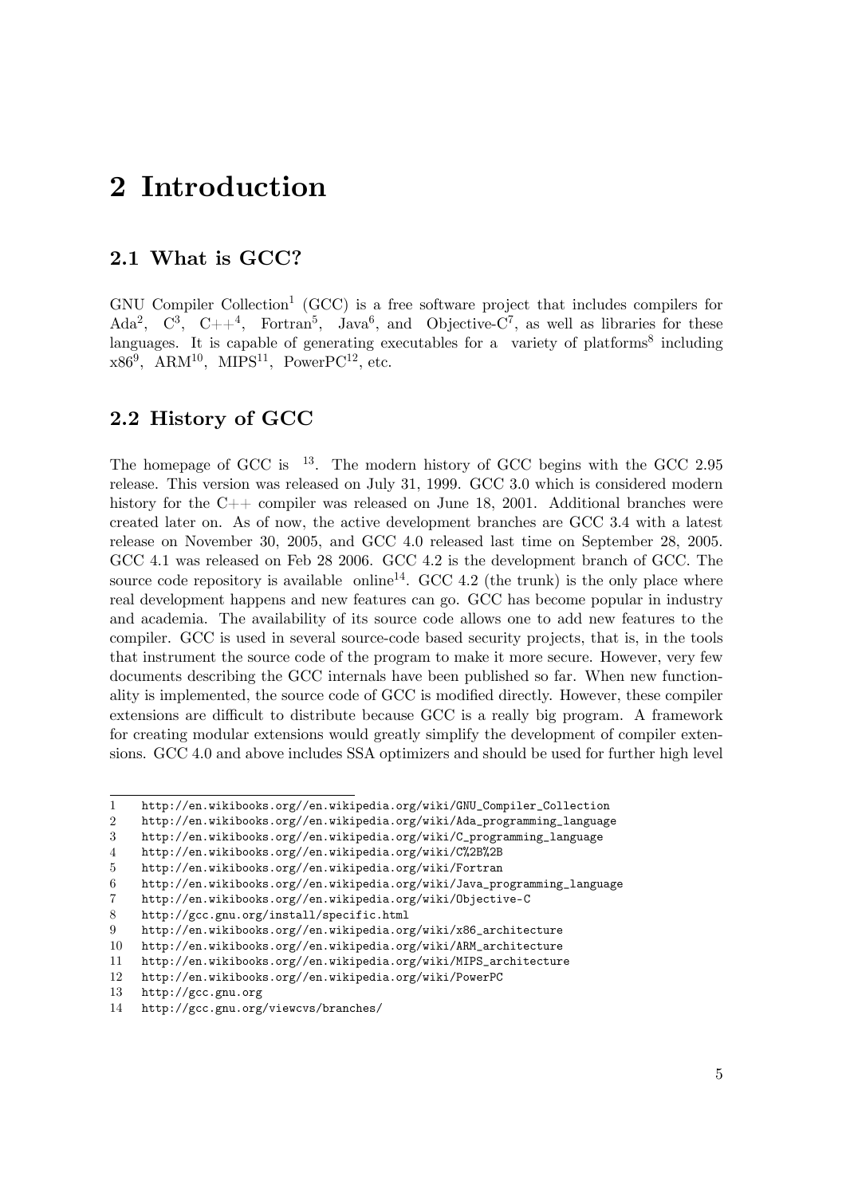# 2 Introduction

## 2.1 What is GCC?

GNU Compiler Collection[1] (GCC) is a free software project that includes compilers for Ada[2], C[3], C++[4], Fortran[5], Java[6], and Objective-C[7], as well as libraries for these languages. It is capable of generating executables for a variety of platforms[8] including x86[9], ARM[10], MIPS[11], PowerPC[12], etc.

## 2.2 History of GCC

The homepage of GCC is [13]. The modern history of GCC begins with the GCC 2.95 release. This version was released on July 31, 1999. GCC 3.0 which is considered modern history for the C++ compiler was released on June 18, 2001. Additional branches were created later on. As of now, the active development branches are GCC 3.4 with a latest release on November 30, 2005, and GCC 4.0 released last time on September 28, 2005. GCC 4.1 was released on Feb 28 2006. GCC 4.2 is the development branch of GCC. The source code repository is available online[14]. GCC 4.2 (the trunk) is the only place where real development happens and new features can go. GCC has become popular in industry and academia. The availability of its source code allows one to add new features to the compiler. GCC is used in several source-code based security projects, that is, in the tools that instrument the source code of the program to make it more secure. However, very few documents describing the GCC internals have been published so far. When new functionality is implemented, the source code of GCC is modified directly. However, these compiler extensions are difficult to distribute because GCC is a really big program. A framework for creating modular extensions would greatly simplify the development of compiler extensions. GCC 4.0 and above includes SSA optimizers and should be used for further high level

---

1 http://en.wikibooks.org//en.wikipedia.org/wiki/GNU_Compiler_Collection
2 http://en.wikibooks.org//en.wikipedia.org/wiki/Ada_programming_language
3 http://en.wikibooks.org//en.wikipedia.org/wiki/C_programming_language
4 http://en.wikibooks.org//en.wikipedia.org/wiki/C%2B%2B
5 http://en.wikibooks.org//en.wikipedia.org/wiki/Fortran
6 http://en.wikibooks.org//en.wikipedia.org/wiki/Java_programming_language
7 http://en.wikibooks.org//en.wikipedia.org/wiki/Objective-C
8 http://gcc.gnu.org/install/specific.html
9 http://en.wikibooks.org//en.wikipedia.org/wiki/x86_architecture
10 http://en.wikibooks.org//en.wikipedia.org/wiki/ARM_architecture
11 http://en.wikibooks.org//en.wikipedia.org/wiki/MIPS_architecture
12 http://en.wikibooks.org//en.wikipedia.org/wiki/PowerPC
13 http://gcc.gnu.org
14 http://gcc.gnu.org/viewcvs/branches/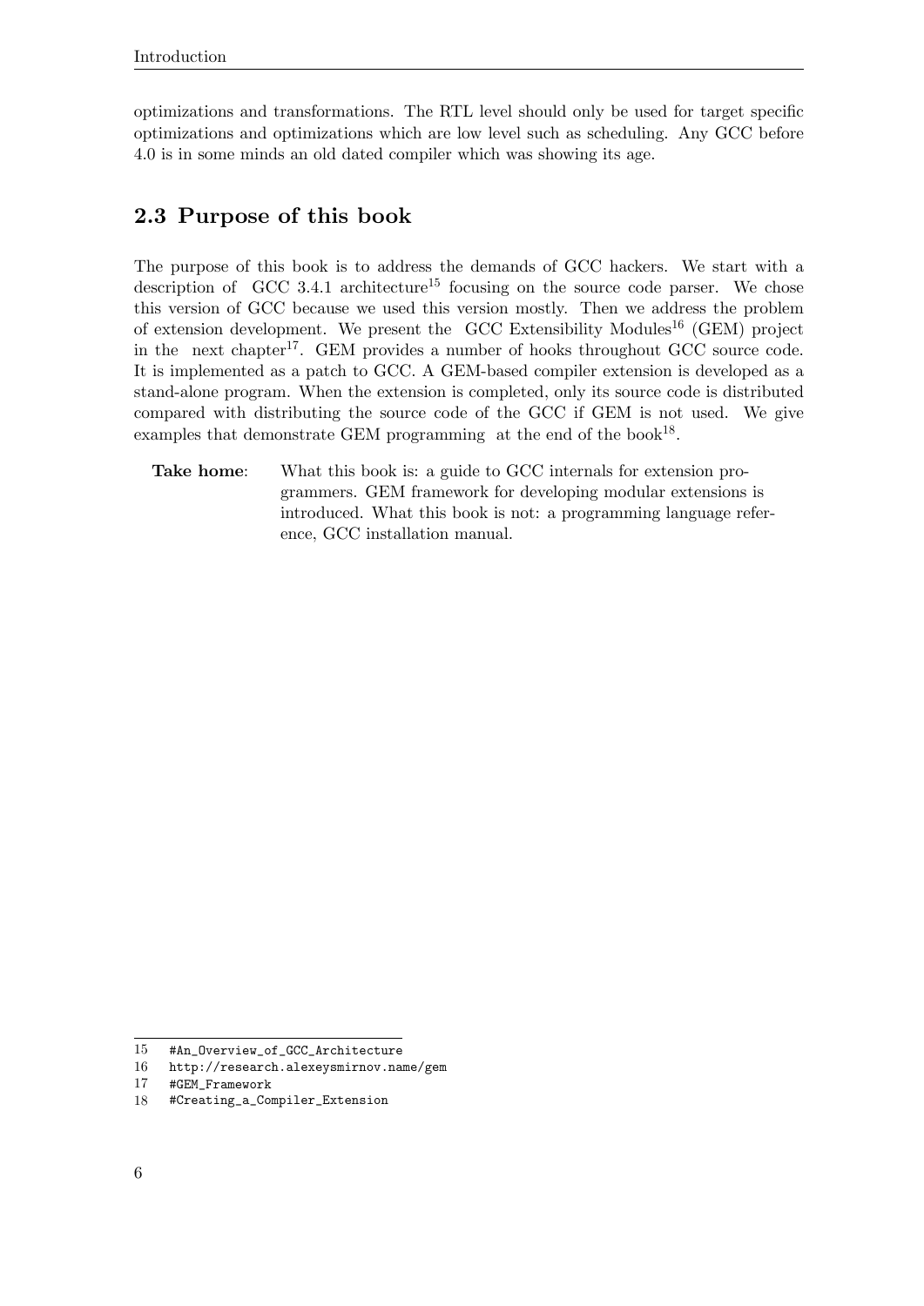optimizations and transformations. The RTL level should only be used for target specific optimizations and optimizations which are low level such as scheduling. Any GCC before 4.0 is in some minds an old dated compiler which was showing its age.

## 2.3 Purpose of this book

The purpose of this book is to address the demands of GCC hackers. We start with a description of GCC 3.4.1 architecture[15] focusing on the source code parser. We chose this version of GCC because we used this version mostly. Then we address the problem of extension development. We present the GCC Extensibility Modules[16] (GEM) project in the next chapter[17]. GEM provides a number of hooks throughout GCC source code. It is implemented as a patch to GCC. A GEM-based compiler extension is developed as a stand-alone program. When the extension is completed, only its source code is distributed compared with distributing the source code of the GCC if GEM is not used. We give examples that demonstrate GEM programming at the end of the book[18].

**Take home**: What this book is: a guide to GCC internals for extension programmers. GEM framework for developing modular extensions is introduced. What this book is not: a programming language reference, GCC installation manual.

15 `#An_Overview_of_GCC_Architecture`
16 `http://research.alexeysmirnov.name/gem`
17 `#GEM_Framework`
18 `#Creating_a_Compiler_Extension`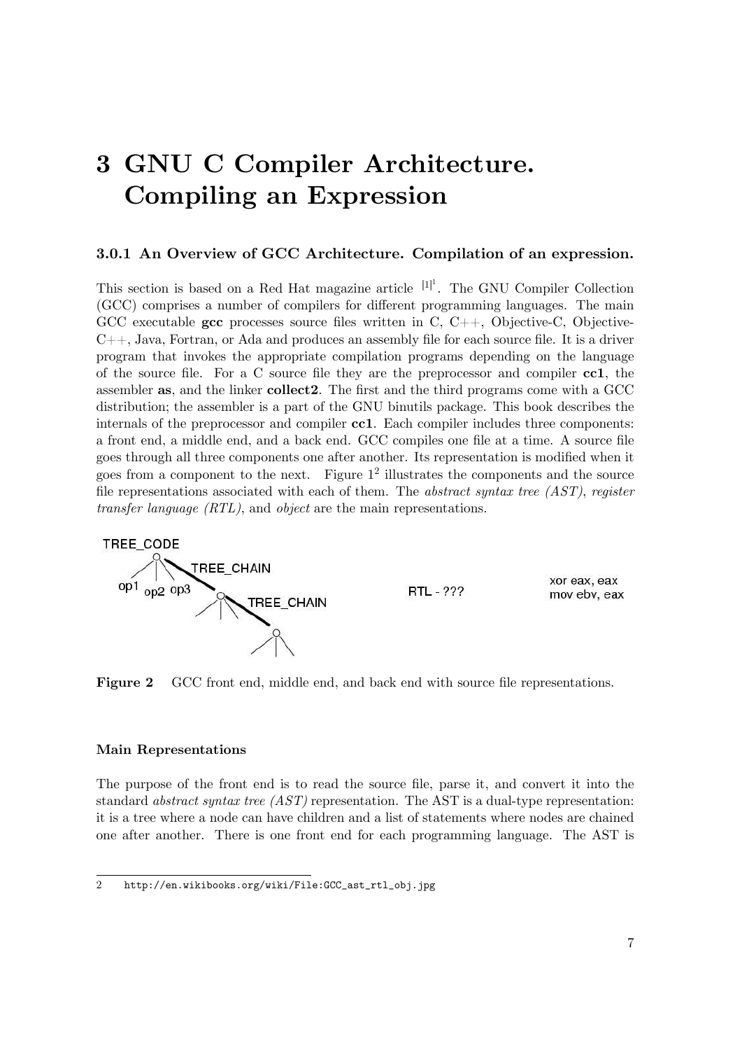# 3 GNU C Compiler Architecture. Compiling an Expression

### 3.0.1 An Overview of GCC Architecture. Compilation of an expression.

This section is based on a Red Hat magazine article [1][1]. The GNU Compiler Collection (GCC) comprises a number of compilers for different programming languages. The main GCC executable **gcc** processes source files written in C, C++, Objective-C, Objective-C++, Java, Fortran, or Ada and produces an assembly file for each source file. It is a driver program that invokes the appropriate compilation programs depending on the language of the source file. For a C source file they are the preprocessor and compiler **cc1**, the assembler **as**, and the linker **collect2**. The first and the third programs come with a GCC distribution; the assembler is a part of the GNU binutils package. This book describes the internals of the preprocessor and compiler **cc1**. Each compiler includes three components: a front end, a middle end, and a back end. GCC compiles one file at a time. A source file goes through all three components one after another. Its representation is modified when it goes from a component to the next. Figure 1[2] illustrates the components and the source file representations associated with each of them. The *abstract syntax tree (AST)*, *register transfer language (RTL)*, and *object* are the main representations.

**Figure 2** GCC front end, middle end, and back end with source file representations.

#### Main Representations

The purpose of the front end is to read the source file, parse it, and convert it into the standard *abstract syntax tree (AST)* representation. The AST is a dual-type representation: it is a tree where a node can have children and a list of statements where nodes are chained one after another. There is one front end for each programming language. The AST is

2 http://en.wikibooks.org/wiki/File:GCC_ast_rtl_obj.jpg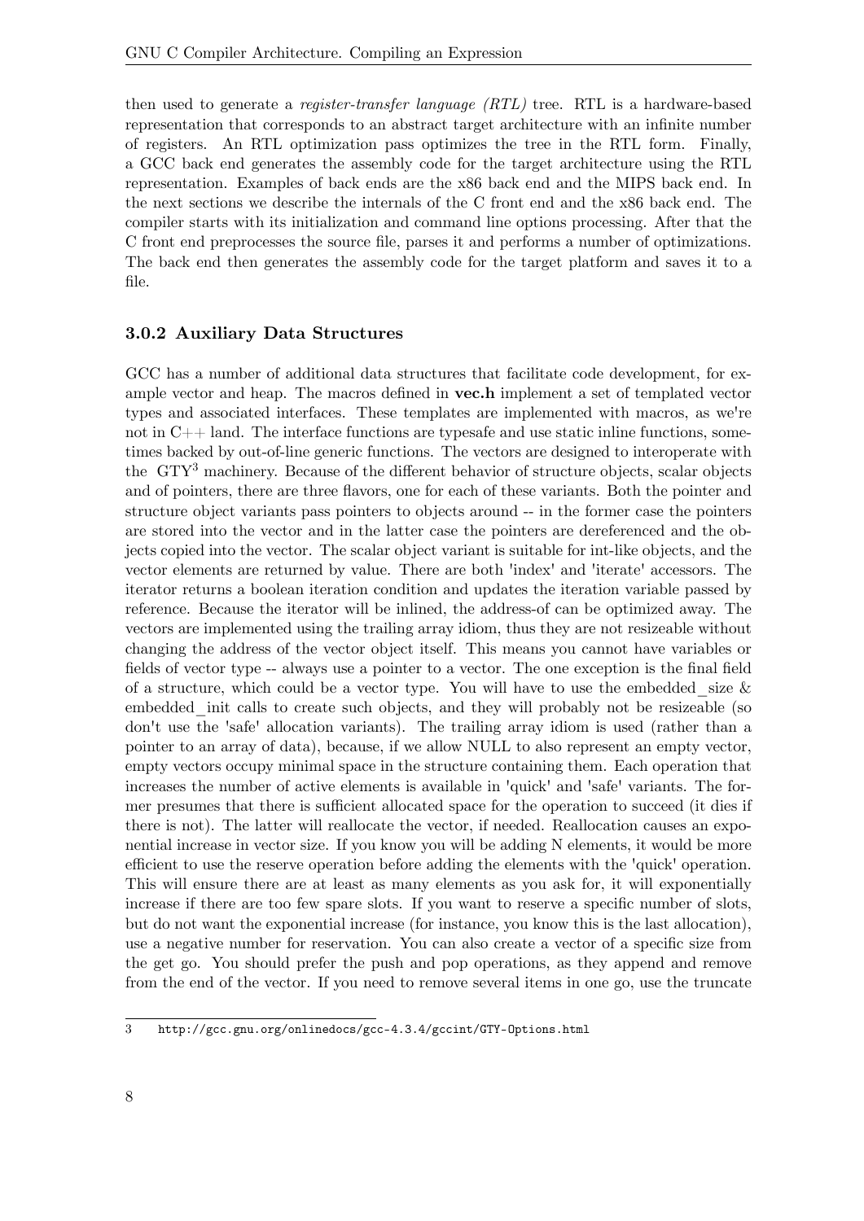then used to generate a *register-transfer language (RTL)* tree. RTL is a hardware-based representation that corresponds to an abstract target architecture with an infinite number of registers. An RTL optimization pass optimizes the tree in the RTL form. Finally, a GCC back end generates the assembly code for the target architecture using the RTL representation. Examples of back ends are the x86 back end and the MIPS back end. In the next sections we describe the internals of the C front end and the x86 back end. The compiler starts with its initialization and command line options processing. After that the C front end preprocesses the source file, parses it and performs a number of optimizations. The back end then generates the assembly code for the target platform and saves it to a file.

### 3.0.2 Auxiliary Data Structures

GCC has a number of additional data structures that facilitate code development, for example vector and heap. The macros defined in **vec.h** implement a set of templated vector types and associated interfaces. These templates are implemented with macros, as we're not in C++ land. The interface functions are typesafe and use static inline functions, sometimes backed by out-of-line generic functions. The vectors are designed to interoperate with the GTY[3] machinery. Because of the different behavior of structure objects, scalar objects and of pointers, there are three flavors, one for each of these variants. Both the pointer and structure object variants pass pointers to objects around -- in the former case the pointers are stored into the vector and in the latter case the pointers are dereferenced and the objects copied into the vector. The scalar object variant is suitable for int-like objects, and the vector elements are returned by value. There are both 'index' and 'iterate' accessors. The iterator returns a boolean iteration condition and updates the iteration variable passed by reference. Because the iterator will be inlined, the address-of can be optimized away. The vectors are implemented using the trailing array idiom, thus they are not resizeable without changing the address of the vector object itself. This means you cannot have variables or fields of vector type -- always use a pointer to a vector. The one exception is the final field of a structure, which could be a vector type. You will have to use the embedded_size & embedded_init calls to create such objects, and they will probably not be resizeable (so don't use the 'safe' allocation variants). The trailing array idiom is used (rather than a pointer to an array of data), because, if we allow NULL to also represent an empty vector, empty vectors occupy minimal space in the structure containing them. Each operation that increases the number of active elements is available in 'quick' and 'safe' variants. The former presumes that there is sufficient allocated space for the operation to succeed (it dies if there is not). The latter will reallocate the vector, if needed. Reallocation causes an exponential increase in vector size. If you know you will be adding N elements, it would be more efficient to use the reserve operation before adding the elements with the 'quick' operation. This will ensure there are at least as many elements as you ask for, it will exponentially increase if there are too few spare slots. If you want to reserve a specific number of slots, but do not want the exponential increase (for instance, you know this is the last allocation), use a negative number for reservation. You can also create a vector of a specific size from the get go. You should prefer the push and pop operations, as they append and remove from the end of the vector. If you need to remove several items in one go, use the truncate

[3] http://gcc.gnu.org/onlinedocs/gcc-4.3.4/gccint/GTY-Options.html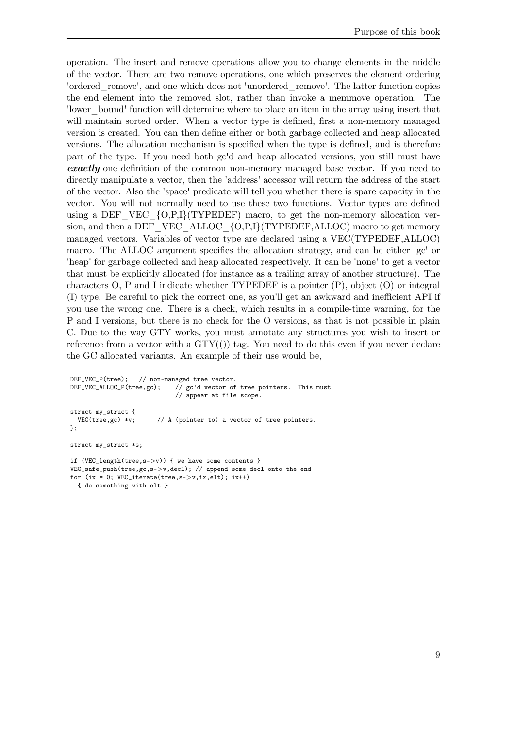operation. The insert and remove operations allow you to change elements in the middle of the vector. There are two remove operations, one which preserves the element ordering 'ordered_remove', and one which does not 'unordered_remove'. The latter function copies the end element into the removed slot, rather than invoke a memmove operation. The 'lower_bound' function will determine where to place an item in the array using insert that will maintain sorted order. When a vector type is defined, first a non-memory managed version is created. You can then define either or both garbage collected and heap allocated versions. The allocation mechanism is specified when the type is defined, and is therefore part of the type. If you need both gc'd and heap allocated versions, you still must have ***exactly*** one definition of the common non-memory managed base vector. If you need to directly manipulate a vector, then the 'address' accessor will return the address of the start of the vector. Also the 'space' predicate will tell you whether there is spare capacity in the vector. You will not normally need to use these two functions. Vector types are defined using a DEF_VEC_{O,P,I}(TYPEDEF) macro, to get the non-memory allocation version, and then a DEF_VEC_ALLOC_{O,P,I}(TYPEDEF,ALLOC) macro to get memory managed vectors. Variables of vector type are declared using a VEC(TYPEDEF,ALLOC) macro. The ALLOC argument specifies the allocation strategy, and can be either 'gc' or 'heap' for garbage collected and heap allocated respectively. It can be 'none' to get a vector that must be explicitly allocated (for instance as a trailing array of another structure). The characters O, P and I indicate whether TYPEDEF is a pointer (P), object (O) or integral (I) type. Be careful to pick the correct one, as you'll get an awkward and inefficient API if you use the wrong one. There is a check, which results in a compile-time warning, for the P and I versions, but there is no check for the O versions, as that is not possible in plain C. Due to the way GTY works, you must annotate any structures you wish to insert or reference from a vector with a GTY(()) tag. You need to do this even if you never declare the GC allocated variants. An example of their use would be,

```
DEF_VEC_P(tree);   // non-managed tree vector.
DEF_VEC_ALLOC_P(tree,gc);    // gc'd vector of tree pointers.  This must
                             // appear at file scope.

struct my_struct {
  VEC(tree,gc) *v;      // A (pointer to) a vector of tree pointers.
};

struct my_struct *s;

if (VEC_length(tree,s->v)) { we have some contents }
VEC_safe_push(tree,gc,s->v,decl); // append some decl onto the end
for (ix = 0; VEC_iterate(tree,s->v,ix,elt); ix++)
  { do something with elt }
```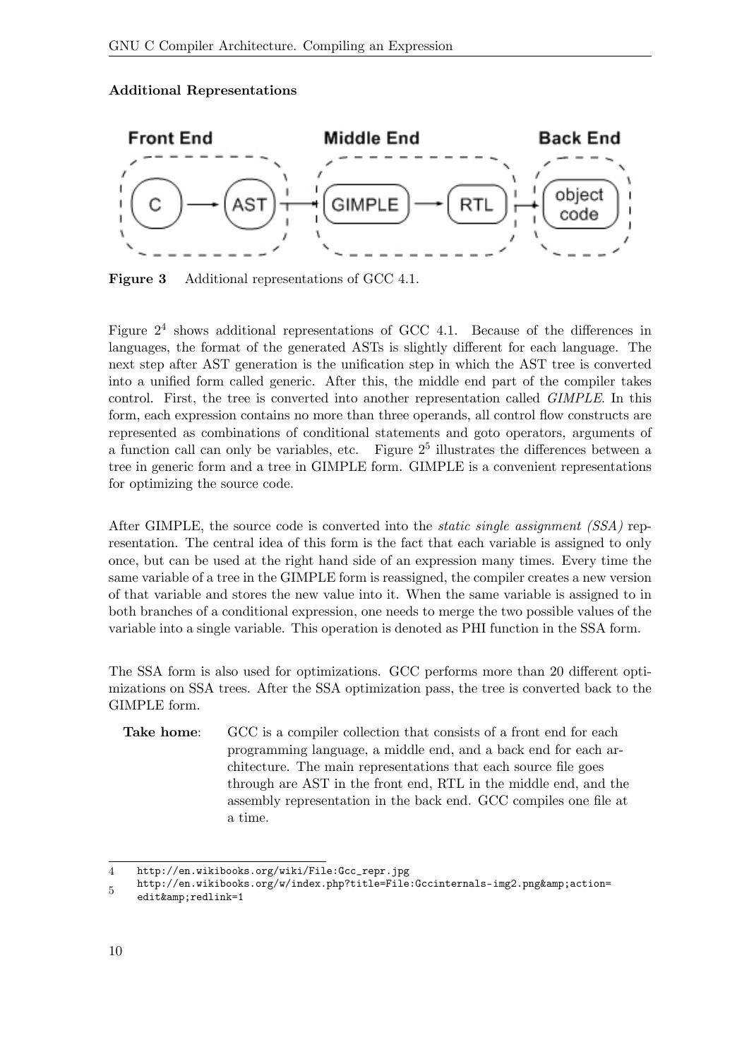#### Additional Representations

Figure 3 Additional representations of GCC 4.1.

Figure 2[4] shows additional representations of GCC 4.1. Because of the differences in languages, the format of the generated ASTs is slightly different for each language. The next step after AST generation is the unification step in which the AST tree is converted into a unified form called generic. After this, the middle end part of the compiler takes control. First, the tree is converted into another representation called *GIMPLE*. In this form, each expression contains no more than three operands, all control flow constructs are represented as combinations of conditional statements and goto operators, arguments of a function call can only be variables, etc. Figure 2[5] illustrates the differences between a tree in generic form and a tree in GIMPLE form. GIMPLE is a convenient representations for optimizing the source code.

After GIMPLE, the source code is converted into the *static single assignment (SSA)* representation. The central idea of this form is the fact that each variable is assigned to only once, but can be used at the right hand side of an expression many times. Every time the same variable of a tree in the GIMPLE form is reassigned, the compiler creates a new version of that variable and stores the new value into it. When the same variable is assigned to in both branches of a conditional expression, one needs to merge the two possible values of the variable into a single variable. This operation is denoted as PHI function in the SSA form.

The SSA form is also used for optimizations. GCC performs more than 20 different optimizations on SSA trees. After the SSA optimization pass, the tree is converted back to the GIMPLE form.

**Take home**: GCC is a compiler collection that consists of a front end for each programming language, a middle end, and a back end for each architecture. The main representations that each source file goes through are AST in the front end, RTL in the middle end, and the assembly representation in the back end. GCC compiles one file at a time.

4 http://en.wikibooks.org/wiki/File:Gcc_repr.jpg

5 http://en.wikibooks.org/w/index.php?title=File:Gccinternals-img2.png&amp;action=edit&amp;redlink=1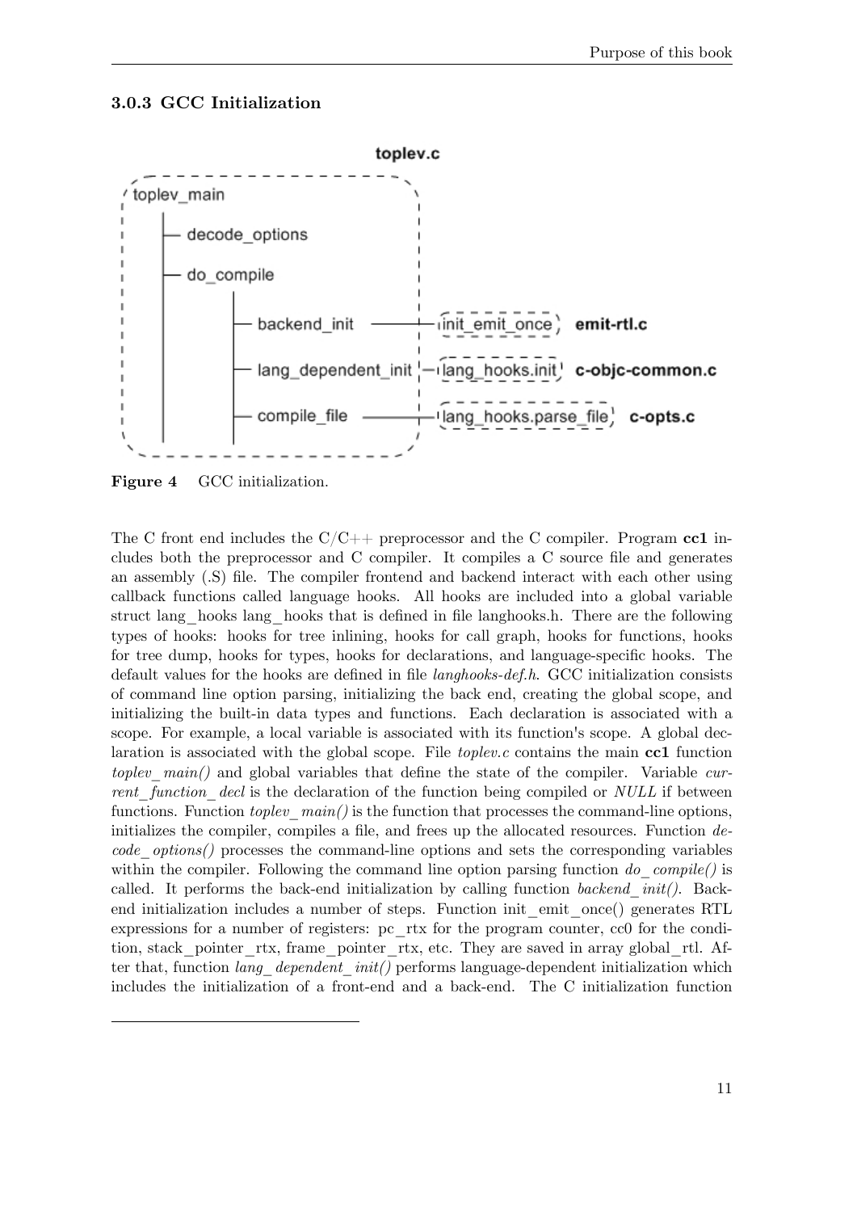### 3.0.3 GCC Initialization

**Figure 4** GCC initialization.

The C front end includes the C/C++ preprocessor and the C compiler. Program **cc1** includes both the preprocessor and C compiler. It compiles a C source file and generates an assembly (.S) file. The compiler frontend and backend interact with each other using callback functions called language hooks. All hooks are included into a global variable struct lang_hooks lang_hooks that is defined in file langhooks.h. There are the following types of hooks: hooks for tree inlining, hooks for call graph, hooks for functions, hooks for tree dump, hooks for types, hooks for declarations, and language-specific hooks. The default values for the hooks are defined in file *langhooks-def.h*. GCC initialization consists of command line option parsing, initializing the back end, creating the global scope, and initializing the built-in data types and functions. Each declaration is associated with a scope. For example, a local variable is associated with its function's scope. A global declaration is associated with the global scope. File *toplev.c* contains the main **cc1** function *toplev_main()* and global variables that define the state of the compiler. Variable *current_function_decl* is the declaration of the function being compiled or *NULL* if between functions. Function *toplev_main()* is the function that processes the command-line options, initializes the compiler, compiles a file, and frees up the allocated resources. Function *decode_options()* processes the command-line options and sets the corresponding variables within the compiler. Following the command line option parsing function *do_compile()* is called. It performs the back-end initialization by calling function *backend_init()*. Backend initialization includes a number of steps. Function init_emit_once() generates RTL expressions for a number of registers: pc_rtx for the program counter, cc0 for the condition, stack_pointer_rtx, frame_pointer_rtx, etc. They are saved in array global_rtl. After that, function *lang_dependent_init()* performs language-dependent initialization which includes the initialization of a front-end and a back-end. The C initialization function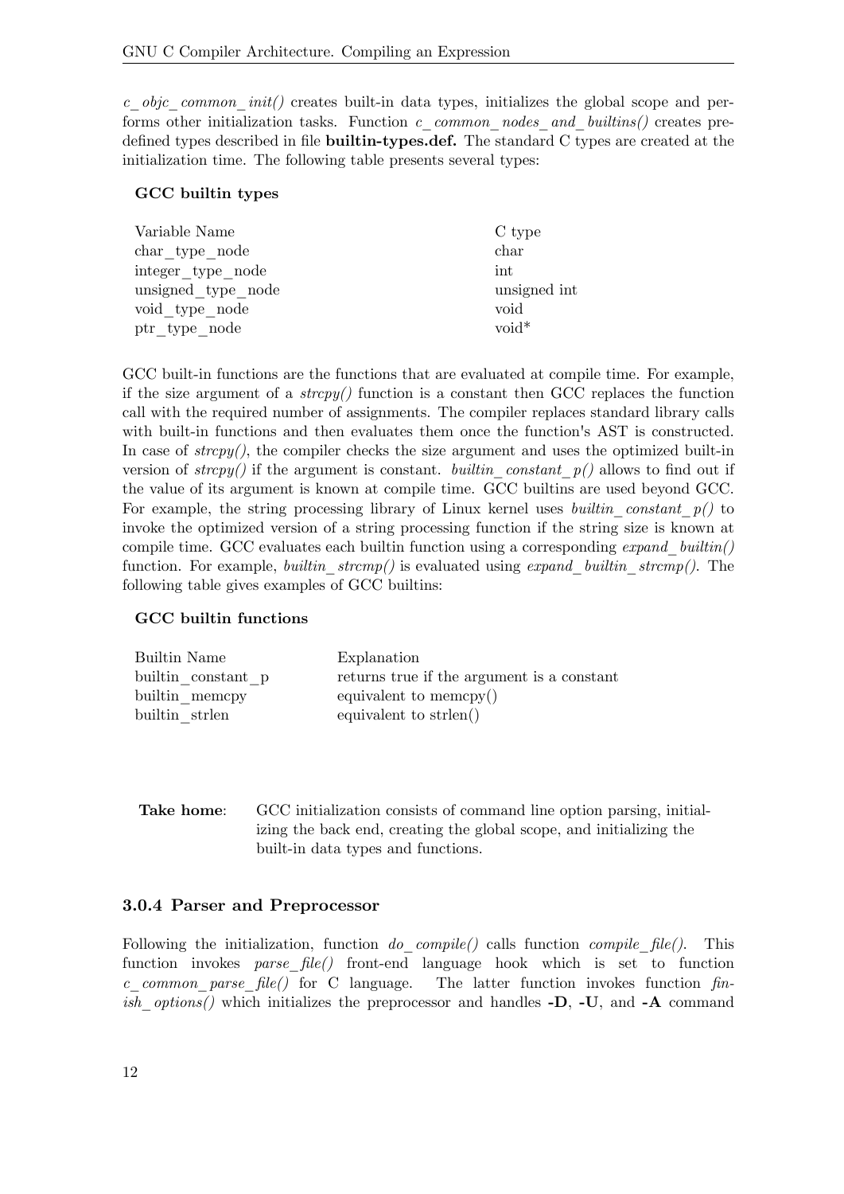*c_objc_common_init()* creates built-in data types, initializes the global scope and performs other initialization tasks. Function *c_common_nodes_and_builtins()* creates predefined types described in file **builtin-types.def.** The standard C types are created at the initialization time. The following table presents several types:

**GCC builtin types**

| Variable Name | C type |
|---|---|
| char_type_node | char |
| integer_type_node | int |
| unsigned_type_node | unsigned int |
| void_type_node | void |
| ptr_type_node | void* |

GCC built-in functions are the functions that are evaluated at compile time. For example, if the size argument of a *strcpy()* function is a constant then GCC replaces the function call with the required number of assignments. The compiler replaces standard library calls with built-in functions and then evaluates them once the function's AST is constructed. In case of *strcpy()*, the compiler checks the size argument and uses the optimized built-in version of *strcpy()* if the argument is constant. *builtin_constant_p()* allows to find out if the value of its argument is known at compile time. GCC builtins are used beyond GCC. For example, the string processing library of Linux kernel uses *builtin_constant_p()* to invoke the optimized version of a string processing function if the string size is known at compile time. GCC evaluates each builtin function using a corresponding *expand_builtin()* function. For example, *builtin_strcmp()* is evaluated using *expand_builtin_strcmp()*. The following table gives examples of GCC builtins:

**GCC builtin functions**

| Builtin Name | Explanation |
|---|---|
| builtin_constant_p | returns true if the argument is a constant |
| builtin_memcpy | equivalent to memcpy() |
| builtin_strlen | equivalent to strlen() |

**Take home**: GCC initialization consists of command line option parsing, initializing the back end, creating the global scope, and initializing the built-in data types and functions.

### 3.0.4 Parser and Preprocessor

Following the initialization, function *do_compile()* calls function *compile_file()*. This function invokes *parse_file()* front-end language hook which is set to function *c_common_parse_file()* for C language. The latter function invokes function *finish_options()* which initializes the preprocessor and handles **-D**, **-U**, and **-A** command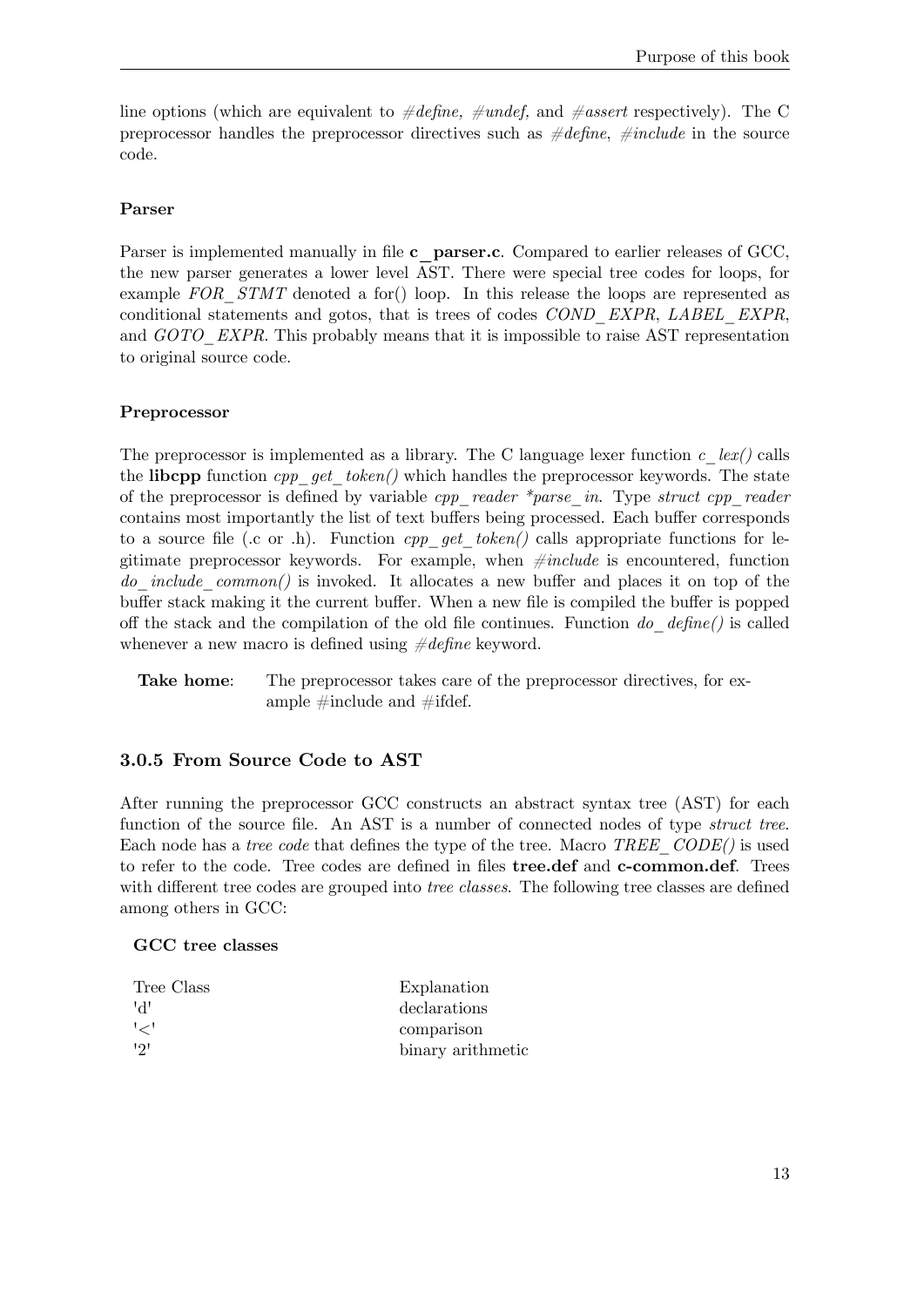line options (which are equivalent to *#define, #undef,* and *#assert* respectively). The C preprocessor handles the preprocessor directives such as *#define*, *#include* in the source code.

#### Parser

Parser is implemented manually in file **c_parser.c**. Compared to earlier releases of GCC, the new parser generates a lower level AST. There were special tree codes for loops, for example *FOR_STMT* denoted a for() loop. In this release the loops are represented as conditional statements and gotos, that is trees of codes *COND_EXPR*, *LABEL_EXPR*, and *GOTO_EXPR*. This probably means that it is impossible to raise AST representation to original source code.

#### Preprocessor

The preprocessor is implemented as a library. The C language lexer function *c_lex()* calls the **libcpp** function *cpp_get_token()* which handles the preprocessor keywords. The state of the preprocessor is defined by variable *cpp_reader *parse_in*. Type *struct cpp_reader* contains most importantly the list of text buffers being processed. Each buffer corresponds to a source file (.c or .h). Function *cpp_get_token()* calls appropriate functions for legitimate preprocessor keywords. For example, when *#include* is encountered, function *do_include_common()* is invoked. It allocates a new buffer and places it on top of the buffer stack making it the current buffer. When a new file is compiled the buffer is popped off the stack and the compilation of the old file continues. Function *do_define()* is called whenever a new macro is defined using *#define* keyword.

**Take home**: The preprocessor takes care of the preprocessor directives, for example #include and #ifdef.

### 3.0.5 From Source Code to AST

After running the preprocessor GCC constructs an abstract syntax tree (AST) for each function of the source file. An AST is a number of connected nodes of type *struct tree*. Each node has a *tree code* that defines the type of the tree. Macro *TREE_CODE()* is used to refer to the code. Tree codes are defined in files **tree.def** and **c-common.def**. Trees with different tree codes are grouped into *tree classes*. The following tree classes are defined among others in GCC:

**GCC tree classes**

| Tree Class | Explanation |
|---|---|
| 'd' | declarations |
| '<' | comparison |
| '2' | binary arithmetic |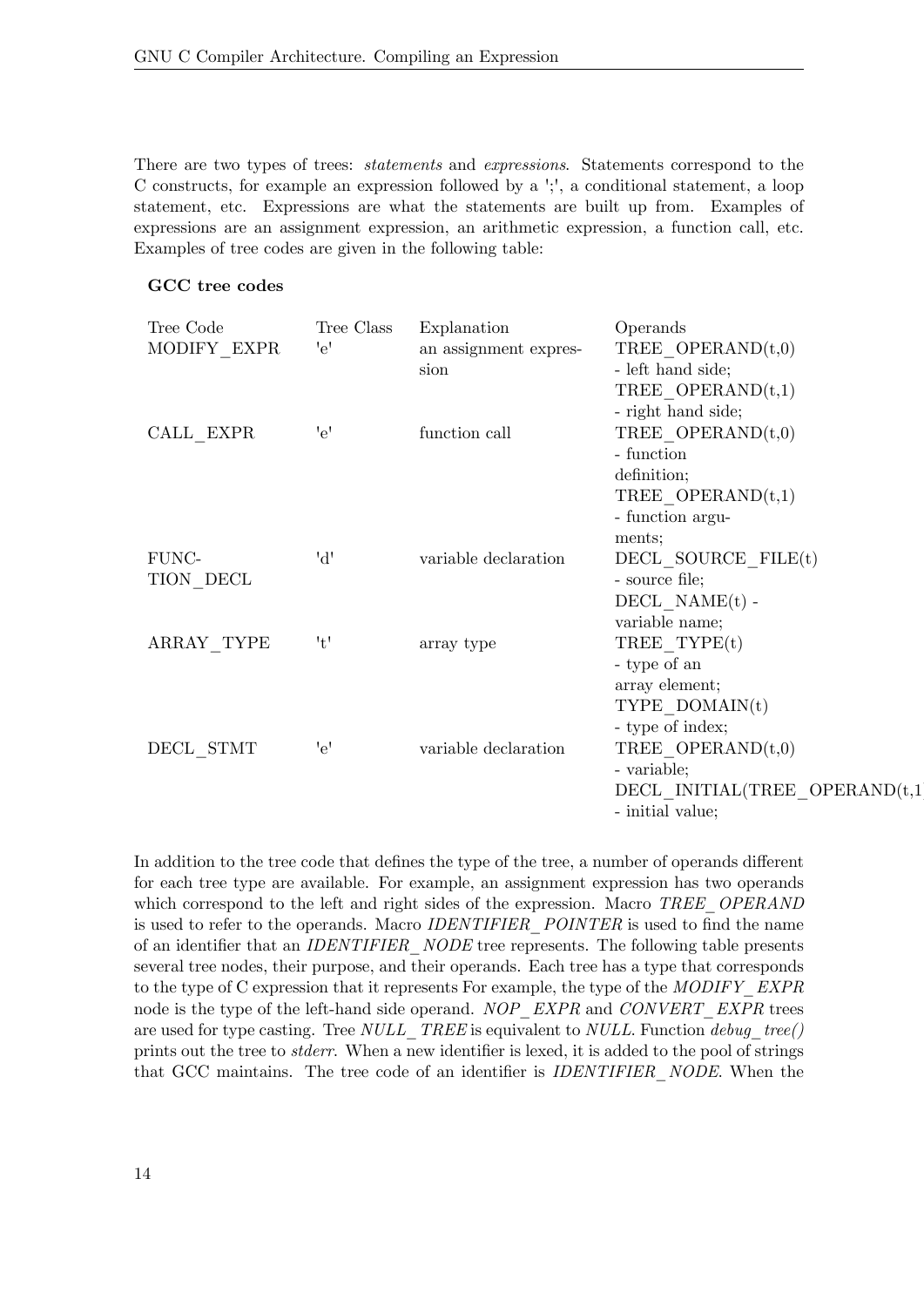There are two types of trees: *statements* and *expressions*. Statements correspond to the C constructs, for example an expression followed by a ';', a conditional statement, a loop statement, etc. Expressions are what the statements are built up from. Examples of expressions are an assignment expression, an arithmetic expression, a function call, etc. Examples of tree codes are given in the following table:

**GCC tree codes**

| Tree Code | Tree Class | Explanation | Operands |
|---|---|---|---|
| MODIFY_EXPR | 'e' | an assignment expression | TREE_OPERAND(t,0) - left hand side; TREE_OPERAND(t,1) - right hand side; |
| CALL_EXPR | 'e' | function call | TREE_OPERAND(t,0) - function definition; TREE_OPERAND(t,1) - function arguments; |
| FUNCTION_DECL | 'd' | variable declaration | DECL_SOURCE_FILE(t) - source file; DECL_NAME(t) - variable name; |
| ARRAY_TYPE | 't' | array type | TREE_TYPE(t) - type of an array element; TYPE_DOMAIN(t) - type of index; |
| DECL_STMT | 'e' | variable declaration | TREE_OPERAND(t,0) - variable; DECL_INITIAL(TREE_OPERAND(t,1 - initial value; |

In addition to the tree code that defines the type of the tree, a number of operands different for each tree type are available. For example, an assignment expression has two operands which correspond to the left and right sides of the expression. Macro *TREE_OPERAND* is used to refer to the operands. Macro *IDENTIFIER_POINTER* is used to find the name of an identifier that an *IDENTIFIER_NODE* tree represents. The following table presents several tree nodes, their purpose, and their operands. Each tree has a type that corresponds to the type of C expression that it represents For example, the type of the *MODIFY_EXPR* node is the type of the left-hand side operand. *NOP_EXPR* and *CONVERT_EXPR* trees are used for type casting. Tree *NULL_TREE* is equivalent to *NULL*. Function *debug_tree()* prints out the tree to *stderr*. When a new identifier is lexed, it is added to the pool of strings that GCC maintains. The tree code of an identifier is *IDENTIFIER_NODE*. When the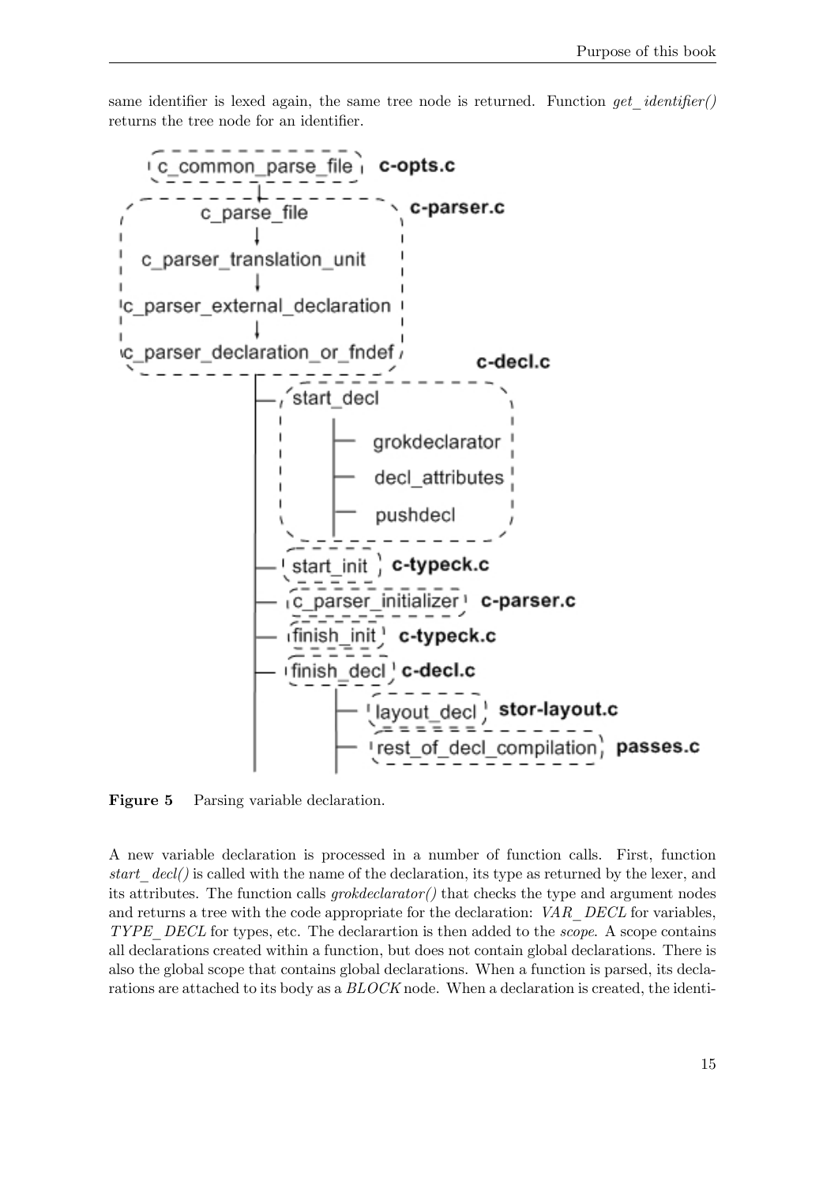same identifier is lexed again, the same tree node is returned. Function *get_identifier()* returns the tree node for an identifier.

**Figure 5** Parsing variable declaration.

A new variable declaration is processed in a number of function calls. First, function *start_decl()* is called with the name of the declaration, its type as returned by the lexer, and its attributes. The function calls *grokdeclarator()* that checks the type and argument nodes and returns a tree with the code appropriate for the declaration: *VAR_DECL* for variables, *TYPE_DECL* for types, etc. The declarartion is then added to the *scope*. A scope contains all declarations created within a function, but does not contain global declarations. There is also the global scope that contains global declarations. When a function is parsed, its declarations are attached to its body as a *BLOCK* node. When a declaration is created, the identi-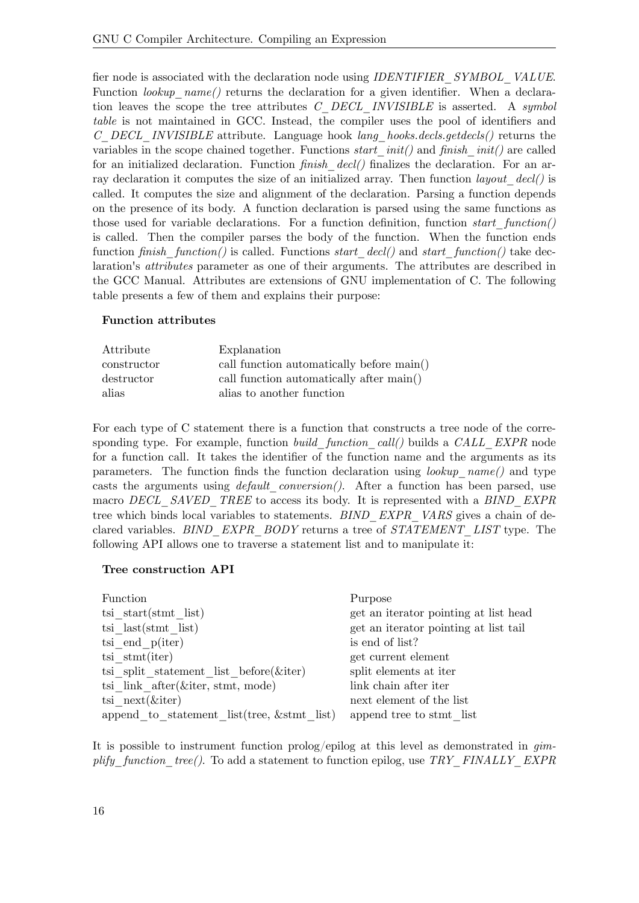fier node is associated with the declaration node using *IDENTIFIER_SYMBOL_VALUE*. Function *lookup_name()* returns the declaration for a given identifier. When a declaration leaves the scope the tree attributes *C_DECL_INVISIBLE* is asserted. A *symbol table* is not maintained in GCC. Instead, the compiler uses the pool of identifiers and *C_DECL_INVISIBLE* attribute. Language hook *lang_hooks.decls.getdecls()* returns the variables in the scope chained together. Functions *start_init()* and *finish_init()* are called for an initialized declaration. Function *finish_decl()* finalizes the declaration. For an array declaration it computes the size of an initialized array. Then function *layout_decl()* is called. It computes the size and alignment of the declaration. Parsing a function depends on the presence of its body. A function declaration is parsed using the same functions as those used for variable declarations. For a function definition, function *start_function()* is called. Then the compiler parses the body of the function. When the function ends function *finish_function()* is called. Functions *start_decl()* and *start_function()* take declaration's *attributes* parameter as one of their arguments. The attributes are described in the GCC Manual. Attributes are extensions of GNU implementation of C. The following table presents a few of them and explains their purpose:

**Function attributes**

| Attribute | Explanation |
|---|---|
| constructor | call function automatically before main() |
| destructor | call function automatically after main() |
| alias | alias to another function |

For each type of C statement there is a function that constructs a tree node of the corresponding type. For example, function *build_function_call()* builds a *CALL_EXPR* node for a function call. It takes the identifier of the function name and the arguments as its parameters. The function finds the function declaration using *lookup_name()* and type casts the arguments using *default_conversion()*. After a function has been parsed, use macro *DECL_SAVED_TREE* to access its body. It is represented with a *BIND_EXPR* tree which binds local variables to statements. *BIND_EXPR_VARS* gives a chain of declared variables. *BIND_EXPR_BODY* returns a tree of *STATEMENT_LIST* type. The following API allows one to traverse a statement list and to manipulate it:

**Tree construction API**

| Function | Purpose |
|---|---|
| tsi_start(stmt_list) | get an iterator pointing at list head |
| tsi_last(stmt_list) | get an iterator pointing at list tail |
| tsi_end_p(iter) | is end of list? |
| tsi_stmt(iter) | get current element |
| tsi_split_statement_list_before(&iter) | split elements at iter |
| tsi_link_after(&iter, stmt, mode) | link chain after iter |
| tsi_next(&iter) | next element of the list |
| append_to_statement_list(tree, &stmt_list) | append tree to stmt_list |

It is possible to instrument function prolog/epilog at this level as demonstrated in *gimplify_function_tree()*. To add a statement to function epilog, use *TRY_FINALLY_EXPR*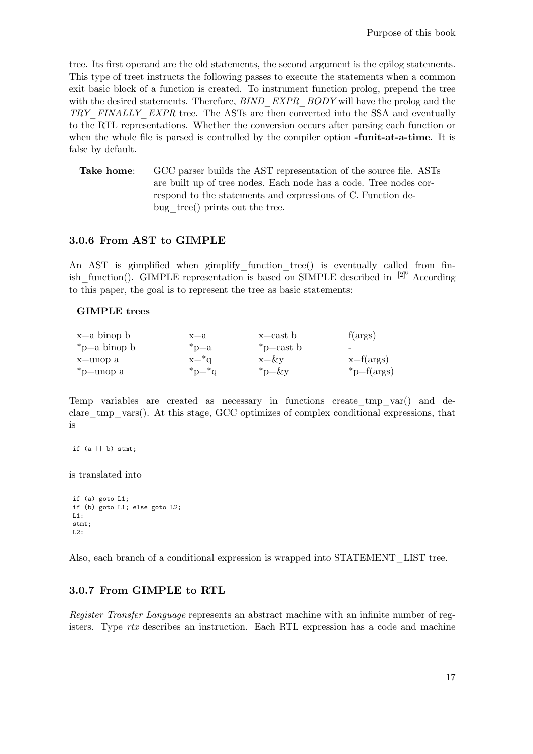tree. Its first operand are the old statements, the second argument is the epilog statements. This type of treet instructs the following passes to execute the statements when a common exit basic block of a function is created. To instrument function prolog, prepend the tree with the desired statements. Therefore, *BIND_EXPR_BODY* will have the prolog and the *TRY_FINALLY_EXPR* tree. The ASTs are then converted into the SSA and eventually to the RTL representations. Whether the conversion occurs after parsing each function or when the whole file is parsed is controlled by the compiler option **-funit-at-a-time**. It is false by default.

**Take home**: GCC parser builds the AST representation of the source file. ASTs are built up of tree nodes. Each node has a code. Tree nodes correspond to the statements and expressions of C. Function debug_tree() prints out the tree.

### 3.0.6 From AST to GIMPLE

An AST is gimplified when gimplify_function_tree() is eventually called from finish_function(). GIMPLE representation is based on SIMPLE described in [2][6] According to this paper, the goal is to represent the tree as basic statements:

**GIMPLE trees**

| | | | |
|---|---|---|---|
| x=a binop b | x=a | x=cast b | f(args) |
| *p=a binop b | *p=a | *p=cast b | - |
| x=unop a | x=*q | x=&y | x=f(args) |
| *p=unop a | *p=*q | *p=&y | *p=f(args) |

Temp variables are created as necessary in functions create_tmp_var() and declare_tmp_vars(). At this stage, GCC optimizes of complex conditional expressions, that is

```
if (a || b) stmt;
```

is translated into

```
if (a) goto L1;
if (b) goto L1; else goto L2;
L1:
stmt;
L2:
```

Also, each branch of a conditional expression is wrapped into STATEMENT_LIST tree.

### 3.0.7 From GIMPLE to RTL

*Register Transfer Language* represents an abstract machine with an infinite number of registers. Type *rtx* describes an instruction. Each RTL expression has a code and machine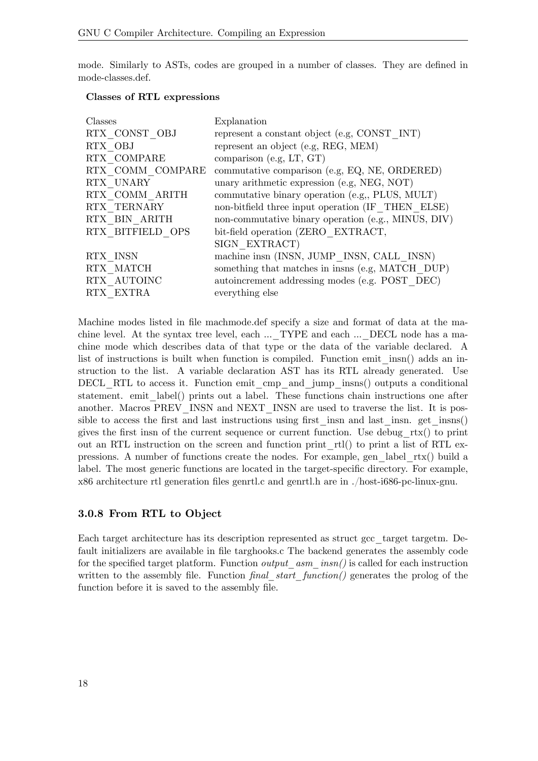mode. Similarly to ASTs, codes are grouped in a number of classes. They are defined in mode-classes.def.

**Classes of RTL expressions**

| Classes | Explanation |
|---|---|
| RTX_CONST_OBJ | represent a constant object (e.g, CONST_INT) |
| RTX_OBJ | represent an object (e.g, REG, MEM) |
| RTX_COMPARE | comparison (e.g, LT, GT) |
| RTX_COMM_COMPARE | commutative comparison (e.g, EQ, NE, ORDERED) |
| RTX_UNARY | unary arithmetic expression (e.g, NEG, NOT) |
| RTX_COMM_ARITH | commutative binary operation (e.g,, PLUS, MULT) |
| RTX_TERNARY | non-bitfield three input operation (IF_THEN_ELSE) |
| RTX_BIN_ARITH | non-commutative binary operation (e.g., MINUS, DIV) |
| RTX_BITFIELD_OPS | bit-field operation (ZERO_EXTRACT, SIGN_EXTRACT) |
| RTX_INSN | machine insn (INSN, JUMP_INSN, CALL_INSN) |
| RTX_MATCH | something that matches in insns (e.g, MATCH_DUP) |
| RTX_AUTOINC | autoincrement addressing modes (e.g. POST_DEC) |
| RTX_EXTRA | everything else |

Machine modes listed in file machmode.def specify a size and format of data at the machine level. At the syntax tree level, each ..._TYPE and each ..._DECL node has a machine mode which describes data of that type or the data of the variable declared. A list of instructions is built when function is compiled. Function emit_insn() adds an instruction to the list. A variable declaration AST has its RTL already generated. Use DECL_RTL to access it. Function emit_cmp_and_jump_insns() outputs a conditional statement. emit_label() prints out a label. These functions chain instructions one after another. Macros PREV_INSN and NEXT_INSN are used to traverse the list. It is possible to access the first and last instructions using first_insn and last_insn. get_insns() gives the first insn of the current sequence or current function. Use debug_rtx() to print out an RTL instruction on the screen and function print_rtl() to print a list of RTL expressions. A number of functions create the nodes. For example, gen_label_rtx() build a label. The most generic functions are located in the target-specific directory. For example, x86 architecture rtl generation files genrtl.c and genrtl.h are in ./host-i686-pc-linux-gnu.

### 3.0.8 From RTL to Object

Each target architecture has its description represented as struct gcc_target targetm. Default initializers are available in file targhooks.c The backend generates the assembly code for the specified target platform. Function *output_asm_insn()* is called for each instruction written to the assembly file. Function *final_start_function()* generates the prolog of the function before it is saved to the assembly file.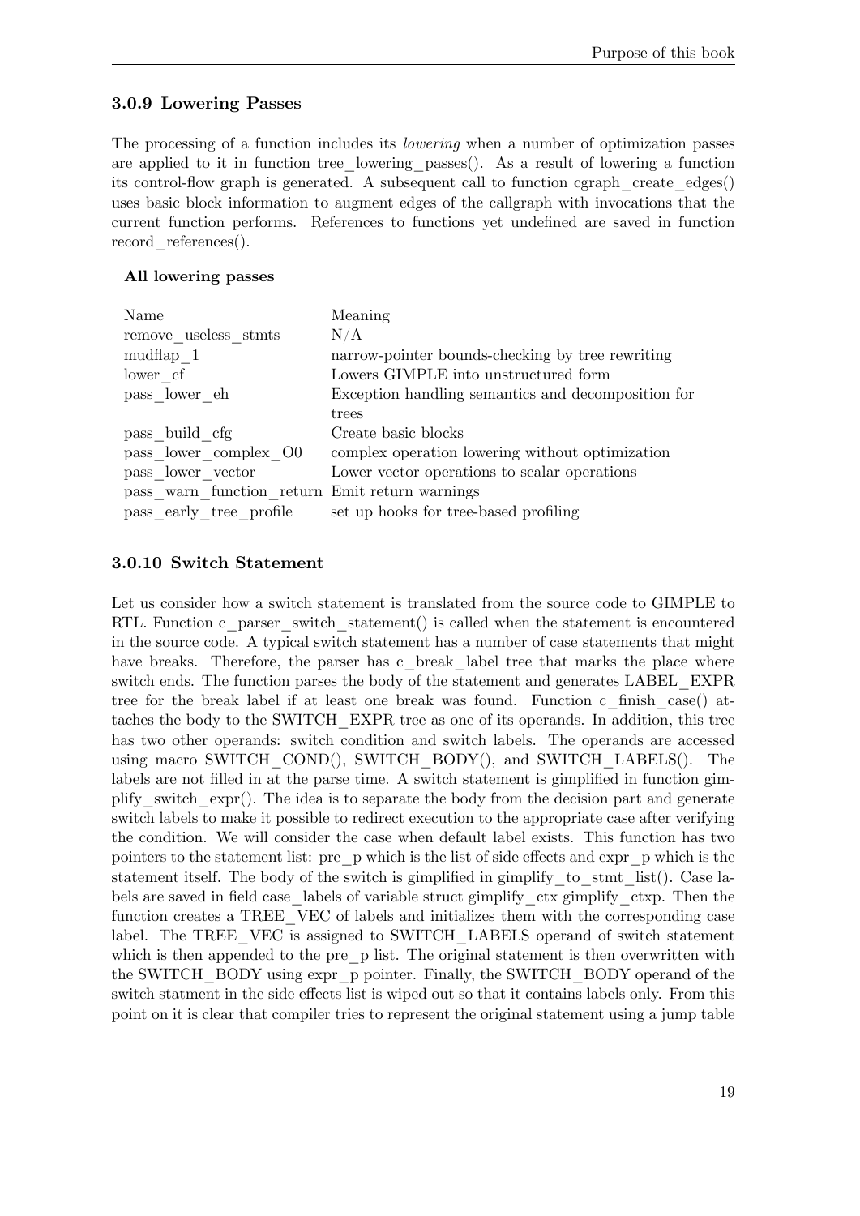### 3.0.9 Lowering Passes

The processing of a function includes its *lowering* when a number of optimization passes are applied to it in function tree_lowering_passes(). As a result of lowering a function its control-flow graph is generated. A subsequent call to function cgraph_create_edges() uses basic block information to augment edges of the callgraph with invocations that the current function performs. References to functions yet undefined are saved in function record_references().

**All lowering passes**

| Name | Meaning |
|---|---|
| remove_useless_stmts | N/A |
| mudflap_1 | narrow-pointer bounds-checking by tree rewriting |
| lower_cf | Lowers GIMPLE into unstructured form |
| pass_lower_eh | Exception handling semantics and decomposition for trees |
| pass_build_cfg | Create basic blocks |
| pass_lower_complex_O0 | complex operation lowering without optimization |
| pass_lower_vector | Lower vector operations to scalar operations |
| pass_warn_function_return | Emit return warnings |
| pass_early_tree_profile | set up hooks for tree-based profiling |

### 3.0.10 Switch Statement

Let us consider how a switch statement is translated from the source code to GIMPLE to RTL. Function c_parser_switch_statement() is called when the statement is encountered in the source code. A typical switch statement has a number of case statements that might have breaks. Therefore, the parser has c_break_label tree that marks the place where switch ends. The function parses the body of the statement and generates LABEL_EXPR tree for the break label if at least one break was found. Function c_finish_case() attaches the body to the SWITCH_EXPR tree as one of its operands. In addition, this tree has two other operands: switch condition and switch labels. The operands are accessed using macro SWITCH_COND(), SWITCH_BODY(), and SWITCH_LABELS(). The labels are not filled in at the parse time. A switch statement is gimplified in function gimplify_switch_expr(). The idea is to separate the body from the decision part and generate switch labels to make it possible to redirect execution to the appropriate case after verifying the condition. We will consider the case when default label exists. This function has two pointers to the statement list: pre_p which is the list of side effects and expr_p which is the statement itself. The body of the switch is gimplified in gimplify_to_stmt_list(). Case labels are saved in field case_labels of variable struct gimplify_ctx gimplify_ctxp. Then the function creates a TREE_VEC of labels and initializes them with the corresponding case label. The TREE_VEC is assigned to SWITCH_LABELS operand of switch statement which is then appended to the pre_p list. The original statement is then overwritten with the SWITCH_BODY using expr_p pointer. Finally, the SWITCH_BODY operand of the switch statment in the side effects list is wiped out so that it contains labels only. From this point on it is clear that compiler tries to represent the original statement using a jump table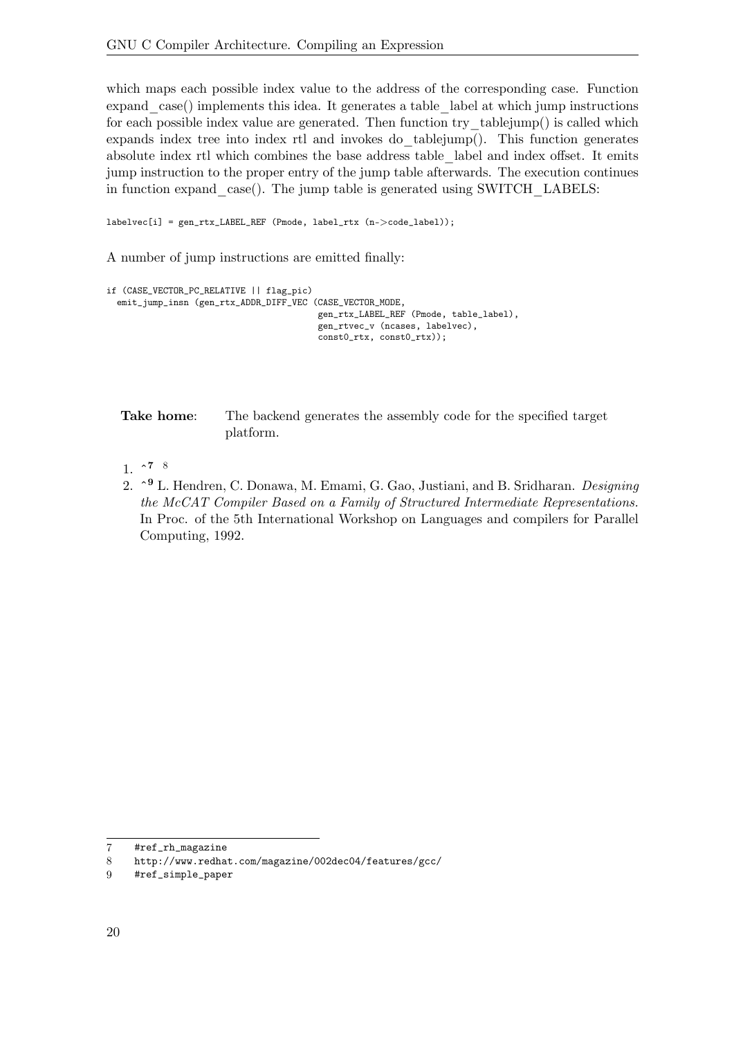which maps each possible index value to the address of the corresponding case. Function expand_case() implements this idea. It generates a table_label at which jump instructions for each possible index value are generated. Then function try_tablejump() is called which expands index tree into index rtl and invokes do_tablejump(). This function generates absolute index rtl which combines the base address table_label and index offset. It emits jump instruction to the proper entry of the jump table afterwards. The execution continues in function expand_case(). The jump table is generated using SWITCH_LABELS:

```
labelvec[i] = gen_rtx_LABEL_REF (Pmode, label_rtx (n->code_label));
```

A number of jump instructions are emitted finally:

```
if (CASE_VECTOR_PC_RELATIVE || flag_pic)
  emit_jump_insn (gen_rtx_ADDR_DIFF_VEC (CASE_VECTOR_MODE,
                                         gen_rtx_LABEL_REF (Pmode, table_label),
                                         gen_rtvec_v (ncases, labelvec),
                                         const0_rtx, const0_rtx));
```

**Take home**: The backend generates the assembly code for the specified target platform.

1. ^**7** [8]
2. ^**9** L. Hendren, C. Donawa, M. Emami, G. Gao, Justiani, and B. Sridharan. *Designing the McCAT Compiler Based on a Family of Structured Intermediate Representations.* In Proc. of the 5th International Workshop on Languages and compilers for Parallel Computing, 1992.

---

7 #ref_rh_magazine

8 http://www.redhat.com/magazine/002dec04/features/gcc/

9 #ref_simple_paper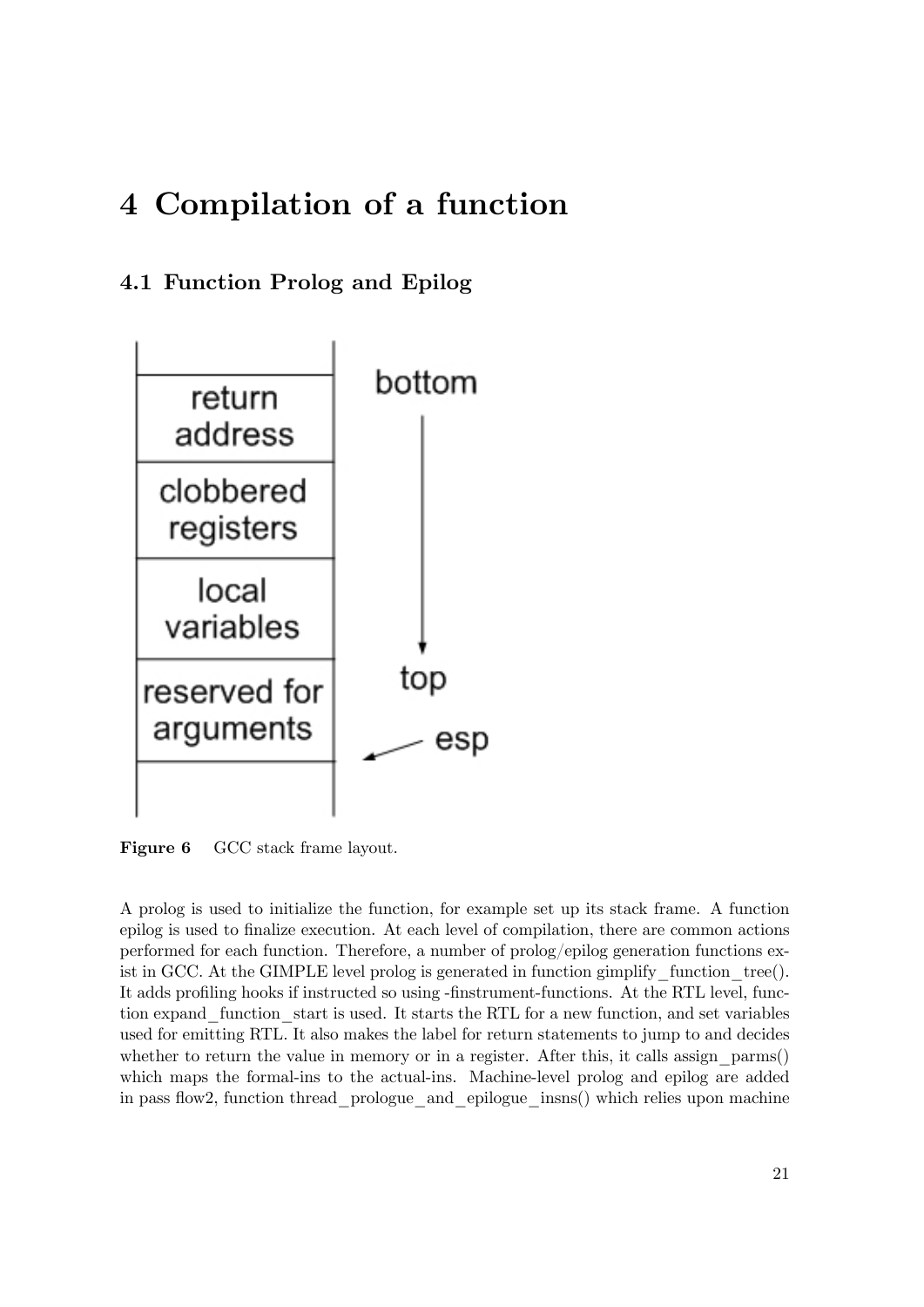# 4 Compilation of a function

## 4.1 Function Prolog and Epilog

**Figure 6** GCC stack frame layout.

A prolog is used to initialize the function, for example set up its stack frame. A function epilog is used to finalize execution. At each level of compilation, there are common actions performed for each function. Therefore, a number of prolog/epilog generation functions exist in GCC. At the GIMPLE level prolog is generated in function gimplify_function_tree(). It adds profiling hooks if instructed so using -finstrument-functions. At the RTL level, function expand_function_start is used. It starts the RTL for a new function, and set variables used for emitting RTL. It also makes the label for return statements to jump to and decides whether to return the value in memory or in a register. After this, it calls assign_parms() which maps the formal-ins to the actual-ins. Machine-level prolog and epilog are added in pass flow2, function thread_prologue_and_epilogue_insns() which relies upon machine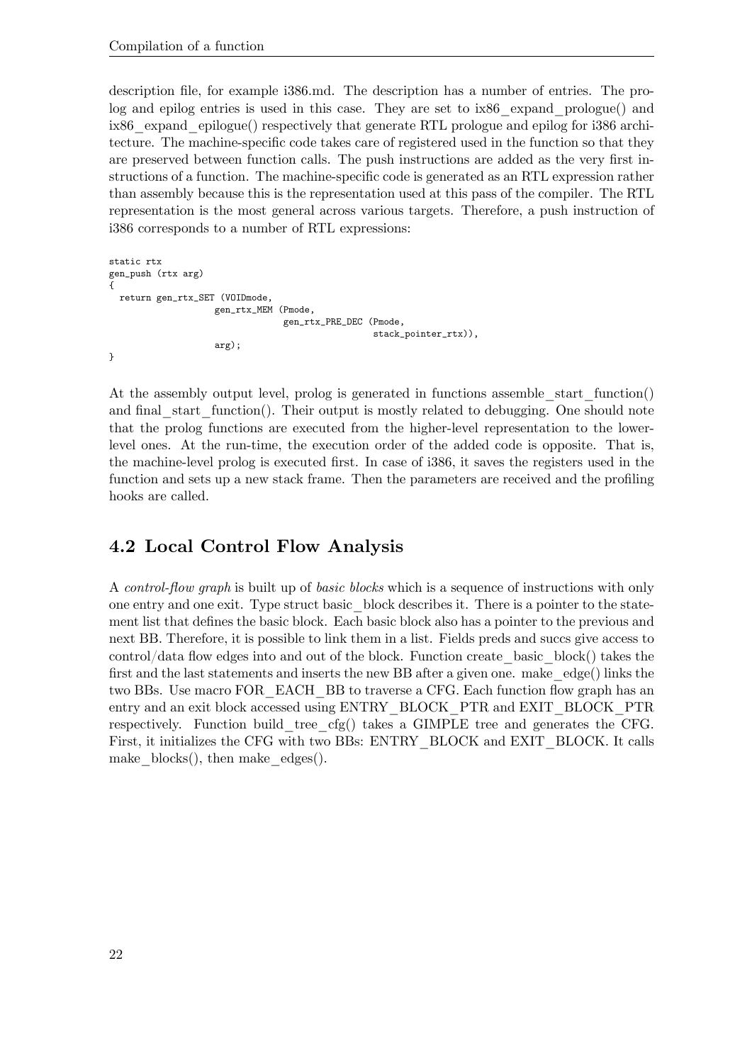description file, for example i386.md. The description has a number of entries. The prolog and epilog entries is used in this case. They are set to ix86_expand_prologue() and ix86_expand_epilogue() respectively that generate RTL prologue and epilog for i386 architecture. The machine-specific code takes care of registered used in the function so that they are preserved between function calls. The push instructions are added as the very first instructions of a function. The machine-specific code is generated as an RTL expression rather than assembly because this is the representation used at this pass of the compiler. The RTL representation is the most general across various targets. Therefore, a push instruction of i386 corresponds to a number of RTL expressions:

```
static rtx
gen_push (rtx arg)
{
  return gen_rtx_SET (VOIDmode,
                  gen_rtx_MEM (Pmode,
                               gen_rtx_PRE_DEC (Pmode,
                                                stack_pointer_rtx)),
                  arg);
}
```

At the assembly output level, prolog is generated in functions assemble_start_function() and final_start_function(). Their output is mostly related to debugging. One should note that the prolog functions are executed from the higher-level representation to the lower-level ones. At the run-time, the execution order of the added code is opposite. That is, the machine-level prolog is executed first. In case of i386, it saves the registers used in the function and sets up a new stack frame. Then the parameters are received and the profiling hooks are called.

## 4.2 Local Control Flow Analysis

A *control-flow graph* is built up of *basic blocks* which is a sequence of instructions with only one entry and one exit. Type struct basic_block describes it. There is a pointer to the statement list that defines the basic block. Each basic block also has a pointer to the previous and next BB. Therefore, it is possible to link them in a list. Fields preds and succs give access to control/data flow edges into and out of the block. Function create_basic_block() takes the first and the last statements and inserts the new BB after a given one. make_edge() links the two BBs. Use macro FOR_EACH_BB to traverse a CFG. Each function flow graph has an entry and an exit block accessed using ENTRY_BLOCK_PTR and EXIT_BLOCK_PTR respectively. Function build_tree_cfg() takes a GIMPLE tree and generates the CFG. First, it initializes the CFG with two BBs: ENTRY_BLOCK and EXIT_BLOCK. It calls make_blocks(), then make_edges().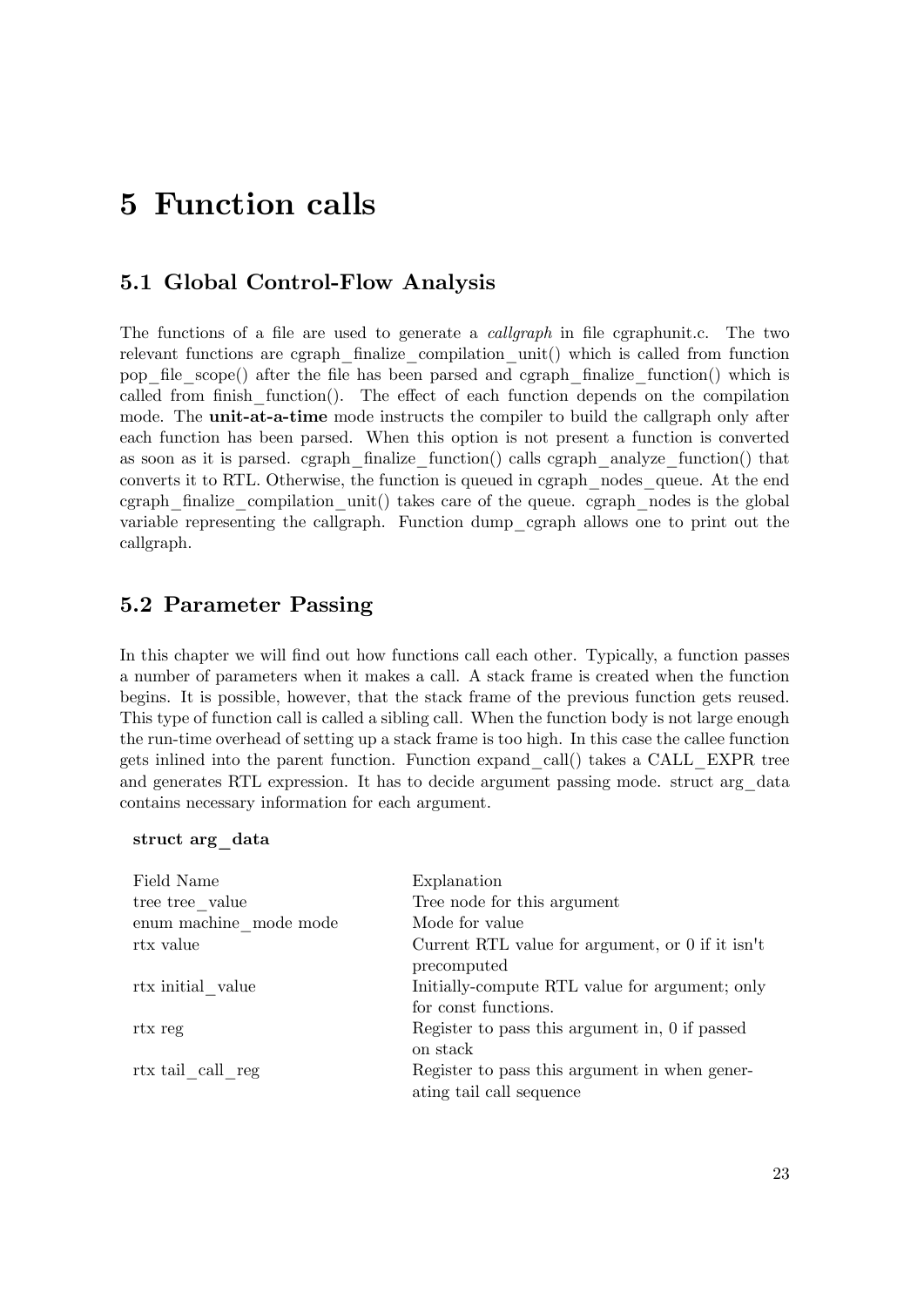# 5 Function calls

## 5.1 Global Control-Flow Analysis

The functions of a file are used to generate a *callgraph* in file cgraphunit.c. The two relevant functions are cgraph_finalize_compilation_unit() which is called from function pop_file_scope() after the file has been parsed and cgraph_finalize_function() which is called from finish_function(). The effect of each function depends on the compilation mode. The **unit-at-a-time** mode instructs the compiler to build the callgraph only after each function has been parsed. When this option is not present a function is converted as soon as it is parsed. cgraph_finalize_function() calls cgraph_analyze_function() that converts it to RTL. Otherwise, the function is queued in cgraph_nodes_queue. At the end cgraph_finalize_compilation_unit() takes care of the queue. cgraph_nodes is the global variable representing the callgraph. Function dump_cgraph allows one to print out the callgraph.

## 5.2 Parameter Passing

In this chapter we will find out how functions call each other. Typically, a function passes a number of parameters when it makes a call. A stack frame is created when the function begins. It is possible, however, that the stack frame of the previous function gets reused. This type of function call is called a sibling call. When the function body is not large enough the run-time overhead of setting up a stack frame is too high. In this case the callee function gets inlined into the parent function. Function expand_call() takes a CALL_EXPR tree and generates RTL expression. It has to decide argument passing mode. struct arg_data contains necessary information for each argument.

**struct arg_data**

| Field Name | Explanation |
|---|---|
| tree tree_value | Tree node for this argument |
| enum machine_mode mode | Mode for value |
| rtx value | Current RTL value for argument, or 0 if it isn't precomputed |
| rtx initial_value | Initially-compute RTL value for argument; only for const functions. |
| rtx reg | Register to pass this argument in, 0 if passed on stack |
| rtx tail_call_reg | Register to pass this argument in when generating tail call sequence |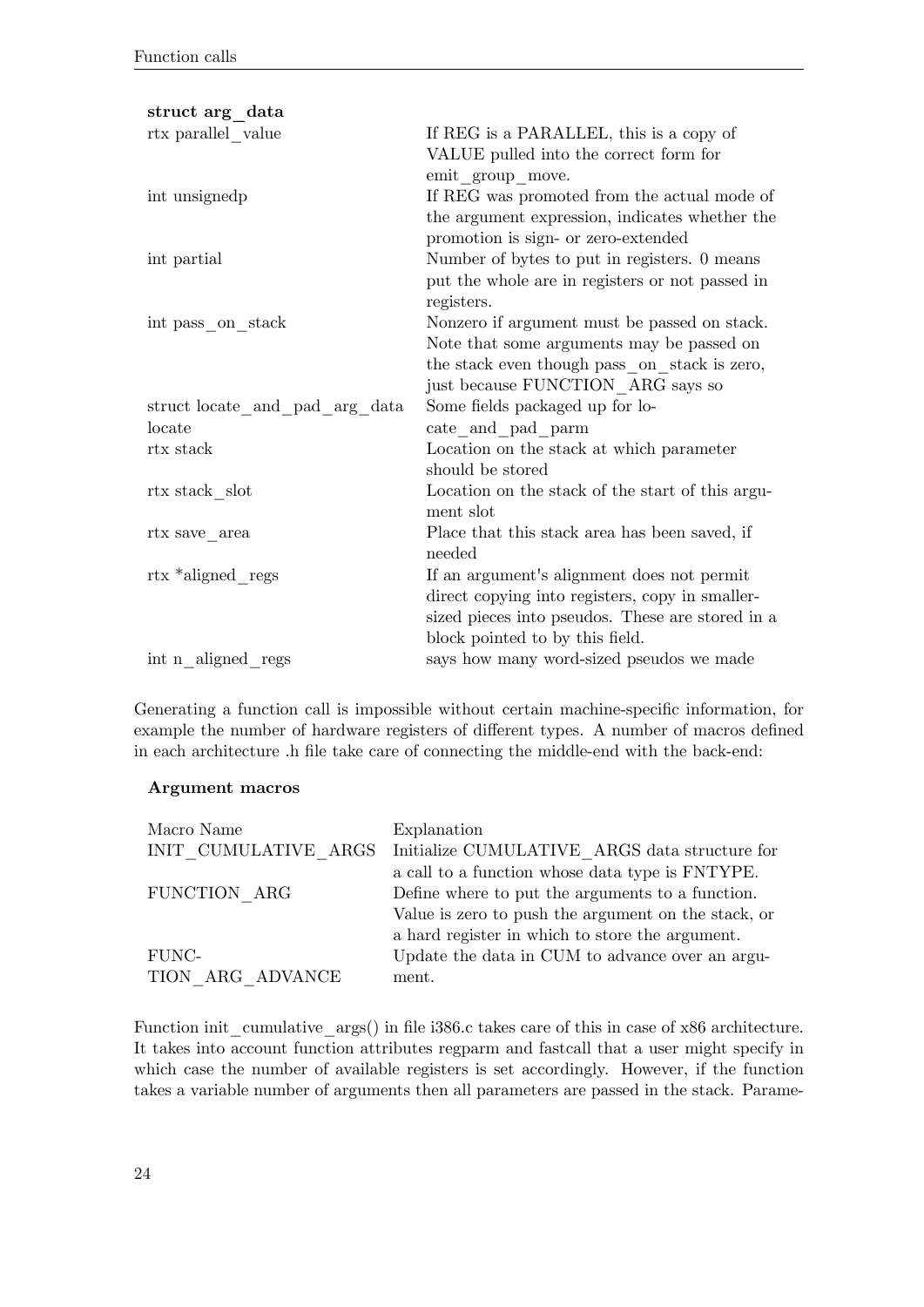**struct arg_data**

| | |
|---|---|
| rtx parallel_value | If REG is a PARALLEL, this is a copy of VALUE pulled into the correct form for emit_group_move. |
| int unsignedp | If REG was promoted from the actual mode of the argument expression, indicates whether the promotion is sign- or zero-extended |
| int partial | Number of bytes to put in registers. 0 means put the whole are in registers or not passed in registers. |
| int pass_on_stack | Nonzero if argument must be passed on stack. Note that some arguments may be passed on the stack even though pass_on_stack is zero, just because FUNCTION_ARG says so |
| struct locate_and_pad_arg_data locate | Some fields packaged up for locate_and_pad_parm |
| rtx stack | Location on the stack at which parameter should be stored |
| rtx stack_slot | Location on the stack of the start of this argument slot |
| rtx save_area | Place that this stack area has been saved, if needed |
| rtx *aligned_regs | If an argument's alignment does not permit direct copying into registers, copy in smaller-sized pieces into pseudos. These are stored in a block pointed to by this field. |
| int n_aligned_regs | says how many word-sized pseudos we made |

Generating a function call is impossible without certain machine-specific information, for example the number of hardware registers of different types. A number of macros defined in each architecture .h file take care of connecting the middle-end with the back-end:

**Argument macros**

| Macro Name | Explanation |
|---|---|
| INIT_CUMULATIVE_ARGS | Initialize CUMULATIVE_ARGS data structure for a call to a function whose data type is FNTYPE. |
| FUNCTION_ARG | Define where to put the arguments to a function. Value is zero to push the argument on the stack, or a hard register in which to store the argument. |
| FUNCTION_ARG_ADVANCE | Update the data in CUM to advance over an argument. |

Function init_cumulative_args() in file i386.c takes care of this in case of x86 architecture. It takes into account function attributes regparm and fastcall that a user might specify in which case the number of available registers is set accordingly. However, if the function takes a variable number of arguments then all parameters are passed in the stack. Parame-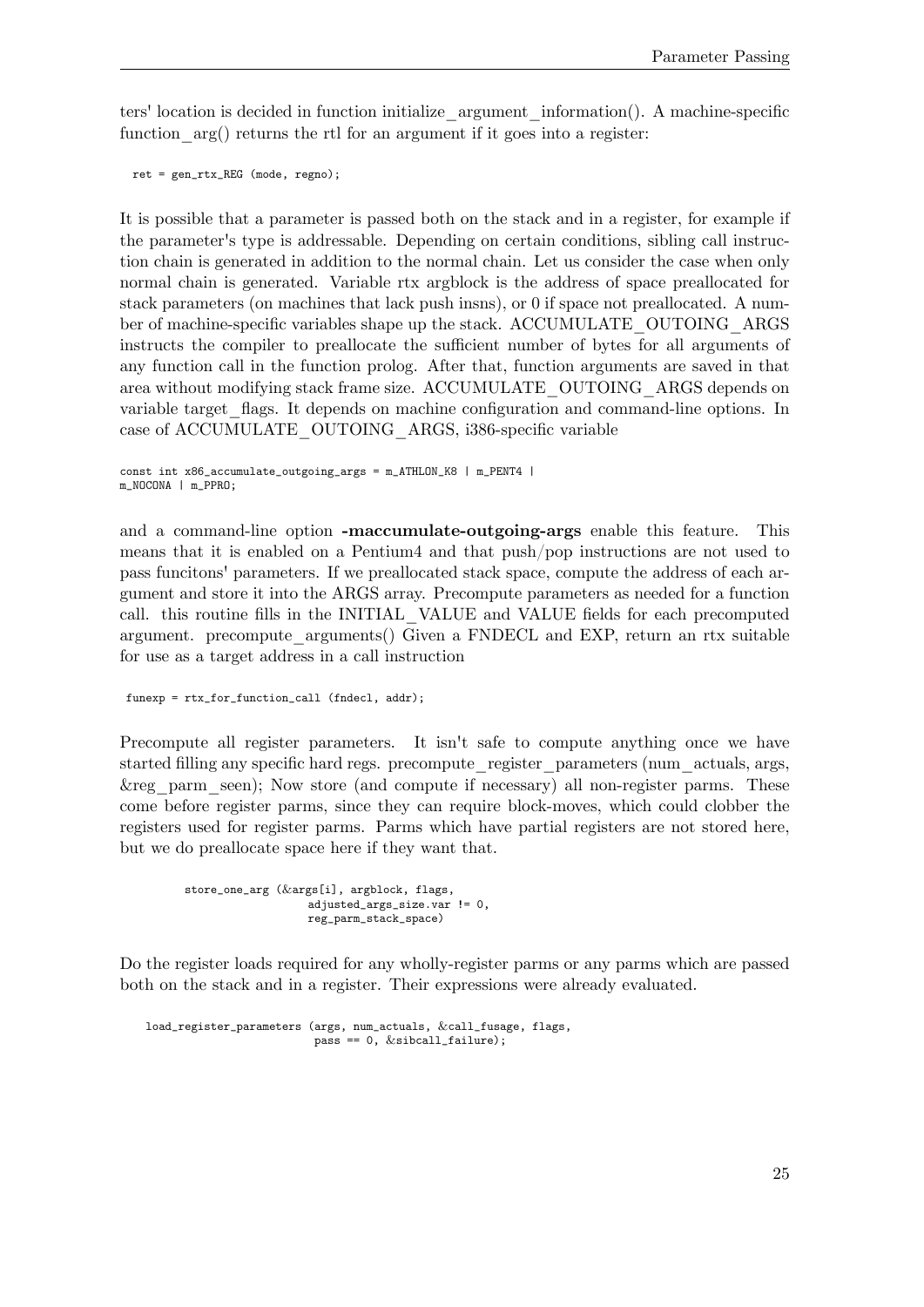ters' location is decided in function initialize_argument_information(). A machine-specific function_arg() returns the rtl for an argument if it goes into a register:

```
ret = gen_rtx_REG (mode, regno);
```

It is possible that a parameter is passed both on the stack and in a register, for example if the parameter's type is addressable. Depending on certain conditions, sibling call instruction chain is generated in addition to the normal chain. Let us consider the case when only normal chain is generated. Variable rtx argblock is the address of space preallocated for stack parameters (on machines that lack push insns), or 0 if space not preallocated. A number of machine-specific variables shape up the stack. ACCUMULATE_OUTOING_ARGS instructs the compiler to preallocate the sufficient number of bytes for all arguments of any function call in the function prolog. After that, function arguments are saved in that area without modifying stack frame size. ACCUMULATE_OUTOING_ARGS depends on variable target_flags. It depends on machine configuration and command-line options. In case of ACCUMULATE_OUTOING_ARGS, i386-specific variable

```
const int x86_accumulate_outgoing_args = m_ATHLON_K8 | m_PENT4 |
m_NOCONA | m_PPRO;
```

and a command-line option **-maccumulate-outgoing-args** enable this feature. This means that it is enabled on a Pentium4 and that push/pop instructions are not used to pass funcitons' parameters. If we preallocated stack space, compute the address of each argument and store it into the ARGS array. Precompute parameters as needed for a function call. this routine fills in the INITIAL_VALUE and VALUE fields for each precomputed argument. precompute_arguments() Given a FNDECL and EXP, return an rtx suitable for use as a target address in a call instruction

```
funexp = rtx_for_function_call (fndecl, addr);
```

Precompute all register parameters. It isn't safe to compute anything once we have started filling any specific hard regs. precompute_register_parameters (num_actuals, args, &reg_parm_seen); Now store (and compute if necessary) all non-register parms. These come before register parms, since they can require block-moves, which could clobber the registers used for register parms. Parms which have partial registers are not stored here, but we do preallocate space here if they want that.

```
store_one_arg (&args[i], argblock, flags,
               adjusted_args_size.var != 0,
               reg_parm_stack_space)
```

Do the register loads required for any wholly-register parms or any parms which are passed both on the stack and in a register. Their expressions were already evaluated.

```
load_register_parameters (args, num_actuals, &call_fusage, flags,
                          pass == 0, &sibcall_failure);
```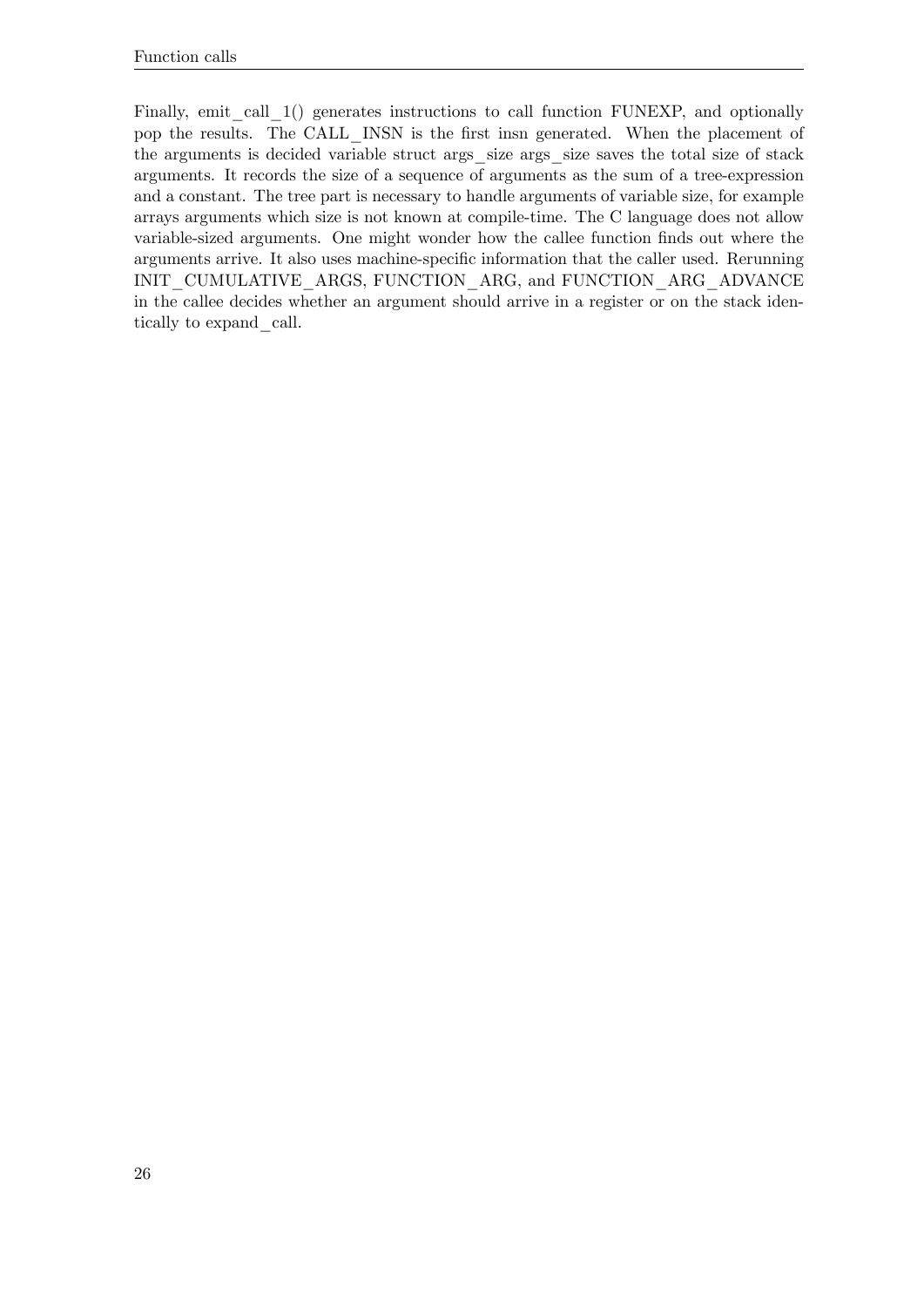Finally, emit_call_1() generates instructions to call function FUNEXP, and optionally pop the results. The CALL_INSN is the first insn generated. When the placement of the arguments is decided variable struct args_size args_size saves the total size of stack arguments. It records the size of a sequence of arguments as the sum of a tree-expression and a constant. The tree part is necessary to handle arguments of variable size, for example arrays arguments which size is not known at compile-time. The C language does not allow variable-sized arguments. One might wonder how the callee function finds out where the arguments arrive. It also uses machine-specific information that the caller used. Rerunning INIT_CUMULATIVE_ARGS, FUNCTION_ARG, and FUNCTION_ARG_ADVANCE in the callee decides whether an argument should arrive in a register or on the stack identically to expand_call.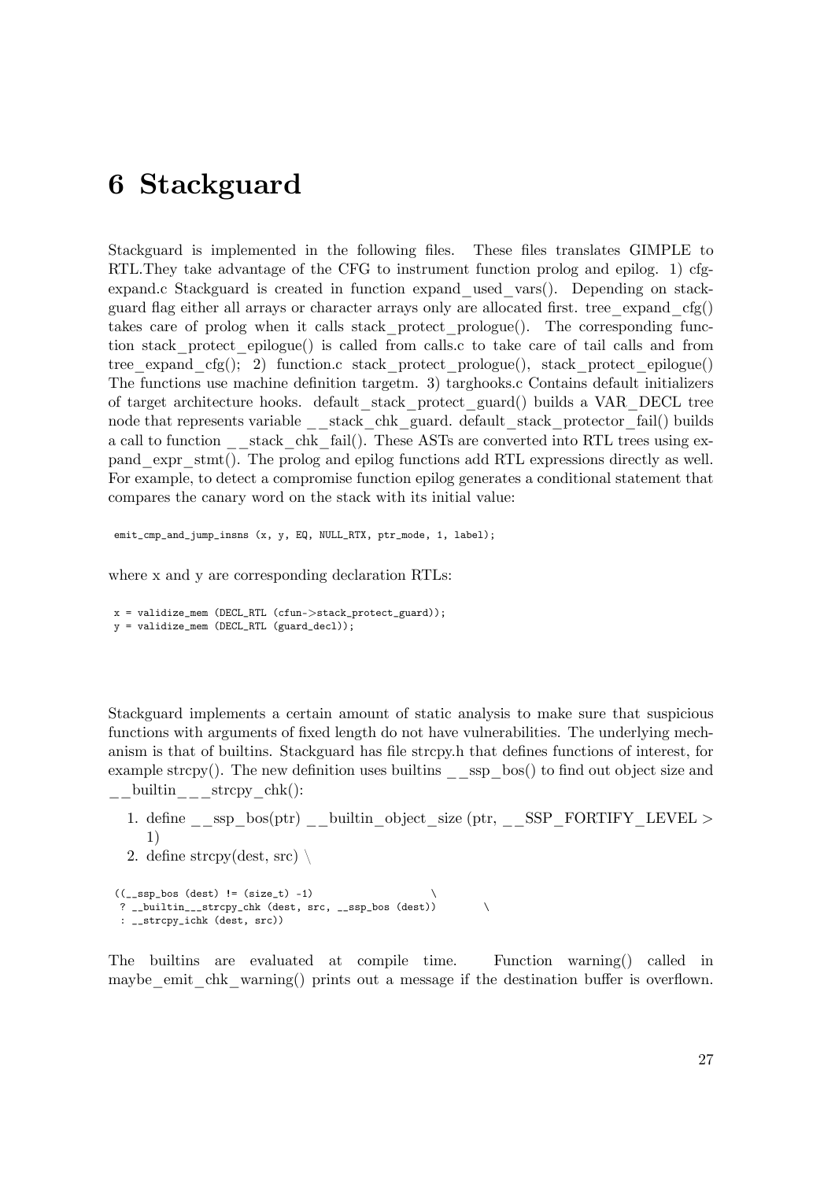# 6 Stackguard

Stackguard is implemented in the following files. These files translates GIMPLE to RTL.They take advantage of the CFG to instrument function prolog and epilog. 1) cfg-expand.c Stackguard is created in function expand_used_vars(). Depending on stack-guard flag either all arrays or character arrays only are allocated first. tree_expand_cfg() takes care of prolog when it calls stack_protect_prologue(). The corresponding function stack_protect_epilogue() is called from calls.c to take care of tail calls and from tree_expand_cfg(); 2) function.c stack_protect_prologue(), stack_protect_epilogue() The functions use machine definition targetm. 3) targhooks.c Contains default initializers of target architecture hooks. default_stack_protect_guard() builds a VAR_DECL tree node that represents variable __stack_chk_guard. default_stack_protector_fail() builds a call to function __stack_chk_fail(). These ASTs are converted into RTL trees using expand_expr_stmt(). The prolog and epilog functions add RTL expressions directly as well. For example, to detect a compromise function epilog generates a conditional statement that compares the canary word on the stack with its initial value:

```
emit_cmp_and_jump_insns (x, y, EQ, NULL_RTX, ptr_mode, 1, label);
```

where x and y are corresponding declaration RTLs:

```
x = validize_mem (DECL_RTL (cfun->stack_protect_guard));
y = validize_mem (DECL_RTL (guard_decl));
```

Stackguard implements a certain amount of static analysis to make sure that suspicious functions with arguments of fixed length do not have vulnerabilities. The underlying mechanism is that of builtins. Stackguard has file strcpy.h that defines functions of interest, for example strcpy(). The new definition uses builtins __ssp_bos() to find out object size and __builtin___strcpy_chk():

1. define __ssp_bos(ptr) __builtin_object_size (ptr, __SSP_FORTIFY_LEVEL > 1)
2. define strcpy(dest, src) \

```
((__ssp_bos (dest) != (size_t) -1)                    \
 ? __builtin___strcpy_chk (dest, src, __ssp_bos (dest))        \
 : __strcpy_ichk (dest, src))
```

The builtins are evaluated at compile time. Function warning() called in maybe_emit_chk_warning() prints out a message if the destination buffer is overflown.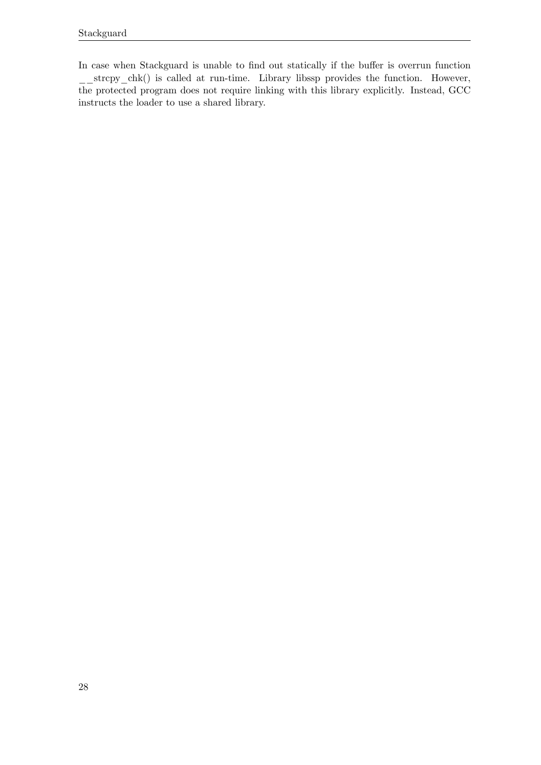In case when Stackguard is unable to find out statically if the buffer is overrun function __strcpy_chk() is called at run-time. Library libssp provides the function. However, the protected program does not require linking with this library explicitly. Instead, GCC instructs the loader to use a shared library.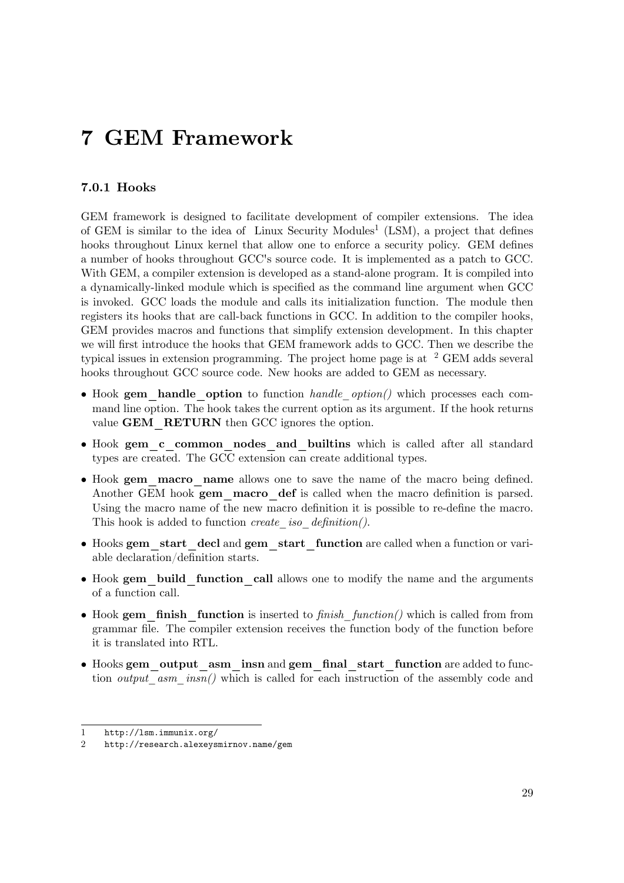# 7 GEM Framework

### 7.0.1 Hooks

GEM framework is designed to facilitate development of compiler extensions. The idea of GEM is similar to the idea of Linux Security Modules[1] (LSM), a project that defines hooks throughout Linux kernel that allow one to enforce a security policy. GEM defines a number of hooks throughout GCC's source code. It is implemented as a patch to GCC. With GEM, a compiler extension is developed as a stand-alone program. It is compiled into a dynamically-linked module which is specified as the command line argument when GCC is invoked. GCC loads the module and calls its initialization function. The module then registers its hooks that are call-back functions in GCC. In addition to the compiler hooks, GEM provides macros and functions that simplify extension development. In this chapter we will first introduce the hooks that GEM framework adds to GCC. Then we describe the typical issues in extension programming. The project home page is at [2] GEM adds several hooks throughout GCC source code. New hooks are added to GEM as necessary.

- Hook **gem_handle_option** to function *handle_option()* which processes each command line option. The hook takes the current option as its argument. If the hook returns value **GEM_RETURN** then GCC ignores the option.
- Hook **gem_c_common_nodes_and_builtins** which is called after all standard types are created. The GCC extension can create additional types.
- Hook **gem_macro_name** allows one to save the name of the macro being defined. Another GEM hook **gem_macro_def** is called when the macro definition is parsed. Using the macro name of the new macro definition it is possible to re-define the macro. This hook is added to function *create_iso_definition()*.
- Hooks **gem_start_decl** and **gem_start_function** are called when a function or variable declaration/definition starts.
- Hook **gem_build_function_call** allows one to modify the name and the arguments of a function call.
- Hook **gem_finish_function** is inserted to *finish_function()* which is called from from grammar file. The compiler extension receives the function body of the function before it is translated into RTL.
- Hooks **gem_output_asm_insn** and **gem_final_start_function** are added to function *output_asm_insn()* which is called for each instruction of the assembly code and

---

1 http://lsm.immunix.org/

2 http://research.alexeysmirnov.name/gem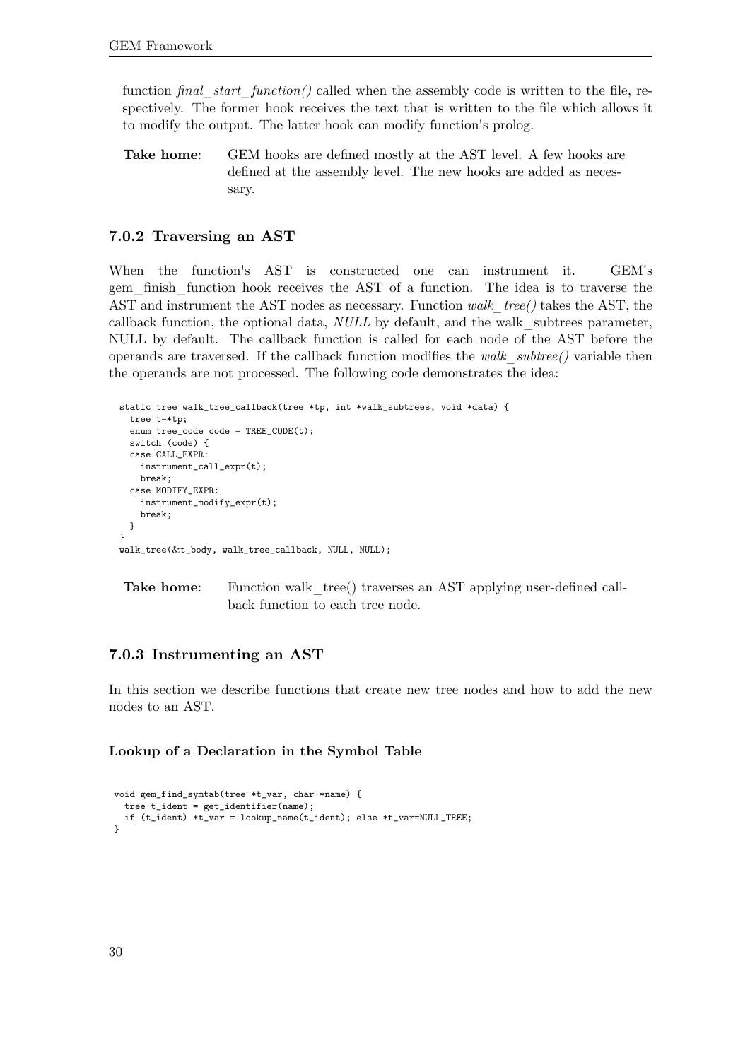function *final_start_function()* called when the assembly code is written to the file, respectively. The former hook receives the text that is written to the file which allows it to modify the output. The latter hook can modify function's prolog.

**Take home**: GEM hooks are defined mostly at the AST level. A few hooks are defined at the assembly level. The new hooks are added as necessary.

### 7.0.2 Traversing an AST

When the function's AST is constructed one can instrument it. GEM's gem_finish_function hook receives the AST of a function. The idea is to traverse the AST and instrument the AST nodes as necessary. Function *walk_tree()* takes the AST, the callback function, the optional data, *NULL* by default, and the walk_subtrees parameter, NULL by default. The callback function is called for each node of the AST before the operands are traversed. If the callback function modifies the *walk_subtree()* variable then the operands are not processed. The following code demonstrates the idea:

```
static tree walk_tree_callback(tree *tp, int *walk_subtrees, void *data) {
  tree t=*tp;
  enum tree_code code = TREE_CODE(t);
  switch (code) {
  case CALL_EXPR:
    instrument_call_expr(t);
    break;
  case MODIFY_EXPR:
    instrument_modify_expr(t);
    break;
  }
}
walk_tree(&t_body, walk_tree_callback, NULL, NULL);
```

**Take home**: Function walk_tree() traverses an AST applying user-defined callback function to each tree node.

### 7.0.3 Instrumenting an AST

In this section we describe functions that create new tree nodes and how to add the new nodes to an AST.

#### Lookup of a Declaration in the Symbol Table

```
void gem_find_symtab(tree *t_var, char *name) {
  tree t_ident = get_identifier(name);
  if (t_ident) *t_var = lookup_name(t_ident); else *t_var=NULL_TREE;
}
```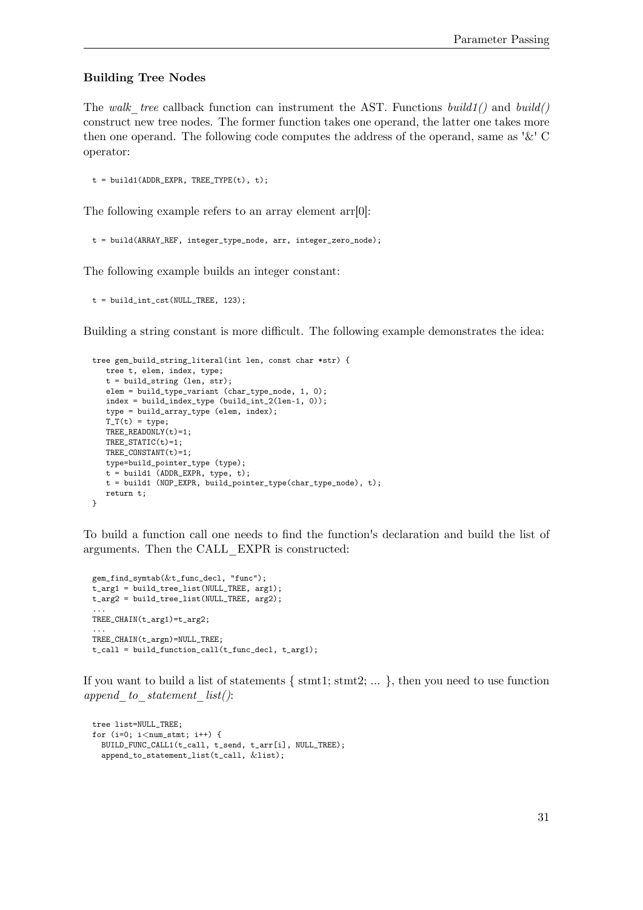### Building Tree Nodes

The *walk_tree* callback function can instrument the AST. Functions *build1()* and *build()* construct new tree nodes. The former function takes one operand, the latter one takes more then one operand. The following code computes the address of the operand, same as '&' C operator:

```
t = build1(ADDR_EXPR, TREE_TYPE(t), t);
```

The following example refers to an array element arr[0]:

```
t = build(ARRAY_REF, integer_type_node, arr, integer_zero_node);
```

The following example builds an integer constant:

```
t = build_int_cst(NULL_TREE, 123);
```

Building a string constant is more difficult. The following example demonstrates the idea:

```
tree gem_build_string_literal(int len, const char *str) {
   tree t, elem, index, type;
   t = build_string (len, str);
   elem = build_type_variant (char_type_node, 1, 0);
   index = build_index_type (build_int_2(len-1, 0));
   type = build_array_type (elem, index);
   T_T(t) = type;
   TREE_READONLY(t)=1;
   TREE_STATIC(t)=1;
   TREE_CONSTANT(t)=1;
   type=build_pointer_type (type);
   t = build1 (ADDR_EXPR, type, t);
   t = build1 (NOP_EXPR, build_pointer_type(char_type_node), t);
   return t;
}
```

To build a function call one needs to find the function's declaration and build the list of arguments. Then the CALL_EXPR is constructed:

```
gem_find_symtab(&t_func_decl, "func");
t_arg1 = build_tree_list(NULL_TREE, arg1);
t_arg2 = build_tree_list(NULL_TREE, arg2);
...
TREE_CHAIN(t_arg1)=t_arg2;
...
TREE_CHAIN(t_argn)=NULL_TREE;
t_call = build_function_call(t_func_decl, t_arg1);
```

If you want to build a list of statements { stmt1; stmt2; ... }, then you need to use function *append_to_statement_list()*:

```
tree list=NULL_TREE;
for (i=0; i<num_stmt; i++) {
  BUILD_FUNC_CALL1(t_call, t_send, t_arr[i], NULL_TREE);
  append_to_statement_list(t_call, &list);
```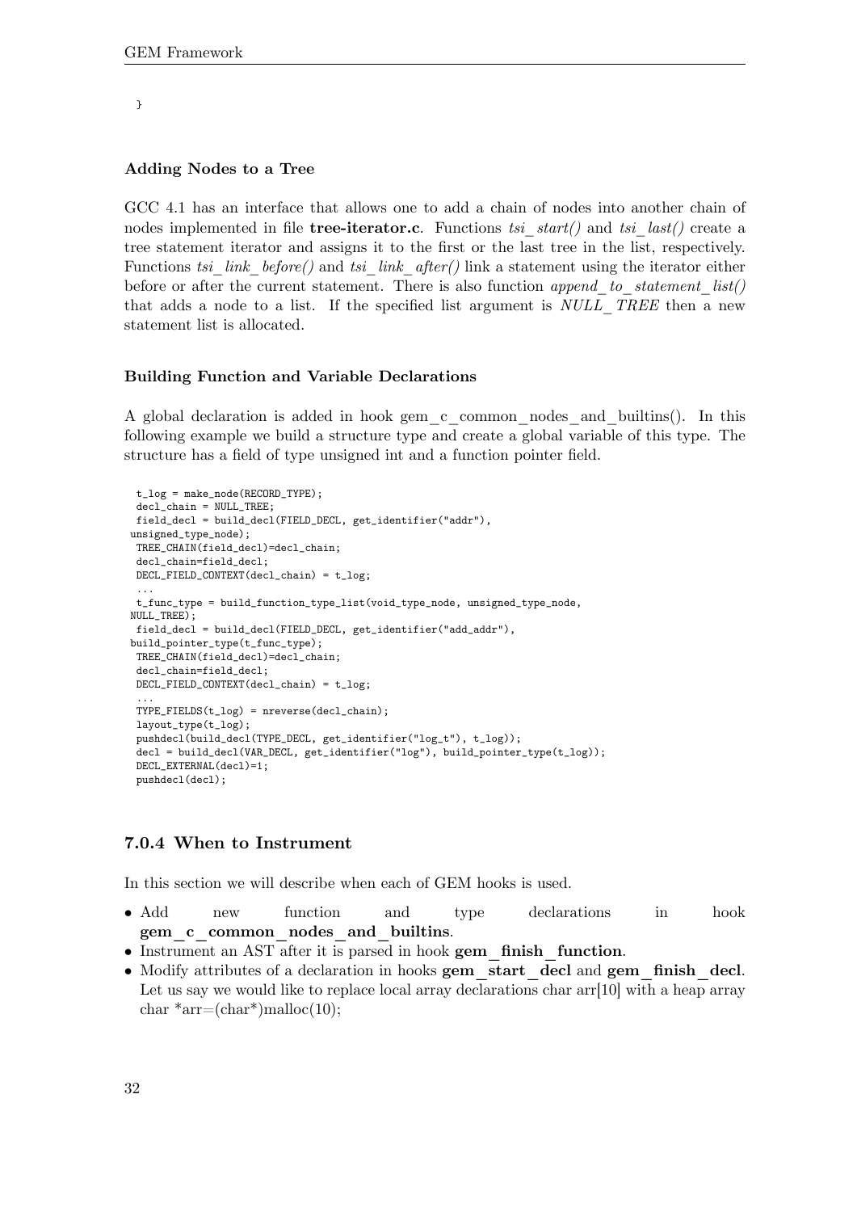```
}
```

### Adding Nodes to a Tree

GCC 4.1 has an interface that allows one to add a chain of nodes into another chain of nodes implemented in file **tree-iterator.c**. Functions *tsi_start()* and *tsi_last()* create a tree statement iterator and assigns it to the first or the last tree in the list, respectively. Functions *tsi_link_before()* and *tsi_link_after()* link a statement using the iterator either before or after the current statement. There is also function *append_to_statement_list()* that adds a node to a list. If the specified list argument is *NULL_TREE* then a new statement list is allocated.

### Building Function and Variable Declarations

A global declaration is added in hook gem_c_common_nodes_and_builtins(). In this following example we build a structure type and create a global variable of this type. The structure has a field of type unsigned int and a function pointer field.

```
 t_log = make_node(RECORD_TYPE);
 decl_chain = NULL_TREE;
 field_decl = build_decl(FIELD_DECL, get_identifier("addr"),
unsigned_type_node);
 TREE_CHAIN(field_decl)=decl_chain;
 decl_chain=field_decl;
 DECL_FIELD_CONTEXT(decl_chain) = t_log;
 ...
 t_func_type = build_function_type_list(void_type_node, unsigned_type_node,
NULL_TREE);
 field_decl = build_decl(FIELD_DECL, get_identifier("add_addr"),
build_pointer_type(t_func_type);
 TREE_CHAIN(field_decl)=decl_chain;
 decl_chain=field_decl;
 DECL_FIELD_CONTEXT(decl_chain) = t_log;
 ...
 TYPE_FIELDS(t_log) = nreverse(decl_chain);
 layout_type(t_log);
 pushdecl(build_decl(TYPE_DECL, get_identifier("log_t"), t_log));
 decl = build_decl(VAR_DECL, get_identifier("log"), build_pointer_type(t_log));
 DECL_EXTERNAL(decl)=1;
 pushdecl(decl);
```

### 7.0.4 When to Instrument

In this section we will describe when each of GEM hooks is used.

- Add new function and type declarations in hook **gem_c_common_nodes_and_builtins**.
- Instrument an AST after it is parsed in hook **gem_finish_function**.
- Modify attributes of a declaration in hooks **gem_start_decl** and **gem_finish_decl**. Let us say we would like to replace local array declarations char arr[10] with a heap array char *arr=(char*)malloc(10);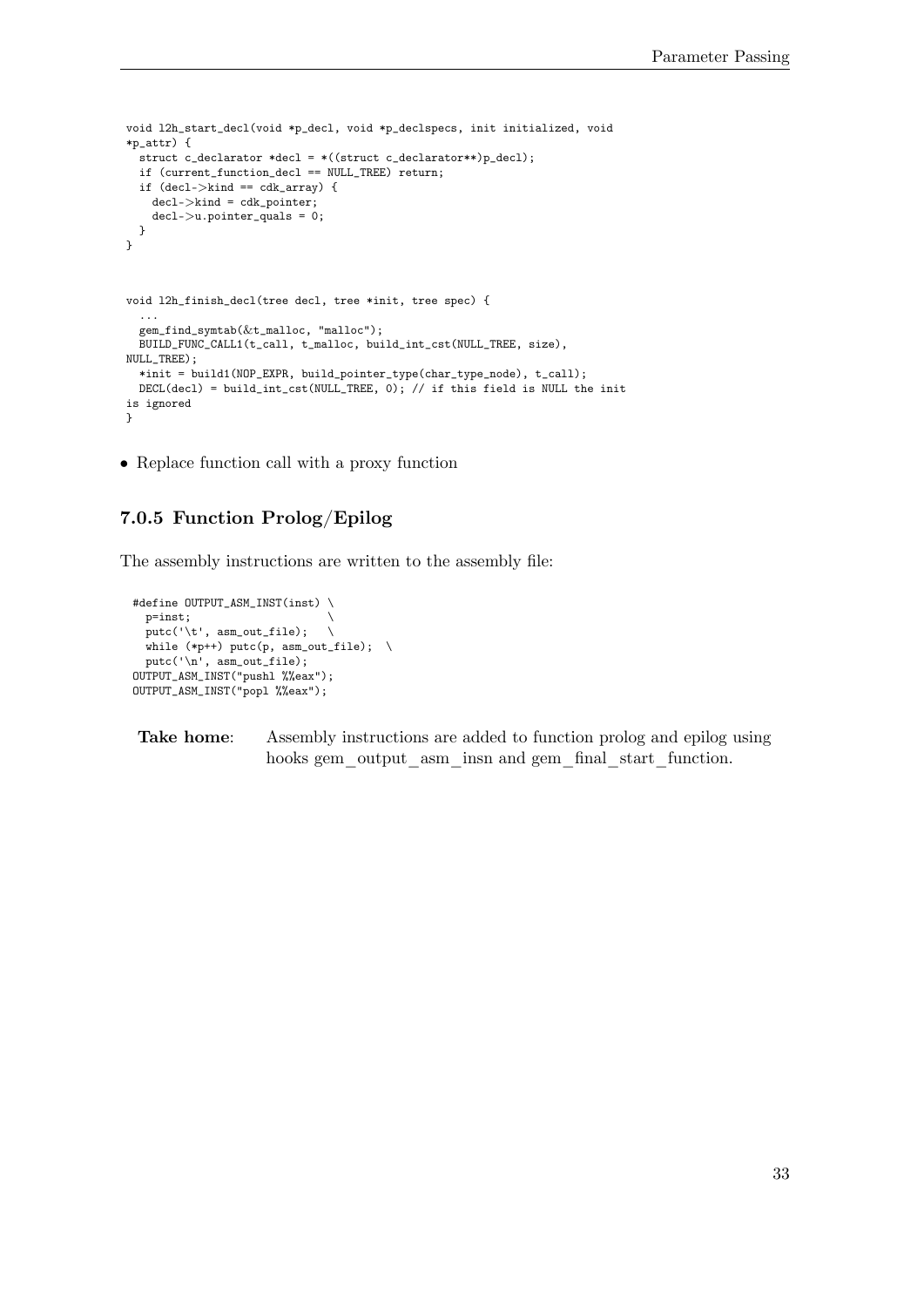```
void l2h_start_decl(void *p_decl, void *p_declspecs, init initialized, void
*p_attr) {
  struct c_declarator *decl = *((struct c_declarator**)p_decl);
  if (current_function_decl == NULL_TREE) return;
  if (decl->kind == cdk_array) {
    decl->kind = cdk_pointer;
    decl->u.pointer_quals = 0;
  }
}


void l2h_finish_decl(tree decl, tree *init, tree spec) {
  ...
  gem_find_symtab(&t_malloc, "malloc");
  BUILD_FUNC_CALL1(t_call, t_malloc, build_int_cst(NULL_TREE, size),
NULL_TREE);
  *init = build1(NOP_EXPR, build_pointer_type(char_type_node), t_call);
  DECL(decl) = build_int_cst(NULL_TREE, 0); // if this field is NULL the init
is ignored
}
```

- Replace function call with a proxy function

### 7.0.5 Function Prolog/Epilog

The assembly instructions are written to the assembly file:

```
#define OUTPUT_ASM_INST(inst) \
  p=inst;                     \
  putc('\t', asm_out_file);   \
  while (*p++) putc(p, asm_out_file);  \
  putc('\n', asm_out_file);
OUTPUT_ASM_INST("pushl %%eax");
OUTPUT_ASM_INST("popl %%eax");
```

**Take home**: Assembly instructions are added to function prolog and epilog using hooks gem_output_asm_insn and gem_final_start_function.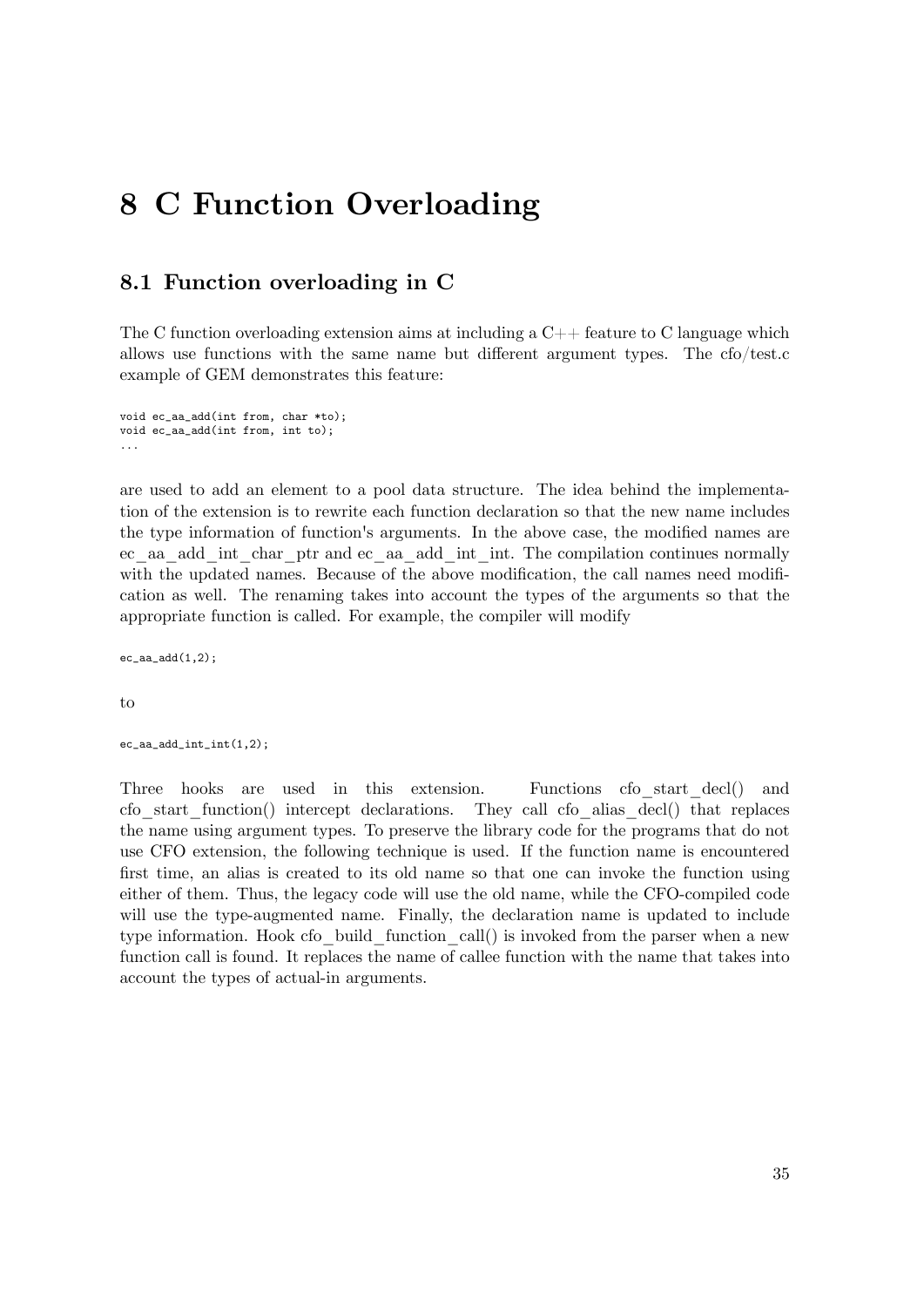# 8 C Function Overloading

## 8.1 Function overloading in C

The C function overloading extension aims at including a C++ feature to C language which allows use functions with the same name but different argument types. The cfo/test.c example of GEM demonstrates this feature:

```
void ec_aa_add(int from, char *to);
void ec_aa_add(int from, int to);
...
```

are used to add an element to a pool data structure. The idea behind the implementation of the extension is to rewrite each function declaration so that the new name includes the type information of function's arguments. In the above case, the modified names are ec_aa_add_int_char_ptr and ec_aa_add_int_int. The compilation continues normally with the updated names. Because of the above modification, the call names need modification as well. The renaming takes into account the types of the arguments so that the appropriate function is called. For example, the compiler will modify

```
ec_aa_add(1,2);
```

to

```
ec_aa_add_int_int(1,2);
```

Three hooks are used in this extension. Functions cfo_start_decl() and cfo_start_function() intercept declarations. They call cfo_alias_decl() that replaces the name using argument types. To preserve the library code for the programs that do not use CFO extension, the following technique is used. If the function name is encountered first time, an alias is created to its old name so that one can invoke the function using either of them. Thus, the legacy code will use the old name, while the CFO-compiled code will use the type-augmented name. Finally, the declaration name is updated to include type information. Hook cfo_build_function_call() is invoked from the parser when a new function call is found. It replaces the name of callee function with the name that takes into account the types of actual-in arguments.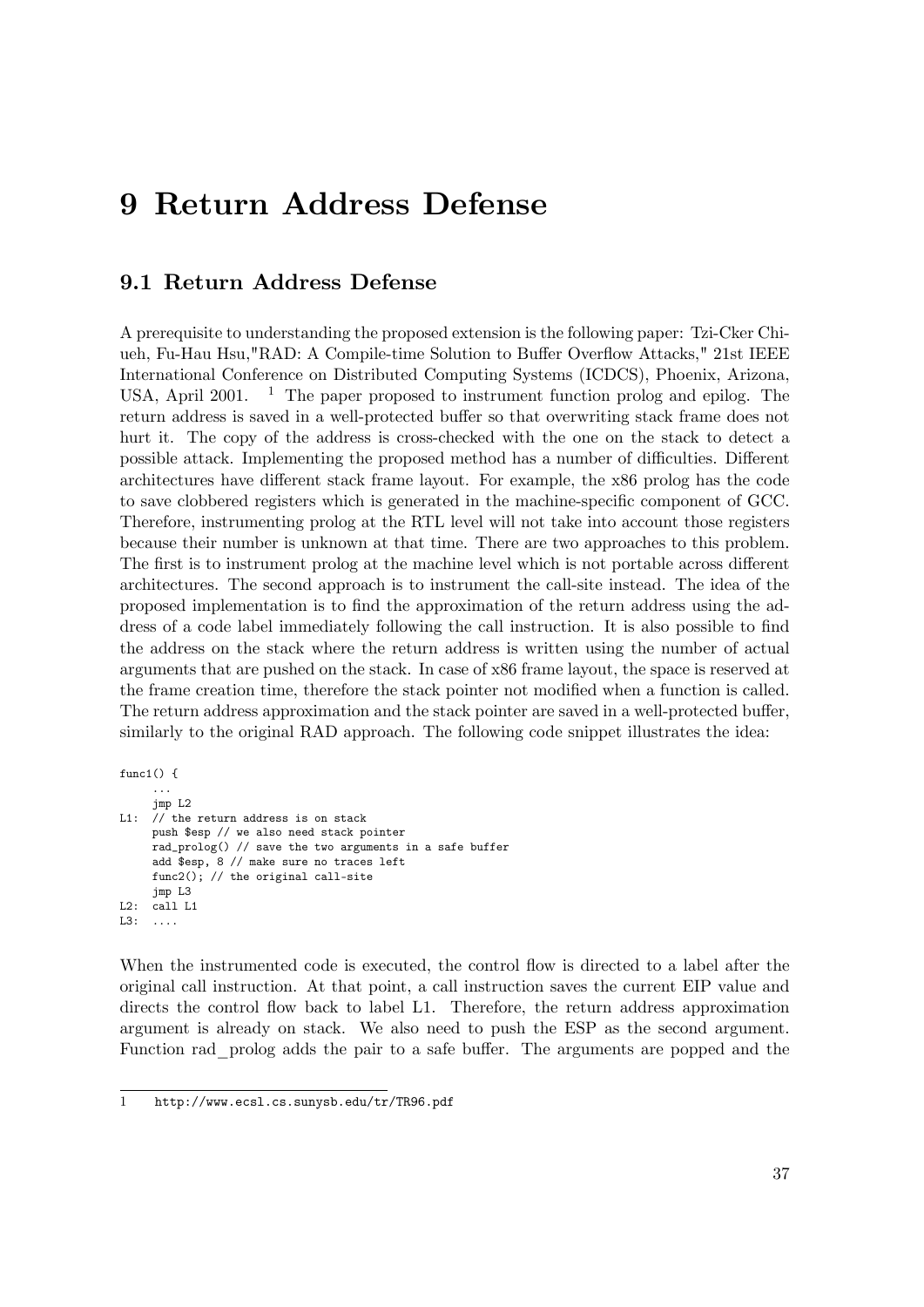# 9 Return Address Defense

## 9.1 Return Address Defense

A prerequisite to understanding the proposed extension is the following paper: Tzi-Cker Chiueh, Fu-Hau Hsu,"RAD: A Compile-time Solution to Buffer Overflow Attacks," 21st IEEE International Conference on Distributed Computing Systems (ICDCS), Phoenix, Arizona, USA, April 2001. [1] The paper proposed to instrument function prolog and epilog. The return address is saved in a well-protected buffer so that overwriting stack frame does not hurt it. The copy of the address is cross-checked with the one on the stack to detect a possible attack. Implementing the proposed method has a number of difficulties. Different architectures have different stack frame layout. For example, the x86 prolog has the code to save clobbered registers which is generated in the machine-specific component of GCC. Therefore, instrumenting prolog at the RTL level will not take into account those registers because their number is unknown at that time. There are two approaches to this problem. The first is to instrument prolog at the machine level which is not portable across different architectures. The second approach is to instrument the call-site instead. The idea of the proposed implementation is to find the approximation of the return address using the address of a code label immediately following the call instruction. It is also possible to find the address on the stack where the return address is written using the number of actual arguments that are pushed on the stack. In case of x86 frame layout, the space is reserved at the frame creation time, therefore the stack pointer not modified when a function is called. The return address approximation and the stack pointer are saved in a well-protected buffer, similarly to the original RAD approach. The following code snippet illustrates the idea:

```
func1() {
     ...
     jmp L2
L1:  // the return address is on stack
     push $esp // we also need stack pointer
     rad_prolog() // save the two arguments in a safe buffer
     add $esp, 8 // make sure no traces left
     func2(); // the original call-site
     jmp L3
L2:  call L1
L3:  ....
```

When the instrumented code is executed, the control flow is directed to a label after the original call instruction. At that point, a call instruction saves the current EIP value and directs the control flow back to label L1. Therefore, the return address approximation argument is already on stack. We also need to push the ESP as the second argument. Function rad_prolog adds the pair to a safe buffer. The arguments are popped and the

[1] http://www.ecsl.cs.sunysb.edu/tr/TR96.pdf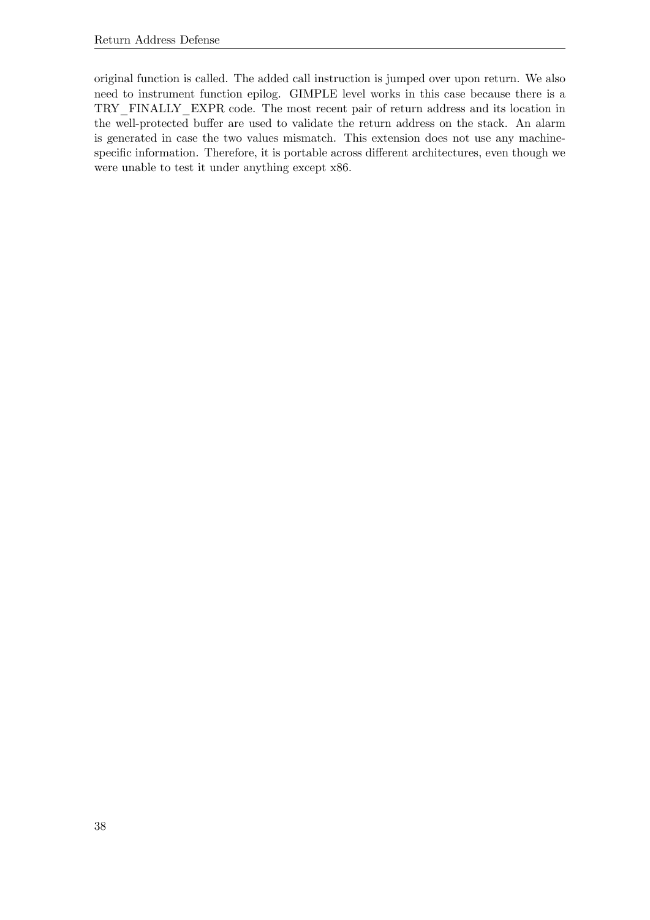original function is called. The added call instruction is jumped over upon return. We also need to instrument function epilog. GIMPLE level works in this case because there is a TRY_FINALLY_EXPR code. The most recent pair of return address and its location in the well-protected buffer are used to validate the return address on the stack. An alarm is generated in case the two values mismatch. This extension does not use any machine-specific information. Therefore, it is portable across different architectures, even though we were unable to test it under anything except x86.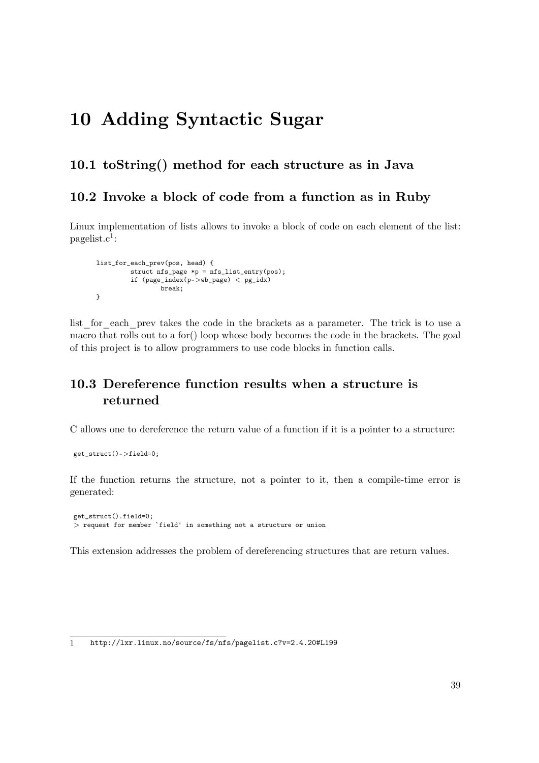# 10 Adding Syntactic Sugar

## 10.1 toString() method for each structure as in Java

## 10.2 Invoke a block of code from a function as in Ruby

Linux implementation of lists allows to invoke a block of code on each element of the list: pagelist.c[1]:

```
list_for_each_prev(pos, head) {
        struct nfs_page *p = nfs_list_entry(pos);
        if (page_index(p->wb_page) < pg_idx)
                break;
}
```

list_for_each_prev takes the code in the brackets as a parameter. The trick is to use a macro that rolls out to a for() loop whose body becomes the code in the brackets. The goal of this project is to allow programmers to use code blocks in function calls.

## 10.3 Dereference function results when a structure is returned

C allows one to dereference the return value of a function if it is a pointer to a structure:

```
get_struct()->field=0;
```

If the function returns the structure, not a pointer to it, then a compile-time error is generated:

```
get_struct().field=0;
> request for member `field' in something not a structure or union
```

This extension addresses the problem of dereferencing structures that are return values.

---

1 http://lxr.linux.no/source/fs/nfs/pagelist.c?v=2.4.20#L199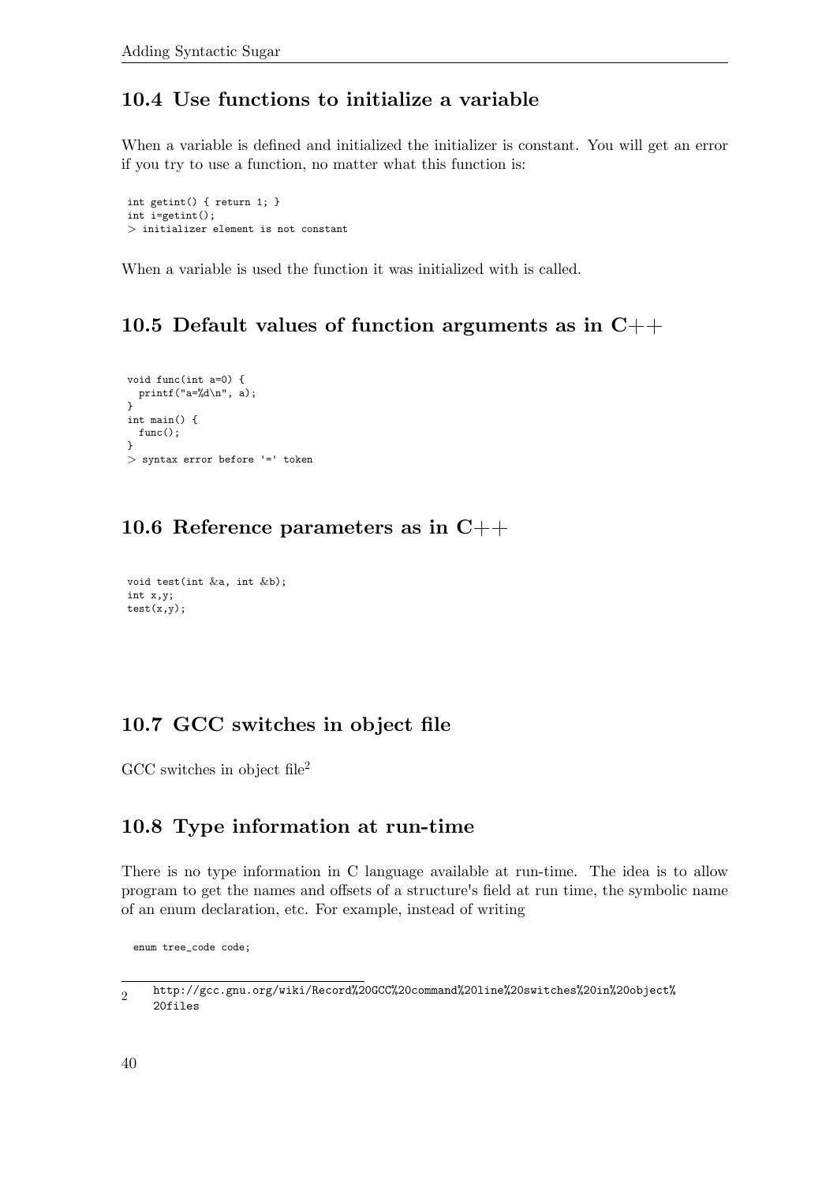## 10.4 Use functions to initialize a variable

When a variable is defined and initialized the initializer is constant. You will get an error if you try to use a function, no matter what this function is:

```
int getint() { return 1; }
int i=getint();
> initializer element is not constant
```

When a variable is used the function it was initialized with is called.

## 10.5 Default values of function arguments as in C++

```
void func(int a=0) {
  printf("a=%d\n", a);
}
int main() {
  func();
}
> syntax error before '=' token
```

## 10.6 Reference parameters as in C++

```
void test(int &a, int &b);
int x,y;
test(x,y);
```

## 10.7 GCC switches in object file

GCC switches in object file[2]

## 10.8 Type information at run-time

There is no type information in C language available at run-time. The idea is to allow program to get the names and offsets of a structure's field at run time, the symbolic name of an enum declaration, etc. For example, instead of writing

```
enum tree_code code;
```

[2] http://gcc.gnu.org/wiki/Record%20GCC%20command%20line%20switches%20in%20object%20files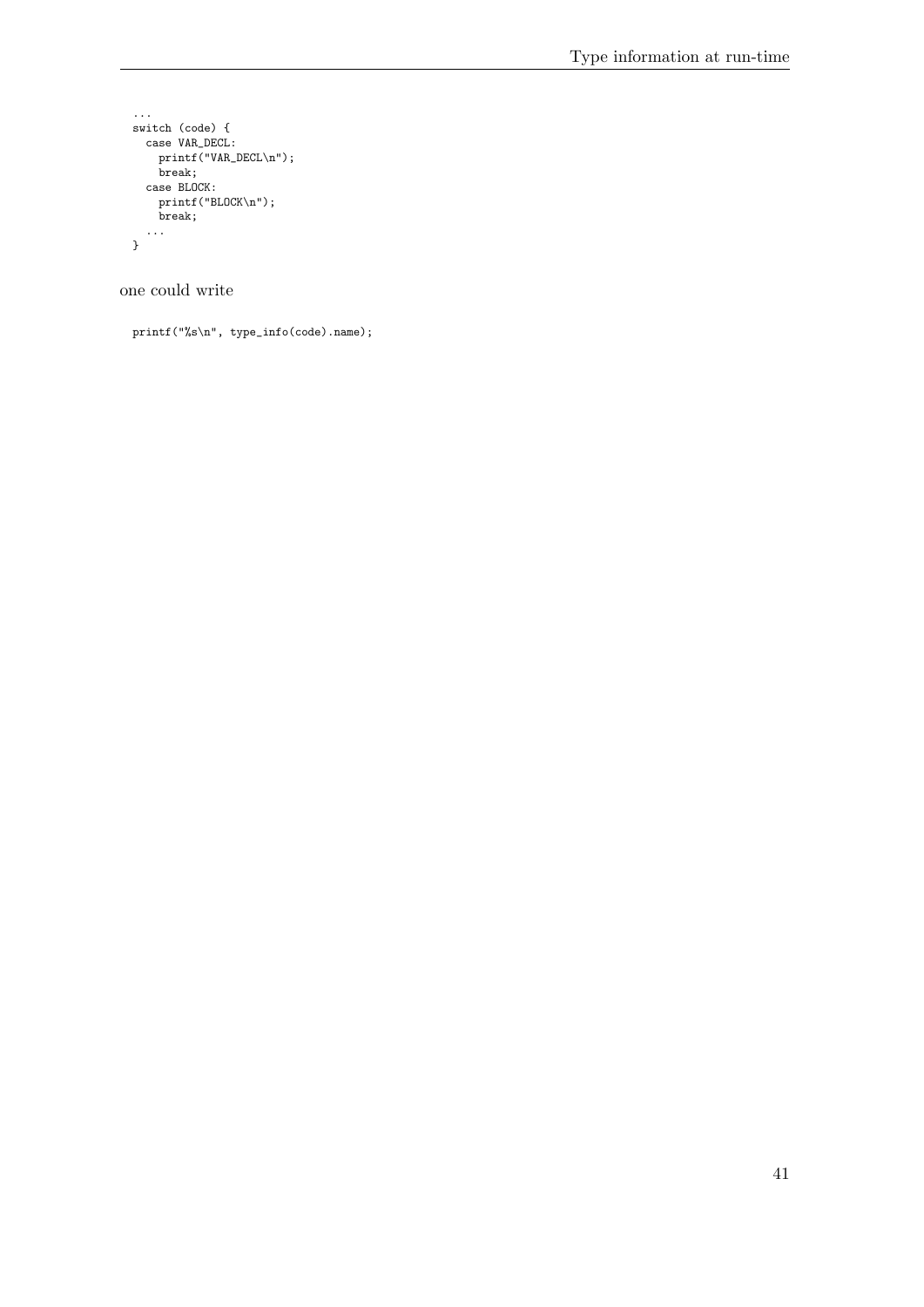```
...
switch (code) {
  case VAR_DECL:
    printf("VAR_DECL\n");
    break;
  case BLOCK:
    printf("BLOCK\n");
    break;
  ...
}
```

one could write

```
printf("%s\n", type_info(code).name);
```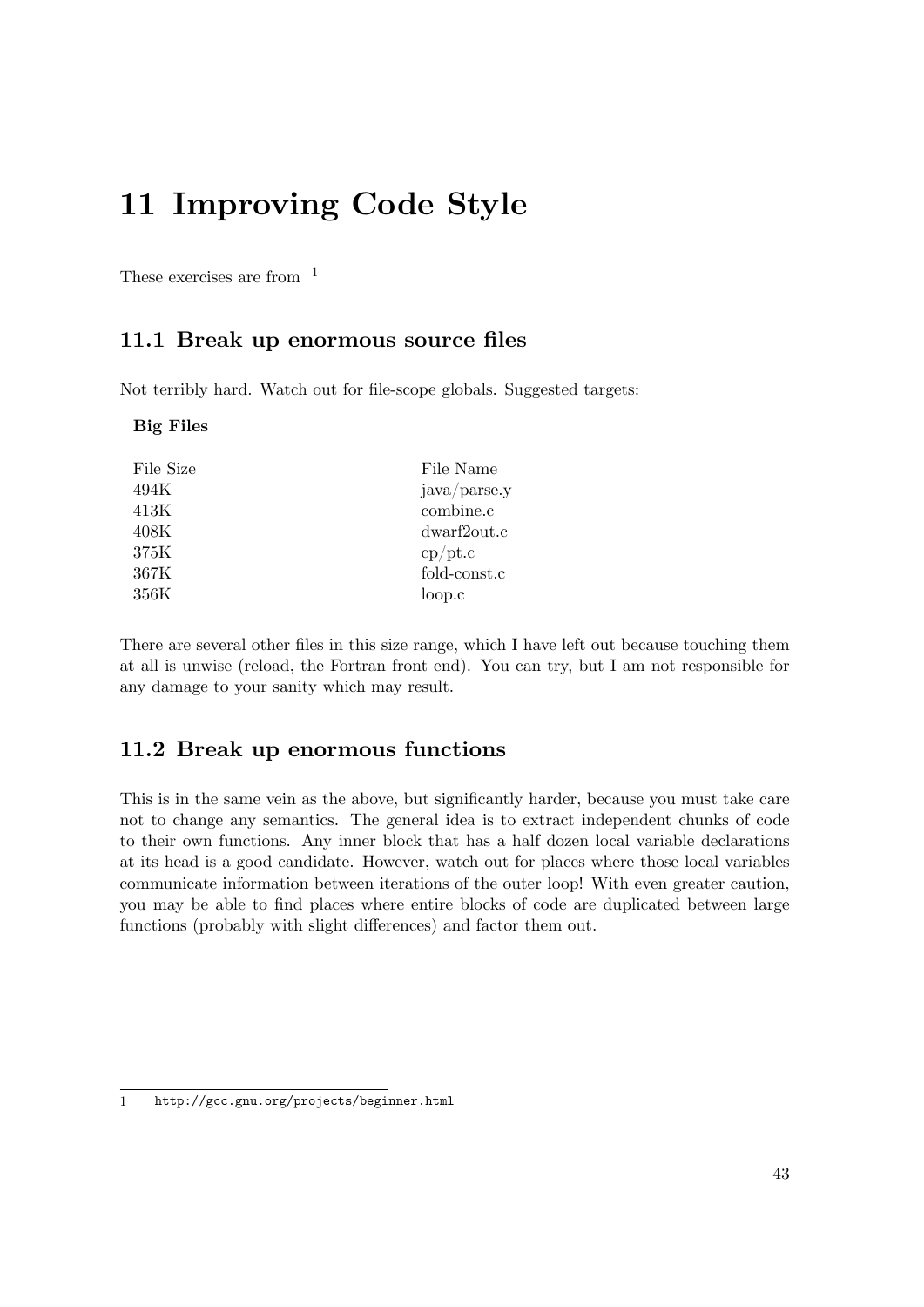# 11 Improving Code Style

These exercises are from [1]

## 11.1 Break up enormous source files

Not terribly hard. Watch out for file-scope globals. Suggested targets:

**Big Files**

| File Size | File Name |
|---|---|
| 494K | java/parse.y |
| 413K | combine.c |
| 408K | dwarf2out.c |
| 375K | cp/pt.c |
| 367K | fold-const.c |
| 356K | loop.c |

There are several other files in this size range, which I have left out because touching them at all is unwise (reload, the Fortran front end). You can try, but I am not responsible for any damage to your sanity which may result.

## 11.2 Break up enormous functions

This is in the same vein as the above, but significantly harder, because you must take care not to change any semantics. The general idea is to extract independent chunks of code to their own functions. Any inner block that has a half dozen local variable declarations at its head is a good candidate. However, watch out for places where those local variables communicate information between iterations of the outer loop! With even greater caution, you may be able to find places where entire blocks of code are duplicated between large functions (probably with slight differences) and factor them out.

---

[1] http://gcc.gnu.org/projects/beginner.html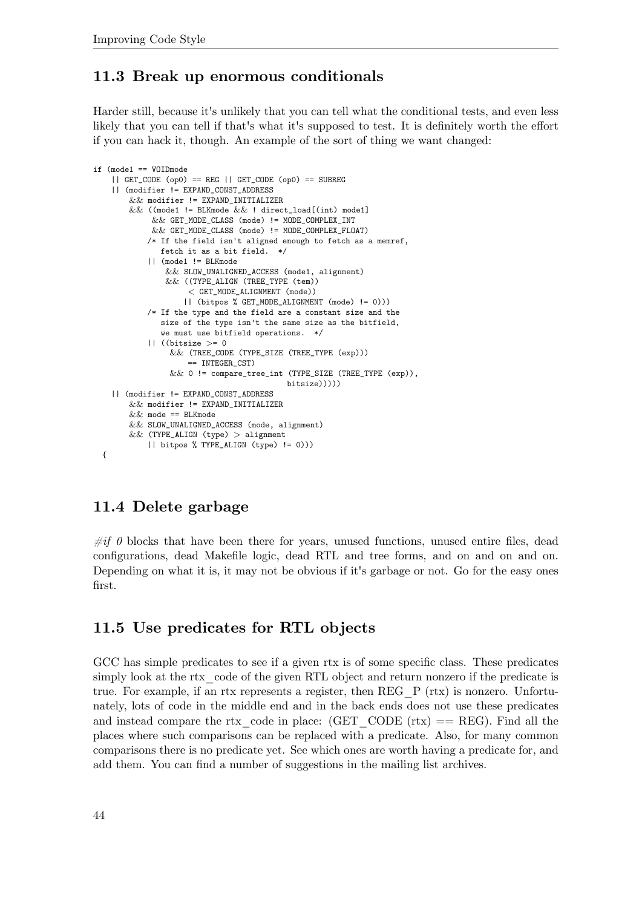## 11.3 Break up enormous conditionals

Harder still, because it's unlikely that you can tell what the conditional tests, and even less likely that you can tell if that's what it's supposed to test. It is definitely worth the effort if you can hack it, though. An example of the sort of thing we want changed:

```
if (mode1 == VOIDmode
    || GET_CODE (op0) == REG || GET_CODE (op0) == SUBREG
    || (modifier != EXPAND_CONST_ADDRESS
        && modifier != EXPAND_INITIALIZER
        && ((mode1 != BLKmode && ! direct_load[(int) mode1]
             && GET_MODE_CLASS (mode) != MODE_COMPLEX_INT
             && GET_MODE_CLASS (mode) != MODE_COMPLEX_FLOAT)
            /* If the field isn't aligned enough to fetch as a memref,
               fetch it as a bit field.  */
            || (mode1 != BLKmode
                && SLOW_UNALIGNED_ACCESS (mode1, alignment)
                && ((TYPE_ALIGN (TREE_TYPE (tem))
                     < GET_MODE_ALIGNMENT (mode))
                    || (bitpos % GET_MODE_ALIGNMENT (mode) != 0)))
            /* If the type and the field are a constant size and the
               size of the type isn't the same size as the bitfield,
               we must use bitfield operations.  */
            || ((bitsize >= 0
                 && (TREE_CODE (TYPE_SIZE (TREE_TYPE (exp)))
                     == INTEGER_CST)
                 && 0 != compare_tree_int (TYPE_SIZE (TREE_TYPE (exp)),
                                           bitsize)))))
    || (modifier != EXPAND_CONST_ADDRESS
        && modifier != EXPAND_INITIALIZER
        && mode == BLKmode
        && SLOW_UNALIGNED_ACCESS (mode, alignment)
        && (TYPE_ALIGN (type) > alignment
            || bitpos % TYPE_ALIGN (type) != 0)))
  {
```

## 11.4 Delete garbage

*#if 0* blocks that have been there for years, unused functions, unused entire files, dead configurations, dead Makefile logic, dead RTL and tree forms, and on and on and on. Depending on what it is, it may not be obvious if it's garbage or not. Go for the easy ones first.

## 11.5 Use predicates for RTL objects

GCC has simple predicates to see if a given rtx is of some specific class. These predicates simply look at the rtx_code of the given RTL object and return nonzero if the predicate is true. For example, if an rtx represents a register, then REG_P (rtx) is nonzero. Unfortunately, lots of code in the middle end and in the back ends does not use these predicates and instead compare the rtx_code in place: (GET_CODE (rtx) == REG). Find all the places where such comparisons can be replaced with a predicate. Also, for many common comparisons there is no predicate yet. See which ones are worth having a predicate for, and add them. You can find a number of suggestions in the mailing list archives.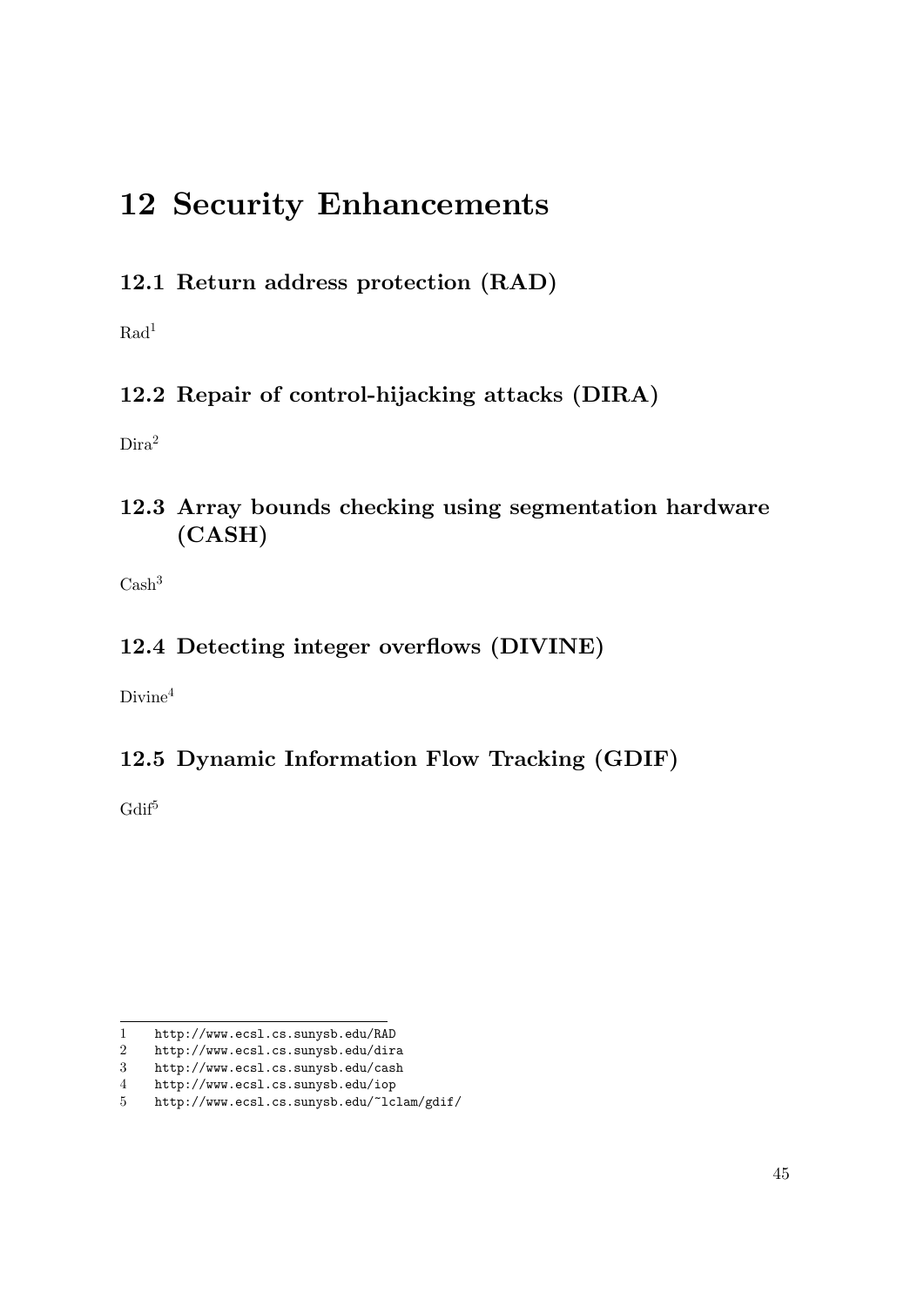# 12 Security Enhancements

## 12.1 Return address protection (RAD)

Rad[1]

## 12.2 Repair of control-hijacking attacks (DIRA)

Dira[2]

## 12.3 Array bounds checking using segmentation hardware (CASH)

Cash[3]

## 12.4 Detecting integer overflows (DIVINE)

Divine[4]

## 12.5 Dynamic Information Flow Tracking (GDIF)

Gdif[5]

---

1 http://www.ecsl.cs.sunysb.edu/RAD
2 http://www.ecsl.cs.sunysb.edu/dira
3 http://www.ecsl.cs.sunysb.edu/cash
4 http://www.ecsl.cs.sunysb.edu/iop
5 http://www.ecsl.cs.sunysb.edu/~lclam/gdif/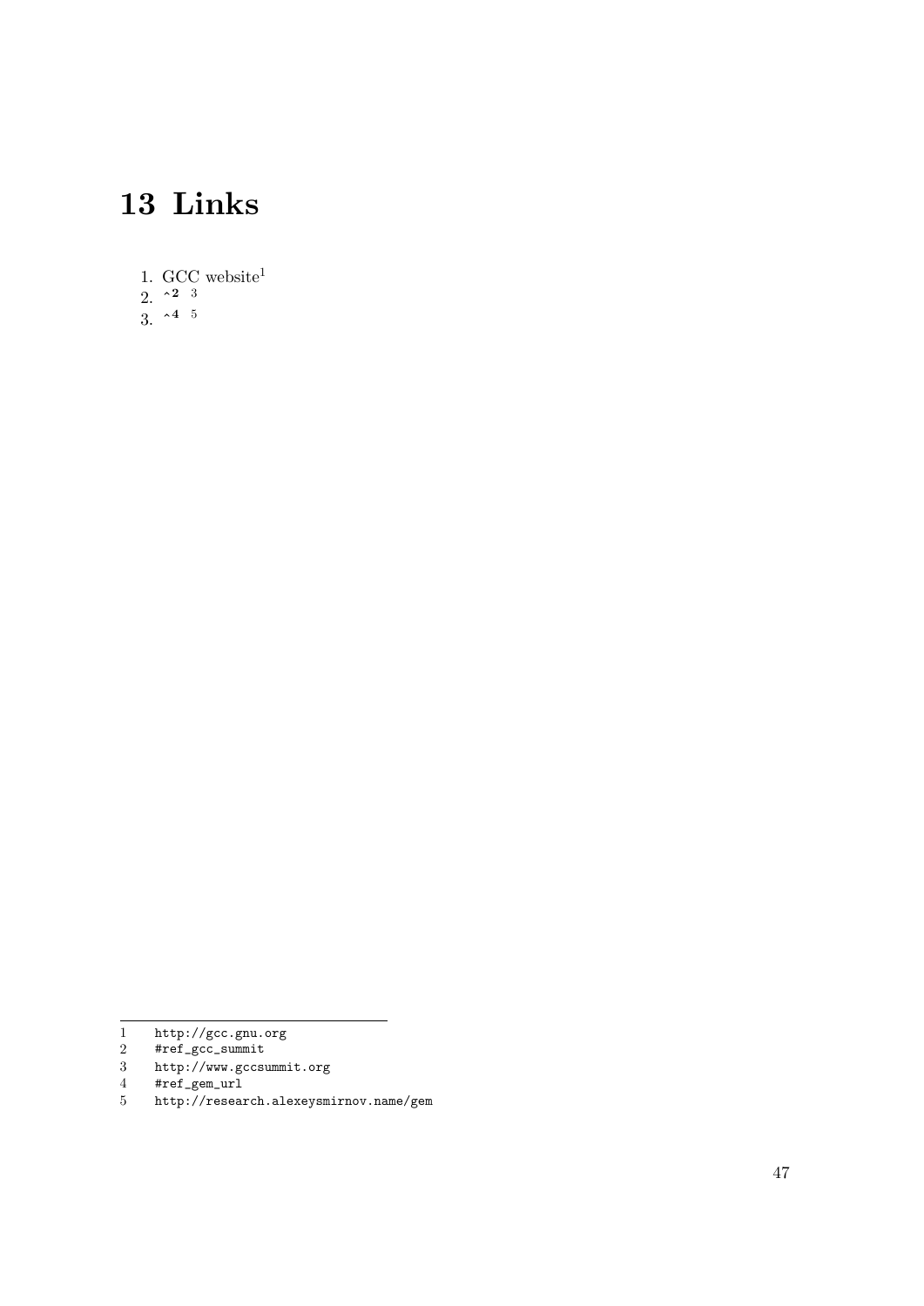# 13 Links

1. GCC website[1]
2. ^2 [3]
3. ^4 [5]

---

1. http://gcc.gnu.org
2. #ref_gcc_summit
3. http://www.gccsummit.org
4. #ref_gem_url
5. http://research.alexeysmirnov.name/gem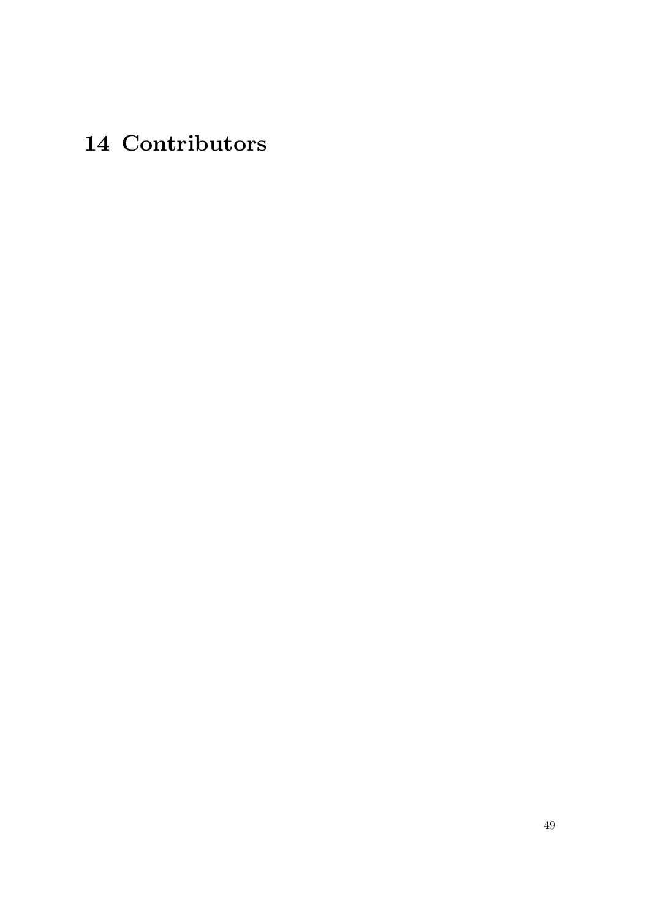# 14 Contributors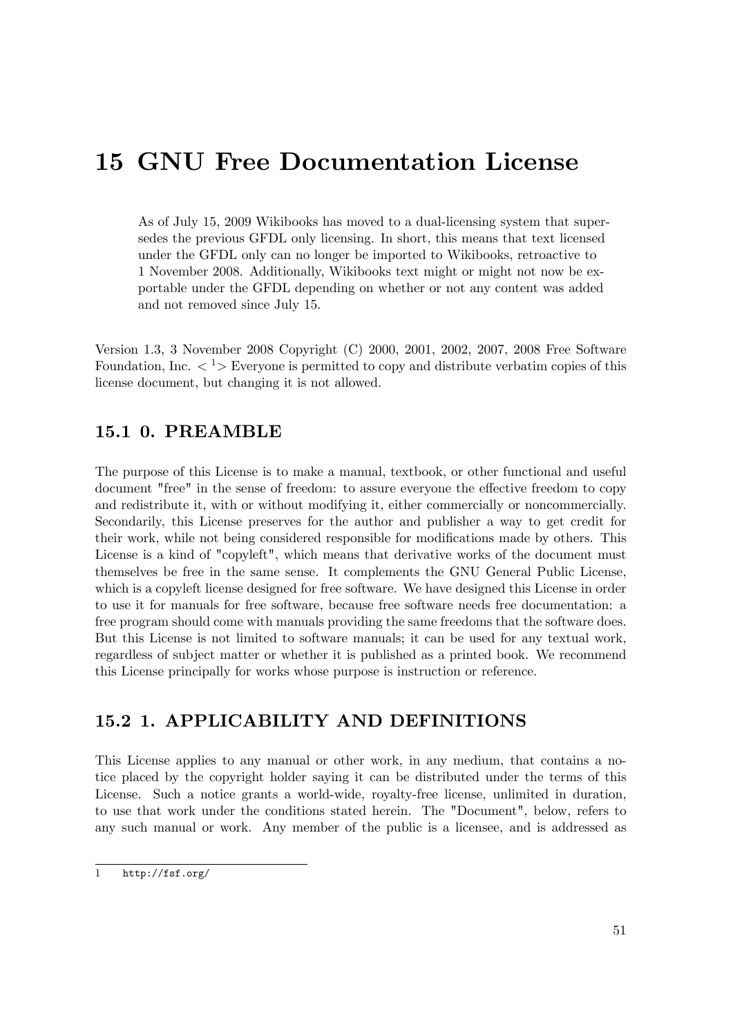# 15 GNU Free Documentation License

> As of July 15, 2009 Wikibooks has moved to a dual-licensing system that supersedes the previous GFDL only licensing. In short, this means that text licensed under the GFDL only can no longer be imported to Wikibooks, retroactive to 1 November 2008. Additionally, Wikibooks text might or might not now be exportable under the GFDL depending on whether or not any content was added and not removed since July 15.

Version 1.3, 3 November 2008 Copyright (C) 2000, 2001, 2002, 2007, 2008 Free Software Foundation, Inc. < [1]> Everyone is permitted to copy and distribute verbatim copies of this license document, but changing it is not allowed.

## 15.1 0. PREAMBLE

The purpose of this License is to make a manual, textbook, or other functional and useful document "free" in the sense of freedom: to assure everyone the effective freedom to copy and redistribute it, with or without modifying it, either commercially or noncommercially. Secondarily, this License preserves for the author and publisher a way to get credit for their work, while not being considered responsible for modifications made by others. This License is a kind of "copyleft", which means that derivative works of the document must themselves be free in the same sense. It complements the GNU General Public License, which is a copyleft license designed for free software. We have designed this License in order to use it for manuals for free software, because free software needs free documentation: a free program should come with manuals providing the same freedoms that the software does. But this License is not limited to software manuals; it can be used for any textual work, regardless of subject matter or whether it is published as a printed book. We recommend this License principally for works whose purpose is instruction or reference.

## 15.2 1. APPLICABILITY AND DEFINITIONS

This License applies to any manual or other work, in any medium, that contains a notice placed by the copyright holder saying it can be distributed under the terms of this License. Such a notice grants a world-wide, royalty-free license, unlimited in duration, to use that work under the conditions stated herein. The "Document", below, refers to any such manual or work. Any member of the public is a licensee, and is addressed as

---

1 http://fsf.org/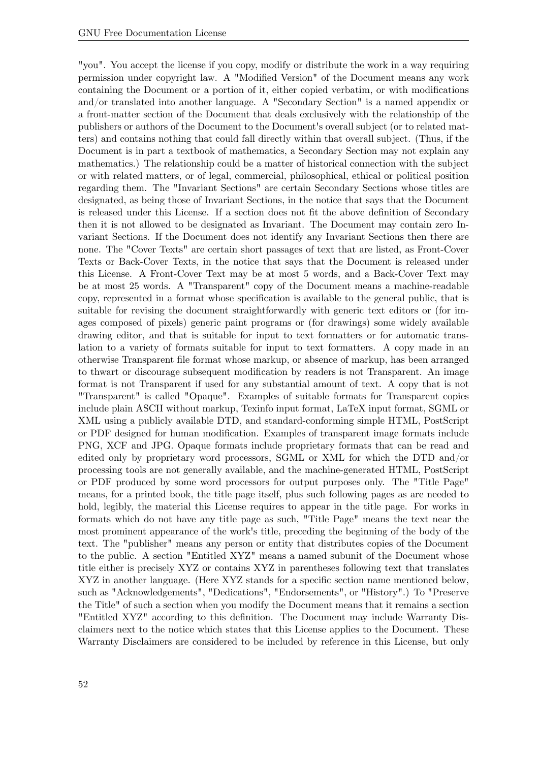"you". You accept the license if you copy, modify or distribute the work in a way requiring permission under copyright law. A "Modified Version" of the Document means any work containing the Document or a portion of it, either copied verbatim, or with modifications and/or translated into another language. A "Secondary Section" is a named appendix or a front-matter section of the Document that deals exclusively with the relationship of the publishers or authors of the Document to the Document's overall subject (or to related matters) and contains nothing that could fall directly within that overall subject. (Thus, if the Document is in part a textbook of mathematics, a Secondary Section may not explain any mathematics.) The relationship could be a matter of historical connection with the subject or with related matters, or of legal, commercial, philosophical, ethical or political position regarding them. The "Invariant Sections" are certain Secondary Sections whose titles are designated, as being those of Invariant Sections, in the notice that says that the Document is released under this License. If a section does not fit the above definition of Secondary then it is not allowed to be designated as Invariant. The Document may contain zero Invariant Sections. If the Document does not identify any Invariant Sections then there are none. The "Cover Texts" are certain short passages of text that are listed, as Front-Cover Texts or Back-Cover Texts, in the notice that says that the Document is released under this License. A Front-Cover Text may be at most 5 words, and a Back-Cover Text may be at most 25 words. A "Transparent" copy of the Document means a machine-readable copy, represented in a format whose specification is available to the general public, that is suitable for revising the document straightforwardly with generic text editors or (for images composed of pixels) generic paint programs or (for drawings) some widely available drawing editor, and that is suitable for input to text formatters or for automatic translation to a variety of formats suitable for input to text formatters. A copy made in an otherwise Transparent file format whose markup, or absence of markup, has been arranged to thwart or discourage subsequent modification by readers is not Transparent. An image format is not Transparent if used for any substantial amount of text. A copy that is not "Transparent" is called "Opaque". Examples of suitable formats for Transparent copies include plain ASCII without markup, Texinfo input format, LaTeX input format, SGML or XML using a publicly available DTD, and standard-conforming simple HTML, PostScript or PDF designed for human modification. Examples of transparent image formats include PNG, XCF and JPG. Opaque formats include proprietary formats that can be read and edited only by proprietary word processors, SGML or XML for which the DTD and/or processing tools are not generally available, and the machine-generated HTML, PostScript or PDF produced by some word processors for output purposes only. The "Title Page" means, for a printed book, the title page itself, plus such following pages as are needed to hold, legibly, the material this License requires to appear in the title page. For works in formats which do not have any title page as such, "Title Page" means the text near the most prominent appearance of the work's title, preceding the beginning of the body of the text. The "publisher" means any person or entity that distributes copies of the Document to the public. A section "Entitled XYZ" means a named subunit of the Document whose title either is precisely XYZ or contains XYZ in parentheses following text that translates XYZ in another language. (Here XYZ stands for a specific section name mentioned below, such as "Acknowledgements", "Dedications", "Endorsements", or "History".) To "Preserve the Title" of such a section when you modify the Document means that it remains a section "Entitled XYZ" according to this definition. The Document may include Warranty Disclaimers next to the notice which states that this License applies to the Document. These Warranty Disclaimers are considered to be included by reference in this License, but only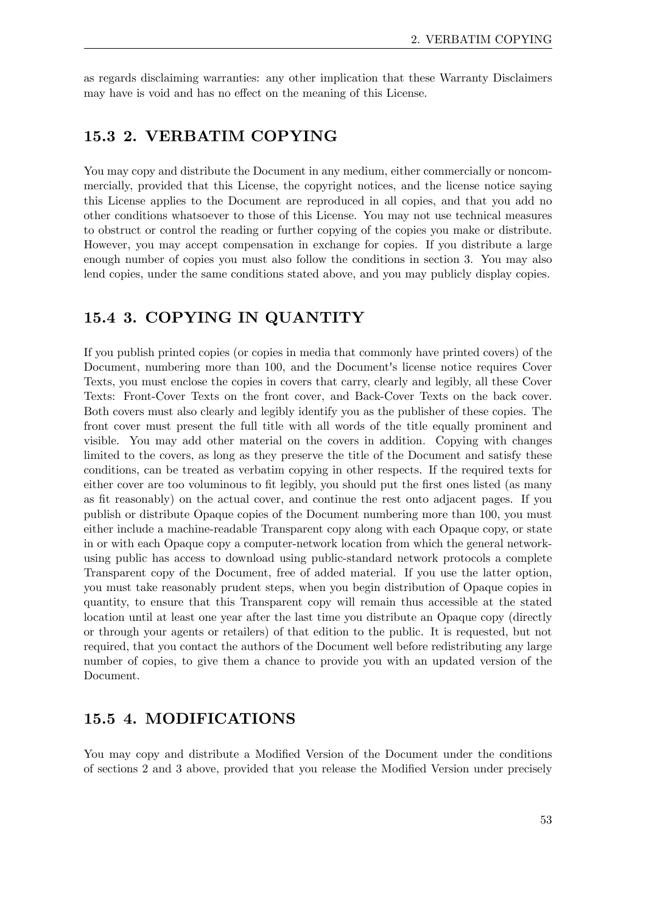as regards disclaiming warranties: any other implication that these Warranty Disclaimers may have is void and has no effect on the meaning of this License.

## 15.3 2. VERBATIM COPYING

You may copy and distribute the Document in any medium, either commercially or noncommercially, provided that this License, the copyright notices, and the license notice saying this License applies to the Document are reproduced in all copies, and that you add no other conditions whatsoever to those of this License. You may not use technical measures to obstruct or control the reading or further copying of the copies you make or distribute. However, you may accept compensation in exchange for copies. If you distribute a large enough number of copies you must also follow the conditions in section 3. You may also lend copies, under the same conditions stated above, and you may publicly display copies.

## 15.4 3. COPYING IN QUANTITY

If you publish printed copies (or copies in media that commonly have printed covers) of the Document, numbering more than 100, and the Document's license notice requires Cover Texts, you must enclose the copies in covers that carry, clearly and legibly, all these Cover Texts: Front-Cover Texts on the front cover, and Back-Cover Texts on the back cover. Both covers must also clearly and legibly identify you as the publisher of these copies. The front cover must present the full title with all words of the title equally prominent and visible. You may add other material on the covers in addition. Copying with changes limited to the covers, as long as they preserve the title of the Document and satisfy these conditions, can be treated as verbatim copying in other respects. If the required texts for either cover are too voluminous to fit legibly, you should put the first ones listed (as many as fit reasonably) on the actual cover, and continue the rest onto adjacent pages. If you publish or distribute Opaque copies of the Document numbering more than 100, you must either include a machine-readable Transparent copy along with each Opaque copy, or state in or with each Opaque copy a computer-network location from which the general network-using public has access to download using public-standard network protocols a complete Transparent copy of the Document, free of added material. If you use the latter option, you must take reasonably prudent steps, when you begin distribution of Opaque copies in quantity, to ensure that this Transparent copy will remain thus accessible at the stated location until at least one year after the last time you distribute an Opaque copy (directly or through your agents or retailers) of that edition to the public. It is requested, but not required, that you contact the authors of the Document well before redistributing any large number of copies, to give them a chance to provide you with an updated version of the Document.

## 15.5 4. MODIFICATIONS

You may copy and distribute a Modified Version of the Document under the conditions of sections 2 and 3 above, provided that you release the Modified Version under precisely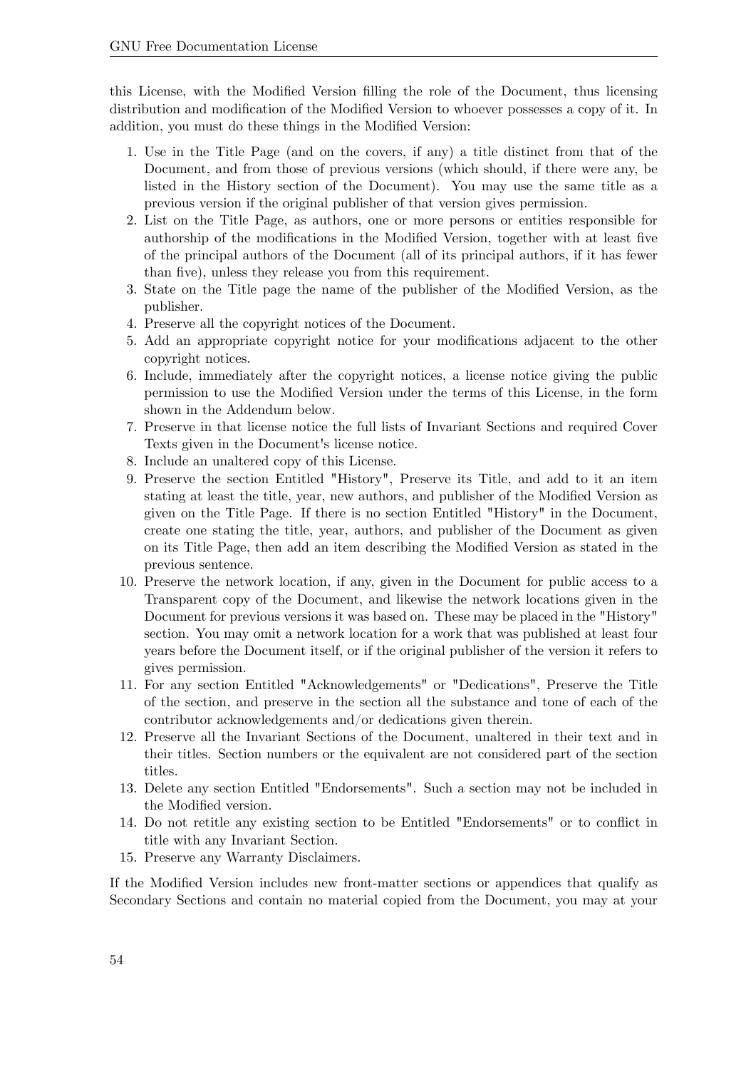this License, with the Modified Version filling the role of the Document, thus licensing distribution and modification of the Modified Version to whoever possesses a copy of it. In addition, you must do these things in the Modified Version:

1. Use in the Title Page (and on the covers, if any) a title distinct from that of the Document, and from those of previous versions (which should, if there were any, be listed in the History section of the Document). You may use the same title as a previous version if the original publisher of that version gives permission.
2. List on the Title Page, as authors, one or more persons or entities responsible for authorship of the modifications in the Modified Version, together with at least five of the principal authors of the Document (all of its principal authors, if it has fewer than five), unless they release you from this requirement.
3. State on the Title page the name of the publisher of the Modified Version, as the publisher.
4. Preserve all the copyright notices of the Document.
5. Add an appropriate copyright notice for your modifications adjacent to the other copyright notices.
6. Include, immediately after the copyright notices, a license notice giving the public permission to use the Modified Version under the terms of this License, in the form shown in the Addendum below.
7. Preserve in that license notice the full lists of Invariant Sections and required Cover Texts given in the Document's license notice.
8. Include an unaltered copy of this License.
9. Preserve the section Entitled "History", Preserve its Title, and add to it an item stating at least the title, year, new authors, and publisher of the Modified Version as given on the Title Page. If there is no section Entitled "History" in the Document, create one stating the title, year, authors, and publisher of the Document as given on its Title Page, then add an item describing the Modified Version as stated in the previous sentence.
10. Preserve the network location, if any, given in the Document for public access to a Transparent copy of the Document, and likewise the network locations given in the Document for previous versions it was based on. These may be placed in the "History" section. You may omit a network location for a work that was published at least four years before the Document itself, or if the original publisher of the version it refers to gives permission.
11. For any section Entitled "Acknowledgements" or "Dedications", Preserve the Title of the section, and preserve in the section all the substance and tone of each of the contributor acknowledgements and/or dedications given therein.
12. Preserve all the Invariant Sections of the Document, unaltered in their text and in their titles. Section numbers or the equivalent are not considered part of the section titles.
13. Delete any section Entitled "Endorsements". Such a section may not be included in the Modified version.
14. Do not retitle any existing section to be Entitled "Endorsements" or to conflict in title with any Invariant Section.
15. Preserve any Warranty Disclaimers.

If the Modified Version includes new front-matter sections or appendices that qualify as Secondary Sections and contain no material copied from the Document, you may at your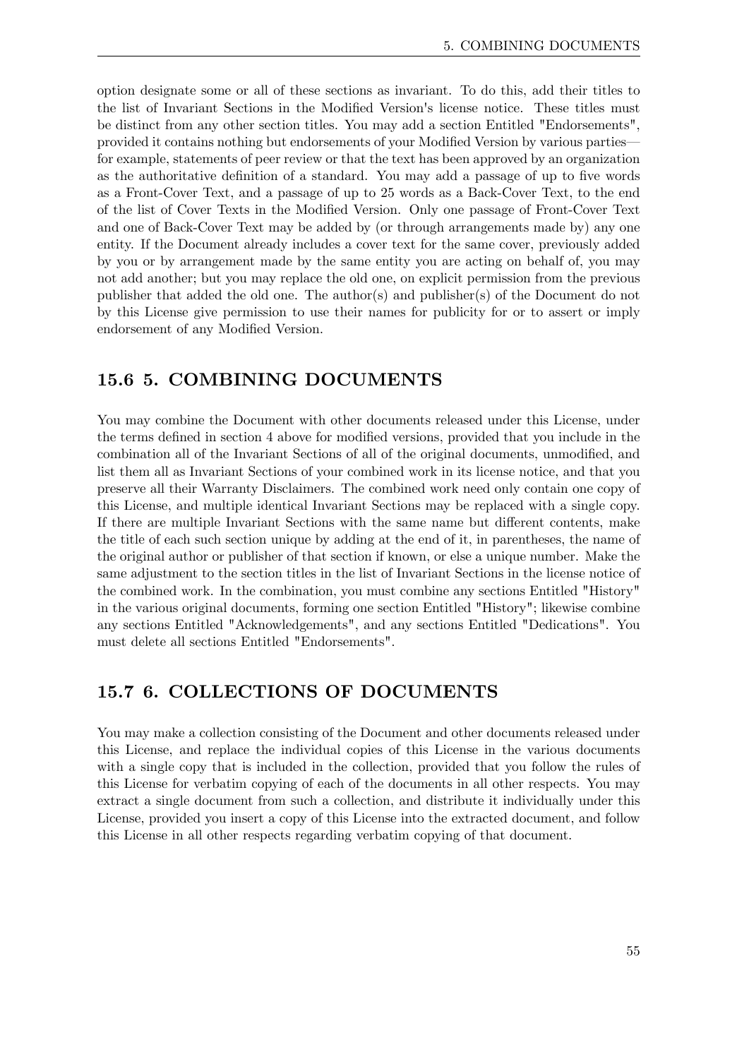option designate some or all of these sections as invariant. To do this, add their titles to the list of Invariant Sections in the Modified Version's license notice. These titles must be distinct from any other section titles. You may add a section Entitled "Endorsements", provided it contains nothing but endorsements of your Modified Version by various parties—for example, statements of peer review or that the text has been approved by an organization as the authoritative definition of a standard. You may add a passage of up to five words as a Front-Cover Text, and a passage of up to 25 words as a Back-Cover Text, to the end of the list of Cover Texts in the Modified Version. Only one passage of Front-Cover Text and one of Back-Cover Text may be added by (or through arrangements made by) any one entity. If the Document already includes a cover text for the same cover, previously added by you or by arrangement made by the same entity you are acting on behalf of, you may not add another; but you may replace the old one, on explicit permission from the previous publisher that added the old one. The author(s) and publisher(s) of the Document do not by this License give permission to use their names for publicity for or to assert or imply endorsement of any Modified Version.

## 15.6 5. COMBINING DOCUMENTS

You may combine the Document with other documents released under this License, under the terms defined in section 4 above for modified versions, provided that you include in the combination all of the Invariant Sections of all of the original documents, unmodified, and list them all as Invariant Sections of your combined work in its license notice, and that you preserve all their Warranty Disclaimers. The combined work need only contain one copy of this License, and multiple identical Invariant Sections may be replaced with a single copy. If there are multiple Invariant Sections with the same name but different contents, make the title of each such section unique by adding at the end of it, in parentheses, the name of the original author or publisher of that section if known, or else a unique number. Make the same adjustment to the section titles in the list of Invariant Sections in the license notice of the combined work. In the combination, you must combine any sections Entitled "History" in the various original documents, forming one section Entitled "History"; likewise combine any sections Entitled "Acknowledgements", and any sections Entitled "Dedications". You must delete all sections Entitled "Endorsements".

## 15.7 6. COLLECTIONS OF DOCUMENTS

You may make a collection consisting of the Document and other documents released under this License, and replace the individual copies of this License in the various documents with a single copy that is included in the collection, provided that you follow the rules of this License for verbatim copying of each of the documents in all other respects. You may extract a single document from such a collection, and distribute it individually under this License, provided you insert a copy of this License into the extracted document, and follow this License in all other respects regarding verbatim copying of that document.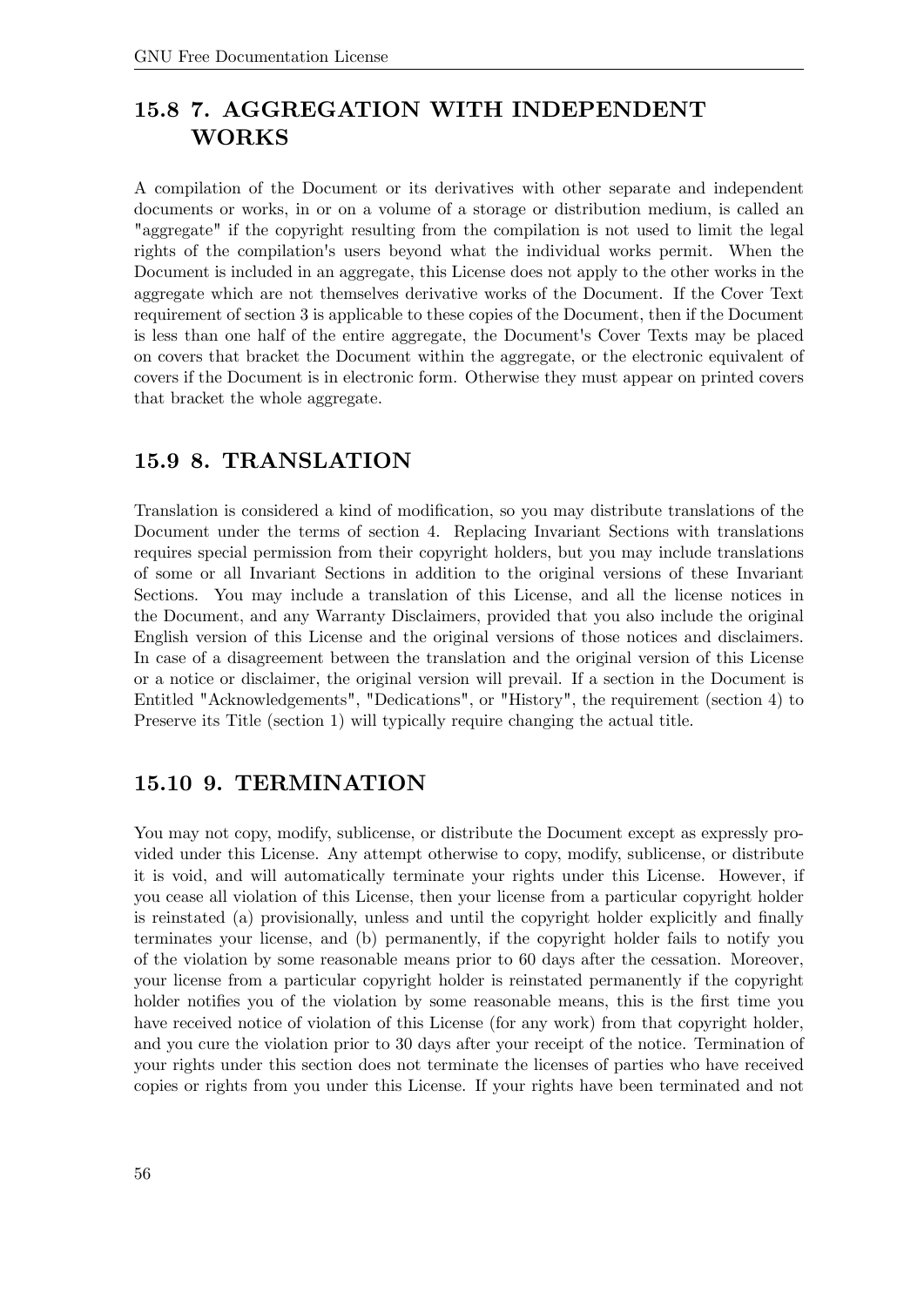## 15.8 7. AGGREGATION WITH INDEPENDENT WORKS

A compilation of the Document or its derivatives with other separate and independent documents or works, in or on a volume of a storage or distribution medium, is called an "aggregate" if the copyright resulting from the compilation is not used to limit the legal rights of the compilation's users beyond what the individual works permit. When the Document is included in an aggregate, this License does not apply to the other works in the aggregate which are not themselves derivative works of the Document. If the Cover Text requirement of section 3 is applicable to these copies of the Document, then if the Document is less than one half of the entire aggregate, the Document's Cover Texts may be placed on covers that bracket the Document within the aggregate, or the electronic equivalent of covers if the Document is in electronic form. Otherwise they must appear on printed covers that bracket the whole aggregate.

## 15.9 8. TRANSLATION

Translation is considered a kind of modification, so you may distribute translations of the Document under the terms of section 4. Replacing Invariant Sections with translations requires special permission from their copyright holders, but you may include translations of some or all Invariant Sections in addition to the original versions of these Invariant Sections. You may include a translation of this License, and all the license notices in the Document, and any Warranty Disclaimers, provided that you also include the original English version of this License and the original versions of those notices and disclaimers. In case of a disagreement between the translation and the original version of this License or a notice or disclaimer, the original version will prevail. If a section in the Document is Entitled "Acknowledgements", "Dedications", or "History", the requirement (section 4) to Preserve its Title (section 1) will typically require changing the actual title.

## 15.10 9. TERMINATION

You may not copy, modify, sublicense, or distribute the Document except as expressly provided under this License. Any attempt otherwise to copy, modify, sublicense, or distribute it is void, and will automatically terminate your rights under this License. However, if you cease all violation of this License, then your license from a particular copyright holder is reinstated (a) provisionally, unless and until the copyright holder explicitly and finally terminates your license, and (b) permanently, if the copyright holder fails to notify you of the violation by some reasonable means prior to 60 days after the cessation. Moreover, your license from a particular copyright holder is reinstated permanently if the copyright holder notifies you of the violation by some reasonable means, this is the first time you have received notice of violation of this License (for any work) from that copyright holder, and you cure the violation prior to 30 days after your receipt of the notice. Termination of your rights under this section does not terminate the licenses of parties who have received copies or rights from you under this License. If your rights have been terminated and not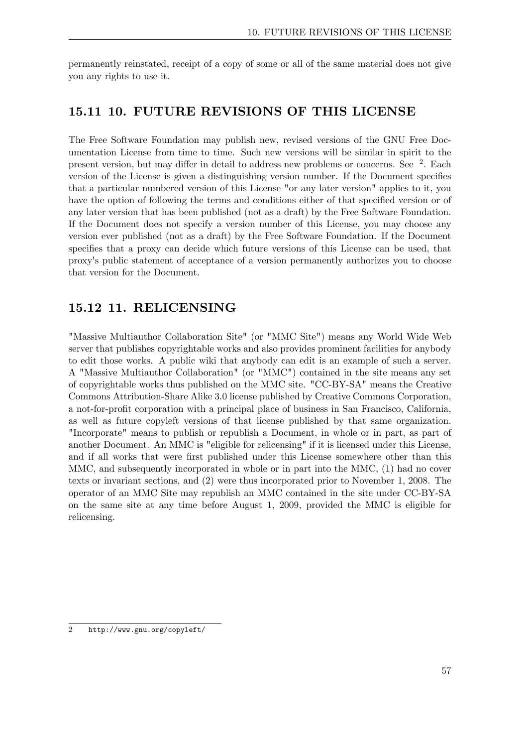permanently reinstated, receipt of a copy of some or all of the same material does not give you any rights to use it.

## 15.11 10. FUTURE REVISIONS OF THIS LICENSE

The Free Software Foundation may publish new, revised versions of the GNU Free Documentation License from time to time. Such new versions will be similar in spirit to the present version, but may differ in detail to address new problems or concerns. See [2]. Each version of the License is given a distinguishing version number. If the Document specifies that a particular numbered version of this License "or any later version" applies to it, you have the option of following the terms and conditions either of that specified version or of any later version that has been published (not as a draft) by the Free Software Foundation. If the Document does not specify a version number of this License, you may choose any version ever published (not as a draft) by the Free Software Foundation. If the Document specifies that a proxy can decide which future versions of this License can be used, that proxy's public statement of acceptance of a version permanently authorizes you to choose that version for the Document.

## 15.12 11. RELICENSING

"Massive Multiauthor Collaboration Site" (or "MMC Site") means any World Wide Web server that publishes copyrightable works and also provides prominent facilities for anybody to edit those works. A public wiki that anybody can edit is an example of such a server. A "Massive Multiauthor Collaboration" (or "MMC") contained in the site means any set of copyrightable works thus published on the MMC site. "CC-BY-SA" means the Creative Commons Attribution-Share Alike 3.0 license published by Creative Commons Corporation, a not-for-profit corporation with a principal place of business in San Francisco, California, as well as future copyleft versions of that license published by that same organization. "Incorporate" means to publish or republish a Document, in whole or in part, as part of another Document. An MMC is "eligible for relicensing" if it is licensed under this License, and if all works that were first published under this License somewhere other than this MMC, and subsequently incorporated in whole or in part into the MMC, (1) had no cover texts or invariant sections, and (2) were thus incorporated prior to November 1, 2008. The operator of an MMC Site may republish an MMC contained in the site under CC-BY-SA on the same site at any time before August 1, 2009, provided the MMC is eligible for relicensing.

---

2 http://www.gnu.org/copyleft/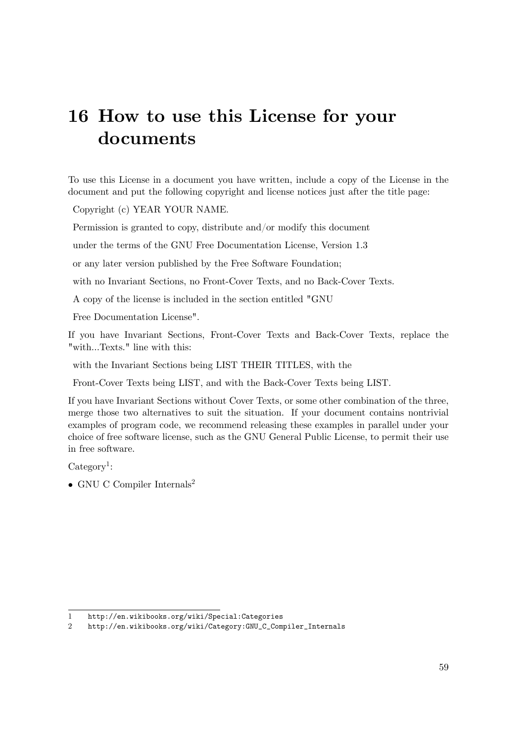# 16 How to use this License for your documents

To use this License in a document you have written, include a copy of the License in the document and put the following copyright and license notices just after the title page:

Copyright (c) YEAR YOUR NAME.

Permission is granted to copy, distribute and/or modify this document

under the terms of the GNU Free Documentation License, Version 1.3

or any later version published by the Free Software Foundation;

with no Invariant Sections, no Front-Cover Texts, and no Back-Cover Texts.

A copy of the license is included in the section entitled "GNU

Free Documentation License".

If you have Invariant Sections, Front-Cover Texts and Back-Cover Texts, replace the "with...Texts." line with this:

with the Invariant Sections being LIST THEIR TITLES, with the

Front-Cover Texts being LIST, and with the Back-Cover Texts being LIST.

If you have Invariant Sections without Cover Texts, or some other combination of the three, merge those two alternatives to suit the situation. If your document contains nontrivial examples of program code, we recommend releasing these examples in parallel under your choice of free software license, such as the GNU General Public License, to permit their use in free software.

Category[1]:

- GNU C Compiler Internals[2]

1 http://en.wikibooks.org/wiki/Special:Categories

2 http://en.wikibooks.org/wiki/Category:GNU_C_Compiler_Internals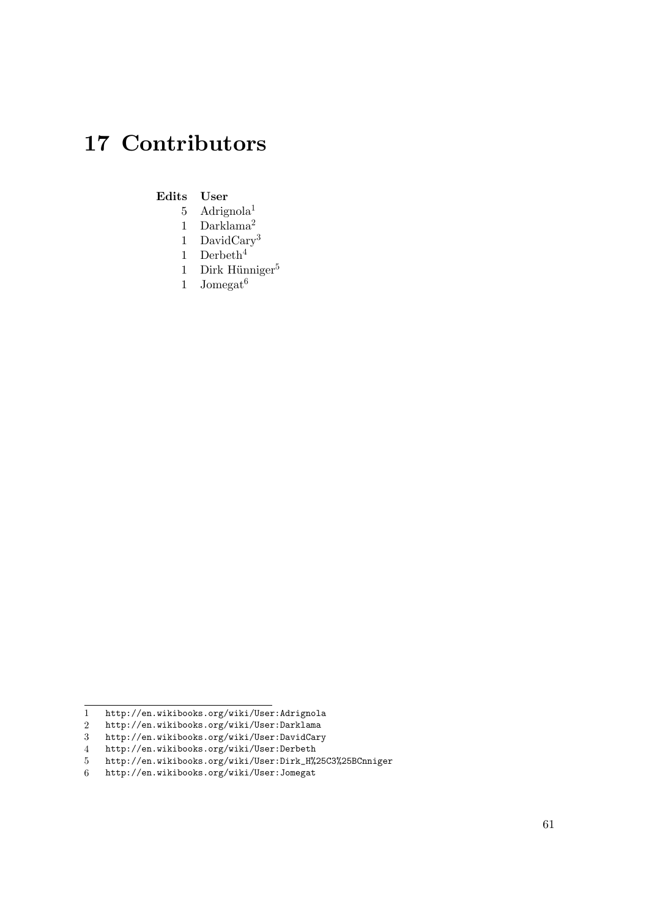# 17 Contributors

| Edits | User |
|---|---|
| 5 | Adrignola[1] |
| 1 | Darklama[2] |
| 1 | DavidCary[3] |
| 1 | Derbeth[4] |
| 1 | Dirk Hünniger[5] |
| 1 | Jomegat[6] |

1 http://en.wikibooks.org/wiki/User:Adrignola
2 http://en.wikibooks.org/wiki/User:Darklama
3 http://en.wikibooks.org/wiki/User:DavidCary
4 http://en.wikibooks.org/wiki/User:Derbeth
5 http://en.wikibooks.org/wiki/User:Dirk_H%25C3%25BCnniger
6 http://en.wikibooks.org/wiki/User:Jomegat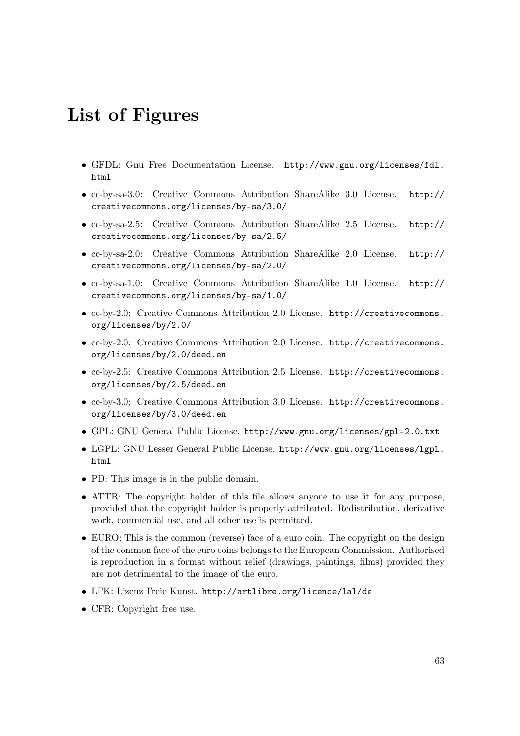# List of Figures

- GFDL: Gnu Free Documentation License. http://www.gnu.org/licenses/fdl.html
- cc-by-sa-3.0: Creative Commons Attribution ShareAlike 3.0 License. http://creativecommons.org/licenses/by-sa/3.0/
- cc-by-sa-2.5: Creative Commons Attribution ShareAlike 2.5 License. http://creativecommons.org/licenses/by-sa/2.5/
- cc-by-sa-2.0: Creative Commons Attribution ShareAlike 2.0 License. http://creativecommons.org/licenses/by-sa/2.0/
- cc-by-sa-1.0: Creative Commons Attribution ShareAlike 1.0 License. http://creativecommons.org/licenses/by-sa/1.0/
- cc-by-2.0: Creative Commons Attribution 2.0 License. http://creativecommons.org/licenses/by/2.0/
- cc-by-2.0: Creative Commons Attribution 2.0 License. http://creativecommons.org/licenses/by/2.0/deed.en
- cc-by-2.5: Creative Commons Attribution 2.5 License. http://creativecommons.org/licenses/by/2.5/deed.en
- cc-by-3.0: Creative Commons Attribution 3.0 License. http://creativecommons.org/licenses/by/3.0/deed.en
- GPL: GNU General Public License. http://www.gnu.org/licenses/gpl-2.0.txt
- LGPL: GNU Lesser General Public License. http://www.gnu.org/licenses/lgpl.html
- PD: This image is in the public domain.
- ATTR: The copyright holder of this file allows anyone to use it for any purpose, provided that the copyright holder is properly attributed. Redistribution, derivative work, commercial use, and all other use is permitted.
- EURO: This is the common (reverse) face of a euro coin. The copyright on the design of the common face of the euro coins belongs to the European Commission. Authorised is reproduction in a format without relief (drawings, paintings, films) provided they are not detrimental to the image of the euro.
- LFK: Lizenz Freie Kunst. http://artlibre.org/licence/lal/de
- CFR: Copyright free use.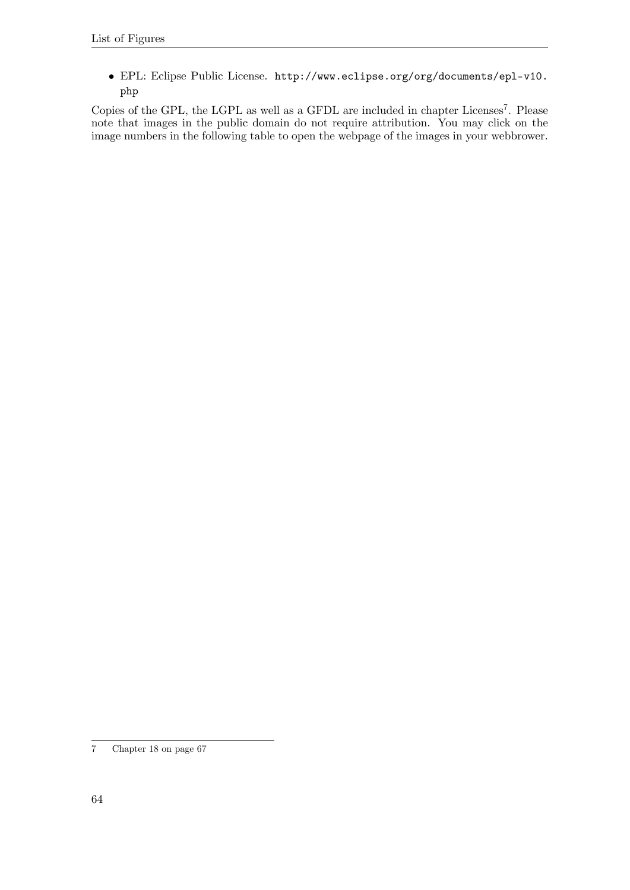- EPL: Eclipse Public License. http://www.eclipse.org/org/documents/epl-v10.php

Copies of the GPL, the LGPL as well as a GFDL are included in chapter Licenses[7]. Please note that images in the public domain do not require attribution. You may click on the image numbers in the following table to open the webpage of the images in your webbrower.

---

7 Chapter 18 on page 67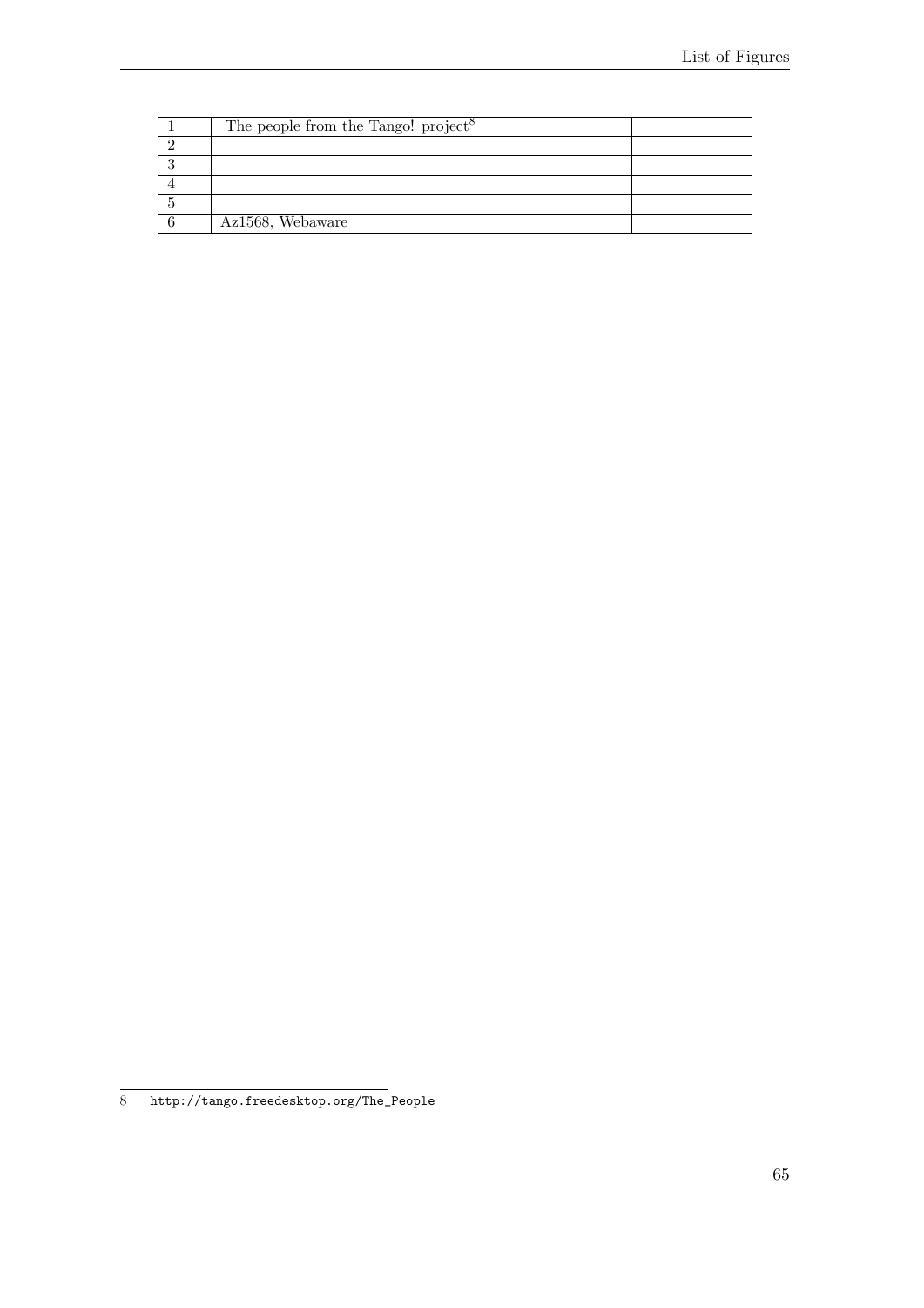| 1 | The people from the Tango! project[8] | |
|---|---|---|
| 2 | | |
| 3 | | |
| 4 | | |
| 5 | | |
| 6 | Az1568, Webaware | |

8 http://tango.freedesktop.org/The_People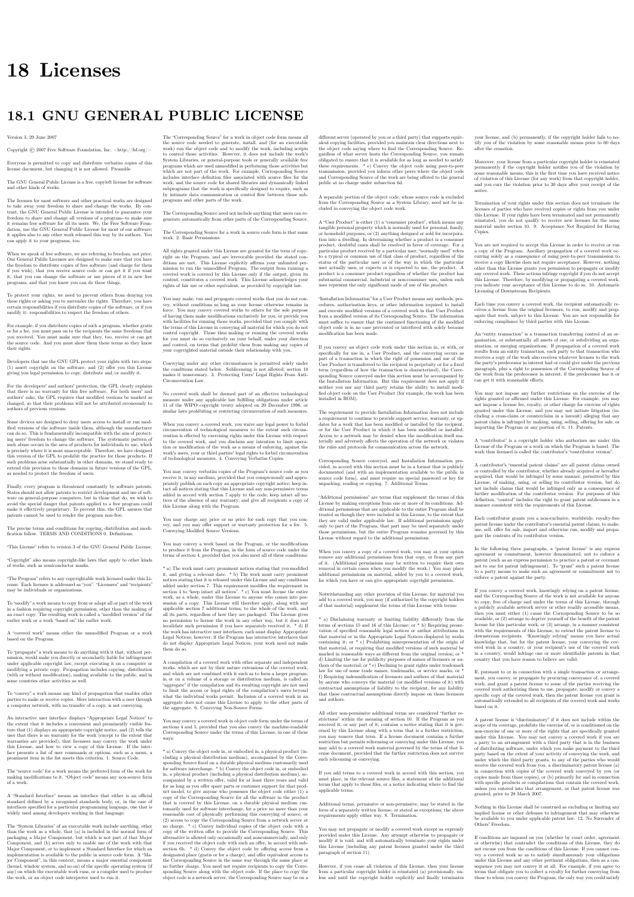# 18 Licenses

## 18.1 GNU GENERAL PUBLIC LICENSE

Version 3, 29 June 2007

Copyright © 2007 Free Software Foundation, Inc. <http://fsf.org/>

Everyone is permitted to copy and distribute verbatim copies of this license document, but changing it is not allowed. Preamble

The GNU General Public License is a free, copyleft license for software and other kinds of works.

The licenses for most software and other practical works are designed to take away your freedom to share and change the works. By contrast, the GNU General Public License is intended to guarantee your freedom to share and change all versions of a program--to make sure it remains free software for all its users. We, the Free Software Foundation, use the GNU General Public License for most of our software; it applies also to any other work released this way by its authors. You can apply it to your programs, too.

When we speak of free software, we are referring to freedom, not price. Our General Public Licenses are designed to make sure that you have the freedom to distribute copies of free software (and charge for them if you wish), that you receive source code or can get it if you want it, that you can change the software or use pieces of it in new free programs, and that you know you can do these things.

To protect your rights, we need to prevent others from denying you these rights or asking you to surrender the rights. Therefore, you have certain responsibilities if you distribute copies of the software, or if you modify it: responsibilities to respect the freedom of others.

For example, if you distribute copies of such a program, whether gratis or for a fee, you must pass on to the recipients the same freedoms that you received. You must make sure that they, too, receive or can get the source code. And you must show them these terms so they know their rights.

Developers that use the GNU GPL protect your rights with two steps: (1) assert copyright on the software, and (2) offer you this License giving you legal permission to copy, distribute and/or modify it.

For the developers' and authors' protection, the GPL clearly explains that there is no warranty for this free software. For both users' and authors' sake, the GPL requires that modified versions be marked as changed, so that their problems will not be attributed erroneously to authors of previous versions.

Some devices are designed to deny users access to install or run modified versions of the software inside them, although the manufacturer can do so. This is fundamentally incompatible with the aim of protecting users' freedom to change the software. The systematic pattern of such abuse occurs in the area of products for individuals to use, which is precisely where it is most unacceptable. Therefore, we have designed this version of the GPL to prohibit the practice for those products. If such problems arise substantially in other domains, we stand ready to extend this provision to those domains in future versions of the GPL, as needed to protect the freedom of users.

Finally, every program is threatened constantly by software patents. States should not allow patents to restrict development and use of software on general-purpose computers, but in those that do, we wish to avoid the special danger that patents applied to a free program could make it effectively proprietary. To prevent this, the GPL assures that patents cannot be used to render the program non-free.

The precise terms and conditions for copying, distribution and modification follow. TERMS AND CONDITIONS 0. Definitions.

"This License" refers to version 3 of the GNU General Public License.

"Copyright" also means copyright-like laws that apply to other kinds of works, such as semiconductor masks.

"The Program" refers to any copyrightable work licensed under this License. Each licensee is addressed as "you". "Licensees" and "recipients" may be individuals or organizations.

To "modify" a work means to copy from or adapt all or part of the work in a fashion requiring copyright permission, other than the making of an exact copy. The resulting work is called a "modified version" of the earlier work or a work "based on" the earlier work.

A "covered work" means either the unmodified Program or a work based on the Program.

To "propagate" a work means to do anything with it that, without permission, would make you directly or secondarily liable for infringement under applicable copyright law, except executing it on a computer or modifying a private copy. Propagation includes copying, distribution (with or without modification), making available to the public, and in some countries other activities as well.

To "convey" a work means any kind of propagation that enables other parties to make or receive copies. Mere interaction with a user through a computer network, with no transfer of a copy, is not conveying.

An interactive user interface displays "Appropriate Legal Notices" to the extent that it includes a convenient and prominently visible feature that (1) displays an appropriate copyright notice, and (2) tells the user that there is no warranty for the work (except to the extent that warranties are provided), that licensees may convey the work under this License, and how to view a copy of this License. If the interface presents a list of user commands or options, such as a menu, a prominent item in the list meets this criterion. 1. Source Code.

The "source code" for a work means the preferred form of the work for making modifications to it. "Object code" means any non-source form of a work.

A "Standard Interface" means an interface that either is an official standard defined by a recognized standards body, or, in the case of interfaces specified for a particular programming language, one that is widely used among developers working in that language.

The "System Libraries" of an executable work include anything, other than the work as a whole, that (a) is included in the normal form of packaging a Major Component, but which is not part of that Major Component, and (b) serves only to enable use of the work with that Major Component, or to implement a Standard Interface for which an implementation is available to the public in source code form. A "Major Component", in this context, means a major essential component (kernel, window system, and so on) of the specific operating system (if any) on which the executable work runs, or a compiler used to produce the work, or an object code interpreter used to run it.

The "Corresponding Source" for a work in object code form means all the source code needed to generate, install, and (for an executable work) run the object code and to modify the work, including scripts to control those activities. However, it does not include the work's System Libraries, or general-purpose tools or generally available free programs which are used unmodified in performing those activities but which are not part of the work. For example, Corresponding Source includes interface definition files associated with source files for the work, and the source code for shared libraries and dynamically linked subprograms that the work is specifically designed to require, such as by intimate data communication or control flow between those subprograms and other parts of the work.

The Corresponding Source need not include anything that users can regenerate automatically from other parts of the Corresponding Source.

The Corresponding Source for a work in source code form is that same work. 2. Basic Permissions.

All rights granted under this License are granted for the term of copyright on the Program, and are irrevocable provided the stated conditions are met. This License explicitly affirms your unlimited permission to run the unmodified Program. The output from running a covered work is covered by this License only if the output, given its content, constitutes a covered work. This License acknowledges your rights of fair use or other equivalent, as provided by copyright law.

You may make, run and propagate covered works that you do not convey, without conditions so long as your license otherwise remains in force. You may convey covered works to others for the sole purpose of having them make modifications exclusively for you, or provide you with facilities for running those works, provided that you comply with the terms of this License in conveying all material for which you do not control copyright. Those thus making or running the covered works for you must do so exclusively on your behalf, under your direction and control, on terms that prohibit them from making any copies of your copyrighted material outside their relationship with you.

Conveying under any other circumstances is permitted solely under the conditions stated below. Sublicensing is not allowed; section 10 makes it unnecessary. 3. Protecting Users' Legal Rights From Anti-Circumvention Law.

No covered work shall be deemed part of an effective technological measure under any applicable law fulfilling obligations under article 11 of the WIPO copyright treaty adopted on 20 December 1996, or similar laws prohibiting or restricting circumvention of such measures.

When you convey a covered work, you waive any legal power to forbid circumvention of technological measures to the extent such circumvention is effected by exercising rights under this License with respect to the covered work, and you disclaim any intention to limit operation or modification of the work as a means of enforcing, against the work's users, your or third parties' legal rights to forbid circumvention of technological measures. 4. Conveying Verbatim Copies.

You may convey verbatim copies of the Program's source code as you receive it, in any medium, provided that you conspicuously and appropriately publish on each copy an appropriate copyright notice; keep intact all notices stating that this License and any non-permissive terms added in accord with section 7 apply to the code; keep intact all notices of the absence of any warranty; and give all recipients a copy of this License along with the Program.

You may charge any price or no price for each copy that you convey, and you may offer support or warranty protection for a fee. 5. Conveying Modified Source Versions.

You may convey a work based on the Program, or the modifications to produce it from the Program, in the form of source code under the terms of section 4, provided that you also meet all of these conditions:

* a) The work must carry prominent notices stating that you modified it, and giving a relevant date. * b) The work must carry prominent notices stating that it is released under this License and any conditions added under section 7. This requirement modifies the requirement in section 4 to "keep intact all notices". * c) You must license the entire work, as a whole, under this License to anyone who comes into possession of a copy. This License will therefore apply, along with any applicable section 7 additional terms, to the whole of the work, and all its parts, regardless of how they are packaged. This License gives no permission to license the work in any other way, but it does not invalidate such permission if you have separately received it. * d) If the work has interactive user interfaces, each must display Appropriate Legal Notices; however, if the Program has interactive interfaces that do not display Appropriate Legal Notices, your work need not make them do so.

A compilation of a covered work with other separate and independent works, which are not by their nature extensions of the covered work, and which are not combined with it such as to form a larger program, in or on a volume of a storage or distribution medium, is called an "aggregate" if the compilation and its resulting copyright are not used to limit the access or legal rights of the compilation's users beyond what the individual works permit. Inclusion of a covered work in an aggregate does not cause this License to apply to the other parts of the aggregate. 6. Conveying Non-Source Forms.

You may convey a covered work in object code form under the terms of sections 4 and 5, provided that you also convey the machine-readable Corresponding Source under the terms of this License, in one of these ways:

* a) Convey the object code in, or embodied in, a physical product (including a physical distribution medium), accompanied by the Corresponding Source fixed on a durable physical medium customarily used for software interchange. * b) Convey the object code in, or embodied in, a physical product (including a physical distribution medium), accompanied by a written offer, valid for at least three years and valid for as long as you offer spare parts or customer support for that product model, to give anyone who possesses the object code either (1) a copy of the Corresponding Source for all the software in the product that is covered by this License, on a durable physical medium customarily used for software interchange, for a price no more than your reasonable cost of physically performing this conveying of source, or (2) access to copy the Corresponding Source from a network server at no charge. * c) Convey individual copies of the object code with a copy of the written offer to provide the Corresponding Source. This alternative is allowed only occasionally and noncommercially, and only if you received the object code with such an offer, in accord with subsection 6b. * d) Convey the object code by offering access from a designated place (gratis or for a charge), and offer equivalent access to the Corresponding Source in the same way through the same place at no further charge. You need not require recipients to copy the Corresponding Source along with the object code. If the place to copy the object code is a network server, the Corresponding Source may be on a different server (operated by you or a third party) that supports equivalent copying facilities, provided you maintain clear directions next to the object code saying where to find the Corresponding Source. Regardless of what server hosts the Corresponding Source, you remain obligated to ensure that it is available for as long as needed to satisfy these requirements. * e) Convey the object code using peer-to-peer transmission, provided you inform other peers where the object code and Corresponding Source of the work are being offered to the general public at no charge under subsection 6d.

A separable portion of the object code, whose source code is excluded from the Corresponding Source as a System Library, need not be included in conveying the object code work.

A "User Product" is either (1) a "consumer product", which means any tangible personal property which is normally used for personal, family, or household purposes, or (2) anything designed or sold for incorporation into a dwelling. In determining whether a product is a consumer product, doubtful cases shall be resolved in favor of coverage. For a particular product received by a particular user, "normally used" refers to a typical or common use of that class of product, regardless of the status of the particular user or of the way in which the particular user actually uses, or expects or is expected to use, the product. A product is a consumer product regardless of whether the product has substantial commercial, industrial or non-consumer uses, unless such uses represent the only significant mode of use of the product.

"Installation Information" for a User Product means any methods, procedures, authorization keys, or other information required to install and execute modified versions of a covered work in that User Product from a modified version of its Corresponding Source. The information must suffice to ensure that the continued functioning of the modified object code is in no case prevented or interfered with solely because modification has been made.

If you convey an object code work under this section in, or with, or specifically for use in, a User Product, and the conveying occurs as part of a transaction in which the right of possession and use of the User Product is transferred to the recipient in perpetuity or for a fixed term (regardless of how the transaction is characterized), the Corresponding Source conveyed under this section must be accompanied by the Installation Information. But this requirement does not apply if neither you nor any third party retains the ability to install modified object code on the User Product (for example, the work has been installed in ROM).

The requirement to provide Installation Information does not include a requirement to continue to provide support service, warranty, or updates for a work that has been modified or installed by the recipient, or for the User Product in which it has been modified or installed. Access to a network may be denied when the modification itself materially and adversely affects the operation of the network or violates the rules and protocols for communication across the network.

Corresponding Source conveyed, and Installation Information provided, in accord with this section must be in a format that is publicly documented (and with an implementation available to the public in source code form), and must require no special password or key for unpacking, reading or copying. 7. Additional Terms.

"Additional permissions" are terms that supplement the terms of this License by making exceptions from one or more of its conditions. Additional permissions that are applicable to the entire Program shall be treated as though they were included in this License, to the extent that they are valid under applicable law. If additional permissions apply only to part of the Program, that part may be used separately under those permissions, but the entire Program remains governed by this License without regard to the additional permissions.

When you convey a copy of a covered work, you may at your option remove any additional permissions from that copy, or from any part of it. (Additional permissions may be written to require their own removal in certain cases when you modify the work.) You may place additional permissions on material, added by you to a covered work, for which you have or can give appropriate copyright permission.

Notwithstanding any other provision of this License, for material you add to a covered work, you may (if authorized by the copyright holders of that material) supplement the terms of this License with terms:

* a) Disclaiming warranty or limiting liability differently from the terms of sections 15 and 16 of this License; or * b) Requiring preservation of specified reasonable legal notices or author attributions in that material or in the Appropriate Legal Notices displayed by works containing it; or * c) Prohibiting misrepresentation of the origin of that material, or requiring that modified versions of such material be marked in reasonable ways as different from the original version; or * d) Limiting the use for publicity purposes of names of licensors or authors of the material; or * e) Declining to grant rights under trademark law for use of some trade names, trademarks, or service marks; or * f) Requiring indemnification of licensors and authors of that material by anyone who conveys the material (or modified versions of it) with contractual assumptions of liability to the recipient, for any liability that these contractual assumptions directly impose on those licensors and authors.

All other non-permissive additional terms are considered "further restrictions" within the meaning of section 10. If the Program as you received it, or any part of it, contains a notice stating that it is governed by this License along with a term that is a further restriction, you may remove that term. If a license document contains a further restriction but permits relicensing or conveying under this License, you may add to a covered work material governed by the terms of that license document, provided that the further restriction does not survive such relicensing or conveying.

If you add terms to a covered work in accord with this section, you must place, in the relevant source files, a statement of the additional terms that apply to those files, or a notice indicating where to find the applicable terms.

Additional terms, permissive or non-permissive, may be stated in the form of a separately written license, or stated as exceptions; the above requirements apply either way. 8. Termination.

You may not propagate or modify a covered work except as expressly provided under this License. Any attempt otherwise to propagate or modify it is void, and will automatically terminate your rights under this License (including any patent licenses granted under the third paragraph of section 11).

However, if you cease all violation of this License, then your license from a particular copyright holder is reinstated (a) provisionally, unless and until the copyright holder explicitly and finally terminates your license, and (b) permanently, if the copyright holder fails to notify you of the violation by some reasonable means prior to 60 days after the cessation.

Moreover, your license from a particular copyright holder is reinstated permanently if the copyright holder notifies you of the violation by some reasonable means, this is the first time you have received notice of violation of this License (for any work) from that copyright holder, and you cure the violation prior to 30 days after your receipt of the notice.

Termination of your rights under this section does not terminate the licenses of parties who have received copies or rights from you under this License. If your rights have been terminated and not permanently reinstated, you do not qualify to receive new licenses for the same material under section 10. 9. Acceptance Not Required for Having Copies.

You are not required to accept this License in order to receive or run a copy of the Program. Ancillary propagation of a covered work occurring solely as a consequence of using peer-to-peer transmission to receive a copy likewise does not require acceptance. However, nothing other than this License grants you permission to propagate or modify any covered work. These actions infringe copyright if you do not accept this License. Therefore, by modifying or propagating a covered work, you indicate your acceptance of this License to do so. 10. Automatic Licensing of Downstream Recipients.

Each time you convey a covered work, the recipient automatically receives a license from the original licensors, to run, modify and propagate that work, subject to this License. You are not responsible for enforcing compliance by third parties with this License.

An "entity transaction" is a transaction transferring control of an organization, or substantially all assets of one, or subdividing an organization, or merging organizations. If propagation of a covered work results from an entity transaction, each party to that transaction who receives a copy of the work also receives whatever licenses to the work the party's predecessor in interest had or could give under the previous paragraph, plus a right to possession of the Corresponding Source of the work from the predecessor in interest, if the predecessor has it or can get it with reasonable efforts.

You may not impose any further restrictions on the exercise of the rights granted or affirmed under this License. For example, you may not impose a license fee, royalty, or other charge for exercise of rights granted under this License, and you may not initiate litigation (including a cross-claim or counterclaim in a lawsuit) alleging that any patent claim is infringed by making, using, selling, offering for sale, or importing the Program or any portion of it. 11. Patents.

A "contributor" is a copyright holder who authorizes use under this License of the Program or a work on which the Program is based. The work thus licensed is called the contributor's "contributor version".

A contributor's "essential patent claims" are all patent claims owned or controlled by the contributor, whether already acquired or hereafter acquired, that would be infringed by some manner, permitted by this License, of making, using, or selling its contributor version, but do not include claims that would be infringed only as a consequence of further modification of the contributor version. For purposes of this definition, "control" includes the right to grant patent sublicenses in a manner consistent with the requirements of this License.

Each contributor grants you a non-exclusive, worldwide, royalty-free patent license under the contributor's essential patent claims, to make, use, sell, offer for sale, import and otherwise run, modify and propagate the contents of its contributor version.

In the following three paragraphs, a "patent license" is any express agreement or commitment, however denominated, not to enforce a patent (such as an express permission to practice a patent or covenant not to sue for patent infringement). To "grant" such a patent license to a party means to make such an agreement or commitment not to enforce a patent against the party.

If you convey a covered work, knowingly relying on a patent license, and the Corresponding Source of the work is not available for anyone to copy, free of charge and under the terms of this License, through a publicly available network server or other readily accessible means, then you must either (1) cause the Corresponding Source to be so available, or (2) arrange to deprive yourself of the benefit of the patent license for this particular work, or (3) arrange, in a manner consistent with the requirements of this License, to extend the patent license to downstream recipients. "Knowingly relying" means you have actual knowledge that, but for the patent license, your conveying the covered work in a country, or your recipient's use of the covered work in a country, would infringe one or more identifiable patents in that country that you have reason to believe are valid.

If, pursuant to or in connection with a single transaction or arrangement, you convey, or propagate by procuring conveyance of, a covered work, and grant a patent license to some of the parties receiving the covered work authorizing them to use, propagate, modify or convey a specific copy of the covered work, then the patent license you grant is automatically extended to all recipients of the covered work and works based on it.

A patent license is "discriminatory" if it does not include within the scope of its coverage, prohibits the exercise of, or is conditioned on the non-exercise of one or more of the rights that are specifically granted under this License. You may not convey a covered work if you are a party to an arrangement with a third party that is in the business of distributing software, under which you make payment to the third party based on the extent of your activity of conveying the work, and under which the third party grants, to any of the parties who would receive the covered work from you, a discriminatory patent license (a) in connection with copies of the covered work conveyed by you (or copies made from those copies), or (b) primarily for and in connection with specific products or compilations that contain the covered work, unless you entered into that arrangement, or that patent license was granted, prior to 28 March 2007.

Nothing in this License shall be construed as excluding or limiting any implied license or other defenses to infringement that may otherwise be available to you under applicable patent law. 12. No Surrender of Others' Freedom.

If conditions are imposed on you (whether by court order, agreement or otherwise) that contradict the conditions of this License, they do not excuse you from the conditions of this License. If you cannot convey a covered work so as to satisfy simultaneously your obligations under this License and any other pertinent obligations, then as a consequence you may not convey it at all. For example, if you agree to terms that obligate you to collect a royalty for further conveying from those to whom you convey the Program, the only way you could satisfy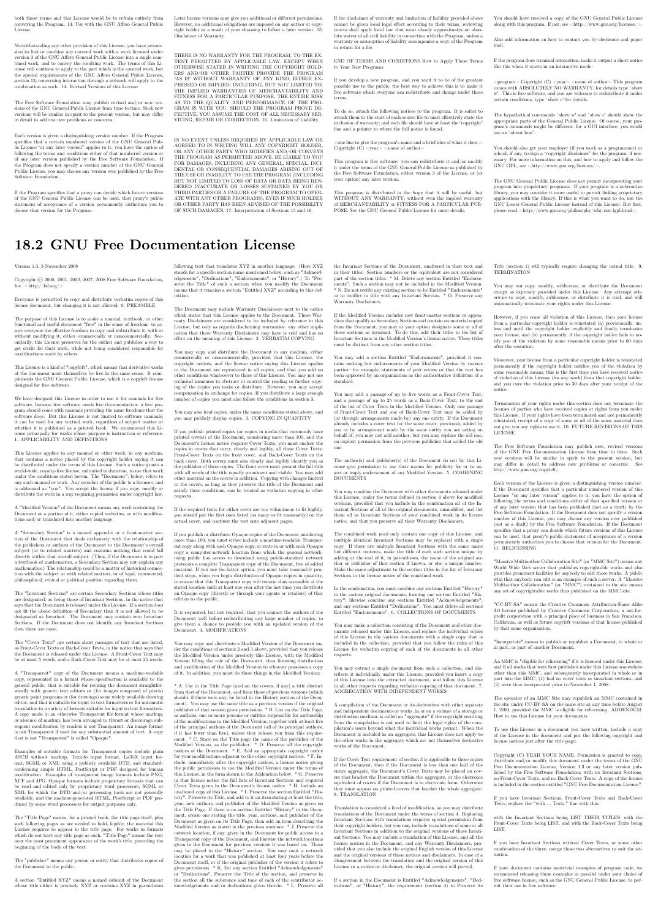both those terms and this License would be to refrain entirely from conveying the Program. 13. Use with the GNU Affero General Public License.

Notwithstanding any other provision of this License, you have permission to link or combine any covered work with a work licensed under version 3 of the GNU Affero General Public License into a single combined work, and to convey the resulting work. The terms of this License will continue to apply to the part which is the covered work, but the special requirements of the GNU Affero General Public License, section 13, concerning interaction through a network will apply to the combination as such. 14. Revised Versions of this License.

The Free Software Foundation may publish revised and/or new versions of the GNU General Public License from time to time. Such new versions will be similar in spirit to the present version, but may differ in detail to address new problems or concerns.

Each version is given a distinguishing version number. If the Program specifies that a certain numbered version of the GNU General Public License "or any later version" applies to it, you have the option of following the terms and conditions either of that numbered version or of any later version published by the Free Software Foundation. If the Program does not specify a version number of the GNU General Public License, you may choose any version ever published by the Free Software Foundation.

If the Program specifies that a proxy can decide which future versions of the GNU General Public License can be used, that proxy's public statement of acceptance of a version permanently authorizes you to choose that version for the Program.

Later license versions may give you additional or different permissions. However, no additional obligations are imposed on any author or copyright holder as a result of your choosing to follow a later version. 15. Disclaimer of Warranty.

THERE IS NO WARRANTY FOR THE PROGRAM, TO THE EXTENT PERMITTED BY APPLICABLE LAW. EXCEPT WHEN OTHERWISE STATED IN WRITING THE COPYRIGHT HOLDERS AND/OR OTHER PARTIES PROVIDE THE PROGRAM "AS IS" WITHOUT WARRANTY OF ANY KIND, EITHER EXPRESSED OR IMPLIED, INCLUDING, BUT NOT LIMITED TO, THE IMPLIED WARRANTIES OF MERCHANTABILITY AND FITNESS FOR A PARTICULAR PURPOSE. THE ENTIRE RISK AS TO THE QUALITY AND PERFORMANCE OF THE PROGRAM IS WITH YOU. SHOULD THE PROGRAM PROVE DEFECTIVE, YOU ASSUME THE COST OF ALL NECESSARY SERVICING, REPAIR OR CORRECTION. 16. Limitation of Liability.

IN NO EVENT UNLESS REQUIRED BY APPLICABLE LAW OR AGREED TO IN WRITING WILL ANY COPYRIGHT HOLDER, OR ANY OTHER PARTY WHO MODIFIES AND/OR CONVEYS THE PROGRAM AS PERMITTED ABOVE, BE LIABLE TO YOU FOR DAMAGES, INCLUDING ANY GENERAL, SPECIAL, INCIDENTAL OR CONSEQUENTIAL DAMAGES ARISING OUT OF THE USE OR INABILITY TO USE THE PROGRAM (INCLUDING BUT NOT LIMITED TO LOSS OF DATA OR DATA BEING RENDERED INACCURATE OR LOSSES SUSTAINED BY YOU OR THIRD PARTIES OR A FAILURE OF THE PROGRAM TO OPERATE WITH ANY OTHER PROGRAMS), EVEN IF SUCH HOLDER OR OTHER PARTY HAS BEEN ADVISED OF THE POSSIBILITY OF SUCH DAMAGES. 17. Interpretation of Sections 15 and 16.

If the disclaimer of warranty and limitation of liability provided above cannot be given local legal effect according to their terms, reviewing courts shall apply local law that most closely approximates an absolute waiver of all civil liability in connection with the Program, unless a warranty or assumption of liability accompanies a copy of the Program in return for a fee.

END OF TERMS AND CONDITIONS How to Apply These Terms to Your New Programs

If you develop a new program, and you want it to be of the greatest possible use to the public, the best way to achieve this is to make it free software which everyone can redistribute and change under these terms.

To do so, attach the following notices to the program. It is safest to attach them to the start of each source file to most effectively state the exclusion of warranty; and each file should have at least the "copyright" line and a pointer to where the full notice is found.

<one line to give the program's name and a brief idea of what it does.> Copyright (C) <year> <name of author>

This program is free software: you can redistribute it and/or modify it under the terms of the GNU General Public License as published by the Free Software Foundation, either version 3 of the License, or (at your option) any later version.

This program is distributed in the hope that it will be useful, but WITHOUT ANY WARRANTY; without even the implied warranty of MERCHANTABILITY or FITNESS FOR A PARTICULAR PURPOSE. See the GNU General Public License for more details.

You should have received a copy of the GNU General Public License along with this program. If not, see <http://www.gnu.org/licenses/>.

Also add information on how to contact you by electronic and paper mail.

If the program does terminal interaction, make it output a short notice like this when it starts in an interactive mode:

<program> Copyright (C) <year> <name of author> This program comes with ABSOLUTELY NO WARRANTY; for details type 'show w'. This is free software, and you are welcome to redistribute it under certain conditions; type 'show c' for details.

The hypothetical commands 'show w' and 'show c' should show the appropriate parts of the General Public License. Of course, your program's commands might be different; for a GUI interface, you would use an "about box".

You should also get your employer (if you work as a programmer) or school, if any, to sign a "copyright disclaimer" for the program, if necessary. For more information on this, and how to apply and follow the GNU GPL, see <http://www.gnu.org/licenses/>.

The GNU General Public License does not permit incorporating your program into proprietary programs. If your program is a subroutine library, you may consider it more useful to permit linking proprietary applications with the library. If this is what you want to do, use the GNU Lesser General Public License instead of this License. But first, please read <http://www.gnu.org/philosophy/why-not-lgpl.html>.

## 18.2 GNU Free Documentation License

Version 1.3, 3 November 2008

Copyright © 2000, 2001, 2002, 2007, 2008 Free Software Foundation, Inc. <http://fsf.org/>

Everyone is permitted to copy and distribute verbatim copies of this license document, but changing it is not allowed. 0. PREAMBLE

The purpose of this License is to make a manual, textbook, or other functional and useful document "free" in the sense of freedom: to assure everyone the effective freedom to copy and redistribute it, with or without modifying it, either commercially or noncommercially. Secondarily, this License preserves for the author and publisher a way to get credit for their work, while not being considered responsible for modifications made by others.

This License is a kind of "copyleft", which means that derivative works of the document must themselves be free in the same sense. It complements the GNU General Public License, which is a copyleft license designed for free software.

We have designed this License in order to use it for manuals for free software, because free software needs free documentation: a free program should come with manuals providing the same freedoms that the software does. But this License is not limited to software manuals; it can be used for any textual work, regardless of subject matter or whether it is published as a printed book. We recommend this License principally for works whose purpose is instruction or reference. 1. APPLICABILITY AND DEFINITIONS

This License applies to any manual or other work, in any medium, that contains a notice placed by the copyright holder saying it can be distributed under the terms of this License. Such a notice grants a world-wide, royalty-free license, unlimited in duration, to use that work under the conditions stated herein. The "Document", below, refers to any such manual or work. Any member of the public is a licensee, and is addressed as "you". You accept the license if you copy, modify or distribute the work in a way requiring permission under copyright law.

A "Modified Version" of the Document means any work containing the Document or a portion of it, either copied verbatim, or with modifications and/or translated into another language.

A "Secondary Section" is a named appendix or a front-matter section of the Document that deals exclusively with the relationship of the publishers or authors of the Document to the Document's overall subject (or to related matters) and contains nothing that could fall directly within that overall subject. (Thus, if the Document is in part a textbook of mathematics, a Secondary Section may not explain any mathematics.) The relationship could be a matter of historical connection with the subject or with related matters, or of legal, commercial, philosophical, ethical or political position regarding them.

The "Invariant Sections" are certain Secondary Sections whose titles are designated, as being those of Invariant Sections, in the notice that says that the Document is released under this License. If a section does not fit the above definition of Secondary then it is not allowed to be designated as Invariant. The Document may contain zero Invariant Sections. If the Document does not identify any Invariant Sections then there are none.

The "Cover Texts" are certain short passages of text that are listed, as Front-Cover Texts or Back-Cover Texts, in the notice that says that the Document is released under this License. A Front-Cover Text may be at most 5 words, and a Back-Cover Text may be at most 25 words.

A "Transparent" copy of the Document means a machine-readable copy, represented in a format whose specification is available to the general public, that is suitable for revising the document straightforwardly with generic text editors or (for images composed of pixels) generic paint programs or (for drawings) some widely available drawing editor, and that is suitable for input to text formatters or for automatic translation to a variety of formats suitable for input to text formatters. A copy made in an otherwise Transparent file format whose markup, or absence of markup, has been arranged to thwart or discourage subsequent modification by readers is not Transparent. An image format is not Transparent if used for any substantial amount of text. A copy that is not "Transparent" is called "Opaque".

Examples of suitable formats for Transparent copies include plain ASCII without markup, Texinfo input format, LaTeX input format, SGML or XML using a publicly available DTD, and standard-conforming simple HTML, PostScript or PDF designed for human modification. Examples of transparent image formats include PNG, XCF and JPG. Opaque formats include proprietary formats that can be read and edited only by proprietary word processors, SGML or XML for which the DTD and/or processing tools are not generally available, and the machine-generated HTML, PostScript or PDF produced by some word processors for output purposes only.

The "Title Page" means, for a printed book, the title page itself, plus such following pages as are needed to hold, legibly, the material this License requires to appear in the title page. For works in formats which do not have any title page as such, "Title Page" means the text near the most prominent appearance of the work's title, preceding the beginning of the body of the text.

The "publisher" means any person or entity that distributes copies of the Document to the public.

A section "Entitled XYZ" means a named subunit of the Document whose title either is precisely XYZ or contains XYZ in parentheses following text that translates XYZ in another language. (Here XYZ stands for a specific section name mentioned below, such as "Acknowledgements", "Dedications", "Endorsements", or "History".) To "Preserve the Title" of such a section when you modify the Document means that it remains a section "Entitled XYZ" according to this definition.

The Document may include Warranty Disclaimers next to the notice which states that this License applies to the Document. These Warranty Disclaimers are considered to be included by reference in this License, but only as regards disclaiming warranties: any other implication that these Warranty Disclaimers may have is void and has no effect on the meaning of this License. 2. VERBATIM COPYING

You may copy and distribute the Document in any medium, either commercially or noncommercially, provided that this License, the copyright notices, and the license notice saying this License applies to the Document are reproduced in all copies, and that you add no other conditions whatsoever to those of this License. You may not use technical measures to obstruct or control the reading or further copying of the copies you make or distribute. However, you may accept compensation in exchange for copies. If you distribute a large enough number of copies you must also follow the conditions in section 3.

You may also lend copies, under the same conditions stated above, and you may publicly display copies. 3. COPYING IN QUANTITY

If you publish printed copies (or copies in media that commonly have printed covers) of the Document, numbering more than 100, and the Document's license notice requires Cover Texts, you must enclose the copies in covers that carry, clearly and legibly, all these Cover Texts: Front-Cover Texts on the front cover, and Back-Cover Texts on the back cover. Both covers must also clearly and legibly identify you as the publisher of these copies. The front cover must present the full title with all words of the title equally prominent and visible. You may add other material on the covers in addition. Copying with changes limited to the covers, as long as they preserve the title of the Document and satisfy these conditions, can be treated as verbatim copying in other respects.

If the required texts for either cover are too voluminous to fit legibly, you should put the first ones listed (as many as fit reasonably) on the actual cover, and continue the rest onto adjacent pages.

If you publish or distribute Opaque copies of the Document numbering more than 100, you must either include a machine-readable Transparent copy along with each Opaque copy, or state in or with each Opaque copy a computer-network location from which the general network-using public has access to download using public-standard network protocols a complete Transparent copy of the Document, free of added material. If you use the latter option, you must take reasonably prudent steps, when you begin distribution of Opaque copies in quantity, to ensure that this Transparent copy will remain thus accessible at the stated location until at least one year after the last time you distribute an Opaque copy (directly or through your agents or retailers) of that edition to the public.

It is requested, but not required, that you contact the authors of the Document well before redistributing any large number of copies, to give them a chance to provide you with an updated version of the Document. 4. MODIFICATIONS

You may copy and distribute a Modified Version of the Document under the conditions of sections 2 and 3 above, provided that you release the Modified Version under precisely this License, with the Modified Version filling the role of the Document, thus licensing distribution and modification of the Modified Version to whoever possesses a copy of it. In addition, you must do these things in the Modified Version:

* A. Use in the Title Page (and on the covers, if any) a title distinct from that of the Document, and from those of previous versions (which should, if there were any, be listed in the History section of the Document). You may use the same title as a previous version if the original publisher of that version gives permission. * B. List on the Title Page, as authors, one or more persons or entities responsible for authorship of the modifications in the Modified Version, together with at least five of the principal authors of the Document (all of its principal authors, if it has fewer than five), unless they release you from this requirement. * C. State on the Title page the name of the publisher of the Modified Version, as the publisher. * D. Preserve all the copyright notices of the Document. * E. Add an appropriate copyright notice for your modifications adjacent to the other copyright notices. * F. Include, immediately after the copyright notices, a license notice giving the public permission to use the Modified Version under the terms of this License, in the form shown in the Addendum below. * G. Preserve in that license notice the full lists of Invariant Sections and required Cover Texts given in the Document's license notice. * H. Include an unaltered copy of this License. * I. Preserve the section Entitled "History", Preserve its Title, and add to it an item stating at least the title, year, new authors, and publisher of the Modified Version as given on the Title Page. If there is no section Entitled "History" in the Document, create one stating the title, year, authors, and publisher of the Document as given on its Title Page, then add an item describing the Modified Version as stated in the previous sentence. * J. Preserve the network location, if any, given in the Document for public access to a Transparent copy of the Document, and likewise the network locations given in the Document for previous versions it was based on. These may be placed in the "History" section. You may omit a network location for a work that was published at least four years before the Document itself, or if the original publisher of the version it refers to gives permission. * K. For any section Entitled "Acknowledgements" or "Dedications", Preserve the Title of the section, and preserve in the section all the substance and tone of each of the contributor acknowledgements and/or dedications given therein. * L. Preserve all the Invariant Sections of the Document, unaltered in their text and in their titles. Section numbers or the equivalent are not considered part of the section titles. * M. Delete any section Entitled "Endorsements". Such a section may not be included in the Modified Version. * N. Do not retitle any existing section to be Entitled "Endorsements" or to conflict in title with any Invariant Section. * O. Preserve any Warranty Disclaimers.

If the Modified Version includes new front-matter sections or appendices that qualify as Secondary Sections and contain no material copied from the Document, you may at your option designate some or all of these sections as invariant. To do this, add their titles to the list of Invariant Sections in the Modified Version's license notice. These titles must be distinct from any other section titles.

You may add a section Entitled "Endorsements", provided it contains nothing but endorsements of your Modified Version by various parties—for example, statements of peer review or that the text has been approved by an organization as the authoritative definition of a standard.

You may add a passage of up to five words as a Front-Cover Text, and a passage of up to 25 words as a Back-Cover Text, to the end of the list of Cover Texts in the Modified Version. Only one passage of Front-Cover Text and one of Back-Cover Text may be added by (or through arrangements made by) any one entity. If the Document already includes a cover text for the same cover, previously added by you or by arrangement made by the same entity you are acting on behalf of, you may not add another; but you may replace the old one, on explicit permission from the previous publisher that added the old one.

The author(s) and publisher(s) of the Document do not by this License give permission to use their names for publicity for or to assert or imply endorsement of any Modified Version. 5. COMBINING DOCUMENTS

You may combine the Document with other documents released under this License, under the terms defined in section 4 above for modified versions, provided that you include in the combination all of the Invariant Sections of all of the original documents, unmodified, and list them all as Invariant Sections of your combined work in its license notice, and that you preserve all their Warranty Disclaimers.

The combined work need only contain one copy of this License, and multiple identical Invariant Sections may be replaced with a single copy. If there are multiple Invariant Sections with the same name but different contents, make the title of each such section unique by adding at the end of it, in parentheses, the name of the original author or publisher of that section if known, or else a unique number. Make the same adjustment to the section titles in the list of Invariant Sections in the license notice of the combined work.

In the combination, you must combine any sections Entitled "History" in the various original documents, forming one section Entitled "History"; likewise combine any sections Entitled "Acknowledgements", and any sections Entitled "Dedications". You must delete all sections Entitled "Endorsements". 6. COLLECTIONS OF DOCUMENTS

You may make a collection consisting of the Document and other documents released under this License, and replace the individual copies of this License in the various documents with a single copy that is included in the collection, provided that you follow the rules of this License for verbatim copying of each of the documents in all other respects.

You may extract a single document from such a collection, and distribute it individually under this License, provided you insert a copy of this License into the extracted document, and follow this License in all other respects regarding verbatim copying of that document. 7. AGGREGATION WITH INDEPENDENT WORKS

A compilation of the Document or its derivatives with other separate and independent documents or works, in or on a volume of a storage or distribution medium, is called an "aggregate" if the copyright resulting from the compilation is not used to limit the legal rights of the compilation's users beyond what the individual works permit. When the Document is included in an aggregate, this License does not apply to the other works in the aggregate which are not themselves derivative works of the Document.

If the Cover Text requirement of section 3 is applicable to these copies of the Document, then if the Document is less than one half of the entire aggregate, the Document's Cover Texts may be placed on covers that bracket the Document within the aggregate, or the electronic equivalent of covers if the Document is in electronic form. Otherwise they must appear on printed covers that bracket the whole aggregate. 8. TRANSLATION

Translation is considered a kind of modification, so you may distribute translations of the Document under the terms of section 4. Replacing Invariant Sections with translations requires special permission from their copyright holders, but you may include translations of some or all Invariant Sections in addition to the original versions of these Invariant Sections. You may include a translation of this License, and all the license notices in the Document, and any Warranty Disclaimers, provided that you also include the original English version of this License and the original versions of those notices and disclaimers. In case of a disagreement between the translation and the original version of this License or a notice or disclaimer, the original version will prevail.

If a section in the Document is Entitled "Acknowledgements", "Dedications", or "History", the requirement (section 4) to Preserve its Title (section 1) will typically require changing the actual title. 9. TERMINATION

You may not copy, modify, sublicense, or distribute the Document except as expressly provided under this License. Any attempt otherwise to copy, modify, sublicense, or distribute it is void, and will automatically terminate your rights under this License.

However, if you cease all violation of this License, then your license from a particular copyright holder is reinstated (a) provisionally, unless and until the copyright holder explicitly and finally terminates your license, and (b) permanently, if the copyright holder fails to notify you of the violation by some reasonable means prior to 60 days after the cessation.

Moreover, your license from a particular copyright holder is reinstated permanently if the copyright holder notifies you of the violation by some reasonable means, this is the first time you have received notice of violation of this License (for any work) from that copyright holder, and you cure the violation prior to 30 days after your receipt of the notice.

Termination of your rights under this section does not terminate the licenses of parties who have received copies or rights from you under this License. If your rights have been terminated and not permanently reinstated, receipt of a copy of some or all of the same material does not give you any rights to use it. 10. FUTURE REVISIONS OF THIS LICENSE

The Free Software Foundation may publish new, revised versions of the GNU Free Documentation License from time to time. Such new versions will be similar in spirit to the present version, but may differ in detail to address new problems or concerns. See http://www.gnu.org/copyleft/.

Each version of the License is given a distinguishing version number. If the Document specifies that a particular numbered version of this License "or any later version" applies to it, you have the option of following the terms and conditions either of that specified version or of any later version that has been published (not as a draft) by the Free Software Foundation. If the Document does not specify a version number of this License, you may choose any version ever published (not as a draft) by the Free Software Foundation. If the Document specifies that a proxy can decide which future versions of this License can be used, that proxy's public statement of acceptance of a version permanently authorizes you to choose that version for the Document. 11. RELICENSING

"Massive Multiauthor Collaboration Site" (or "MMC Site") means any World Wide Web server that publishes copyrightable works and also provides prominent facilities for anybody to edit those works. A public wiki that anybody can edit is an example of such a server. A "Massive Multiauthor Collaboration" (or "MMC") contained in the site means any set of copyrightable works thus published on the MMC site.

"CC-BY-SA" means the Creative Commons Attribution-Share Alike 3.0 license published by Creative Commons Corporation, a not-for-profit corporation with a principal place of business in San Francisco, California, as well as future copyleft versions of that license published by that same organization.

"Incorporate" means to publish or republish a Document, in whole or in part, as part of another Document.

An MMC is "eligible for relicensing" if it is licensed under this License, and if all works that were first published under this License somewhere other than this MMC, and subsequently incorporated in whole or in part into the MMC, (1) had no cover texts or invariant sections, and (2) were thus incorporated prior to November 1, 2008.

The operator of an MMC Site may republish an MMC contained in the site under CC-BY-SA on the same site at any time before August 1, 2009, provided the MMC is eligible for relicensing. ADDENDUM: How to use this License for your documents

To use this License in a document you have written, include a copy of the License in the document and put the following copyright and license notices just after the title page:

Copyright (C) YEAR YOUR NAME. Permission is granted to copy, distribute and/or modify this document under the terms of the GNU Free Documentation License, Version 1.3 or any later version published by the Free Software Foundation; with no Invariant Sections, no Front-Cover Texts, and no Back-Cover Texts. A copy of the license is included in the section entitled "GNU Free Documentation License".

If you have Invariant Sections, Front-Cover Texts and Back-Cover Texts, replace the "with … Texts." line with this:

with the Invariant Sections being LIST THEIR TITLES, with the Front-Cover Texts being LIST, and with the Back-Cover Texts being LIST.

If you have Invariant Sections without Cover Texts, or some other combination of the three, merge those two alternatives to suit the situation.

If your document contains nontrivial examples of program code, we recommend releasing these examples in parallel under your choice of free software license, such as the GNU General Public License, to permit their use in free software.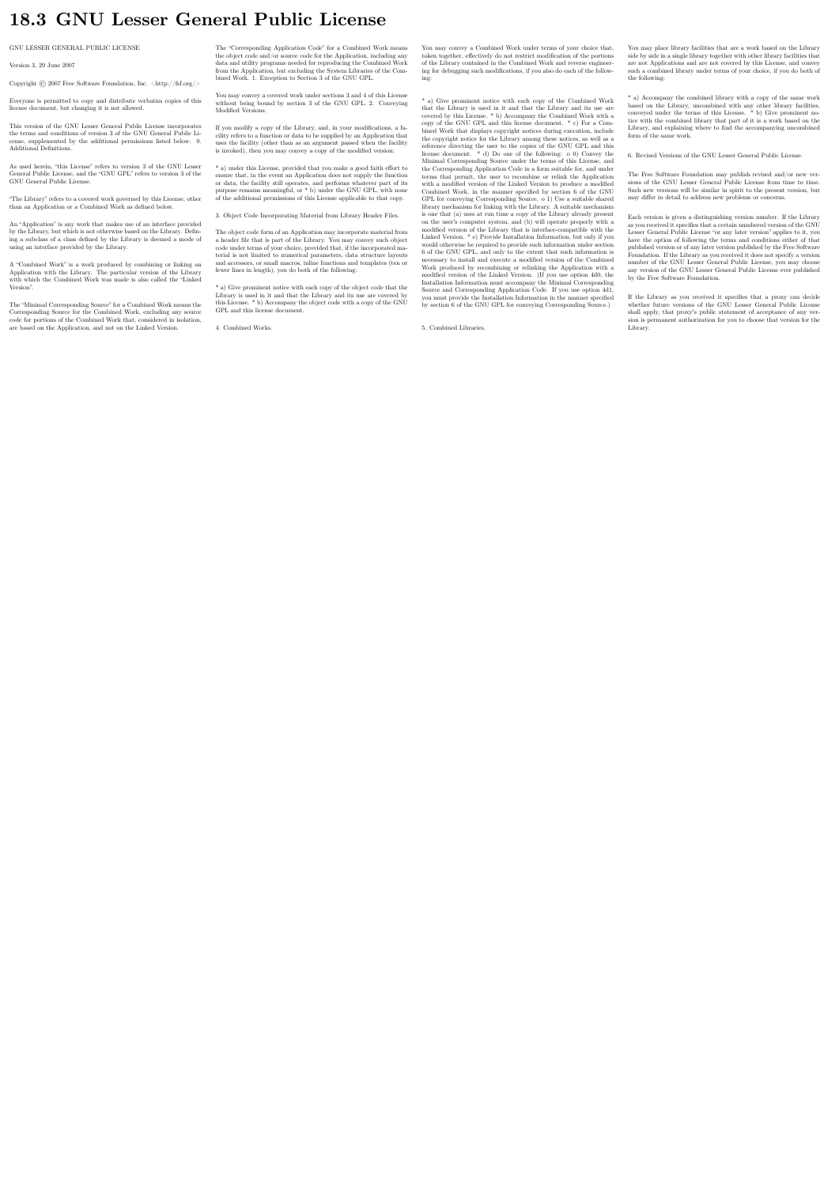## 18.3 GNU Lesser General Public License

GNU LESSER GENERAL PUBLIC LICENSE

Version 3, 29 June 2007

Copyright © 2007 Free Software Foundation, Inc. <http://fsf.org/>

Everyone is permitted to copy and distribute verbatim copies of this license document, but changing it is not allowed.

This version of the GNU Lesser General Public License incorporates the terms and conditions of version 3 of the GNU General Public License, supplemented by the additional permissions listed below. 0. Additional Definitions.

As used herein, "this License" refers to version 3 of the GNU Lesser General Public License, and the "GNU GPL" refers to version 3 of the GNU General Public License.

"The Library" refers to a covered work governed by this License, other than an Application or a Combined Work as defined below.

An "Application" is any work that makes use of an interface provided by the Library, but which is not otherwise based on the Library. Defining a subclass of a class defined by the Library is deemed a mode of using an interface provided by the Library.

A "Combined Work" is a work produced by combining or linking an Application with the Library. The particular version of the Library with which the Combined Work was made is also called the "Linked Version".

The "Minimal Corresponding Source" for a Combined Work means the Corresponding Source for the Combined Work, excluding any source code for portions of the Combined Work that, considered in isolation, are based on the Application, and not on the Linked Version.

The "Corresponding Application Code" for a Combined Work means the object code and/or source code for the Application, including any data and utility programs needed for reproducing the Combined Work from the Application, but excluding the System Libraries of the Combined Work. 1. Exception to Section 3 of the GNU GPL.

You may convey a covered work under sections 3 and 4 of this License without being bound by section 3 of the GNU GPL. 2. Conveying Modified Versions.

If you modify a copy of the Library, and, in your modifications, a facility refers to a function or data to be supplied by an Application that uses the facility (other than as an argument passed when the facility is invoked), then you may convey a copy of the modified version:

* a) under this License, provided that you make a good faith effort to ensure that, in the event an Application does not supply the function or data, the facility still operates, and performs whatever part of its purpose remains meaningful, or * b) under the GNU GPL, with none of the additional permissions of this License applicable to that copy.

3. Object Code Incorporating Material from Library Header Files.

The object code form of an Application may incorporate material from a header file that is part of the Library. You may convey such object code under terms of your choice, provided that, if the incorporated material is not limited to numerical parameters, data structure layouts and accessors, or small macros, inline functions and templates (ten or fewer lines in length), you do both of the following:

* a) Give prominent notice with each copy of the object code that the Library is used in it and that the Library and its use are covered by this License. * b) Accompany the object code with a copy of the GNU GPL and this license document.

4. Combined Works.

You may convey a Combined Work under terms of your choice that, taken together, effectively do not restrict modification of the portions of the Library contained in the Combined Work and reverse engineering for debugging such modifications, if you also do each of the following:

* a) Give prominent notice with each copy of the Combined Work that the Library is used in it and that the Library and its use are covered by this License. * b) Accompany the Combined Work with a copy of the GNU GPL and this license document. * c) For a Combined Work that displays copyright notices during execution, include the copyright notice for the Library among these notices, as well as a reference directing the user to the copies of the GNU GPL and this license document. * d) Do one of the following: o 0) Convey the Minimal Corresponding Source under the terms of this License, and the Corresponding Application Code in a form suitable for, and under terms that permit, the user to recombine or relink the Application with a modified version of the Linked Version to produce a modified Combined Work, in the manner specified by section 6 of the GNU GPL for conveying Corresponding Source. o 1) Use a suitable shared library mechanism for linking with the Library. A suitable mechanism is one that (a) uses at run time a copy of the Library already present on the user's computer system, and (b) will operate properly with a modified version of the Library that is interface-compatible with the Linked Version. * e) Provide Installation Information, but only if you would otherwise be required to provide such information under section 6 of the GNU GPL, and only to the extent that such information is necessary to install and execute a modified version of the Combined Work produced by recombining or relinking the Application with a modified version of the Linked Version. (If you use option 4d0, the Installation Information must accompany the Minimal Corresponding Source and Corresponding Application Code. If you use option 4d1, you must provide the Installation Information in the manner specified by section 6 of the GNU GPL for conveying Corresponding Source.)

5. Combined Libraries.

You may place library facilities that are a work based on the Library side by side in a single library together with other library facilities that are not Applications and are not covered by this License, and convey such a combined library under terms of your choice, if you do both of the following:

* a) Accompany the combined library with a copy of the same work based on the Library, uncombined with any other library facilities, conveyed under the terms of this License. * b) Give prominent notice with the combined library that part of it is a work based on the Library, and explaining where to find the accompanying uncombined form of the same work.

6. Revised Versions of the GNU Lesser General Public License.

The Free Software Foundation may publish revised and/or new versions of the GNU Lesser General Public License from time to time. Such new versions will be similar in spirit to the present version, but may differ in detail to address new problems or concerns.

Each version is given a distinguishing version number. If the Library as you received it specifies that a certain numbered version of the GNU Lesser General Public License "or any later version" applies to it, you have the option of following the terms and conditions either of that published version or of any later version published by the Free Software Foundation. If the Library as you received it does not specify a version number of the GNU Lesser General Public License, you may choose any version of the GNU Lesser General Public License ever published by the Free Software Foundation.

If the Library as you received it specifies that a proxy can decide whether future versions of the GNU Lesser General Public License shall apply, that proxy's public statement of acceptance of any version is permanent authorization for you to choose that version for the Library.